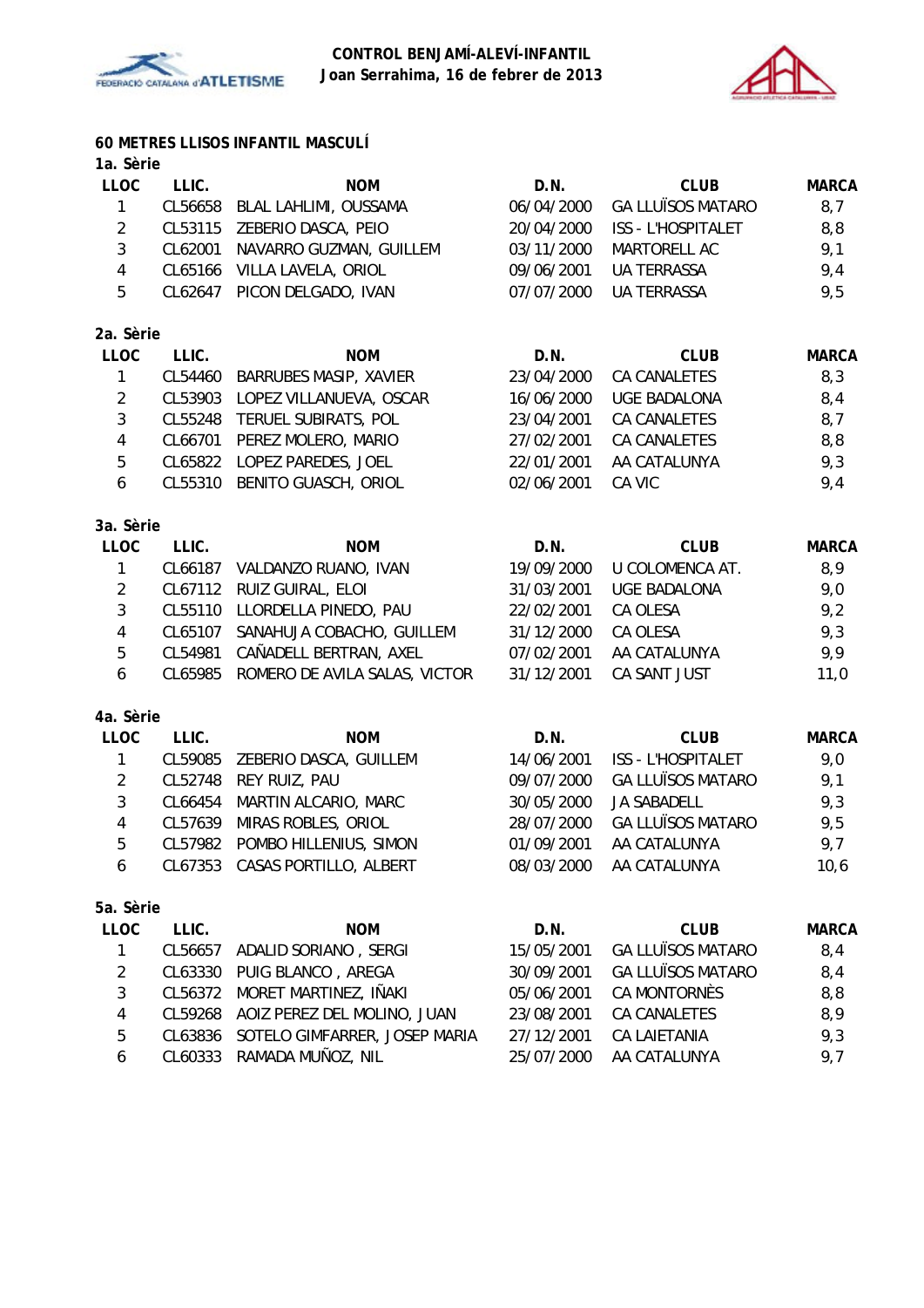**CONTROL BENJAMÍ-ALEVÍ-INFANTIL**
**Joan Serrahima, 16 de febrer de 2013**

## 60 METRES LLISOS INFANTIL MASCULÍ

### 1a. Sèrie

| LLOC | LLIC. | NOM | D.N. | CLUB | MARCA |
|---|---|---|---|---|---|
| 1 | CL56658 | BLAL LAHLIMI, OUSSAMA | 06/04/2000 | GA LLUÏSOS MATARO | 8,7 |
| 2 | CL53115 | ZEBERIO DASCA, PEIO | 20/04/2000 | ISS - L'HOSPITALET | 8,8 |
| 3 | CL62001 | NAVARRO GUZMAN, GUILLEM | 03/11/2000 | MARTORELL AC | 9,1 |
| 4 | CL65166 | VILLA LAVELA, ORIOL | 09/06/2001 | UA TERRASSA | 9,4 |
| 5 | CL62647 | PICON DELGADO, IVAN | 07/07/2000 | UA TERRASSA | 9,5 |

### 2a. Sèrie

| LLOC | LLIC. | NOM | D.N. | CLUB | MARCA |
|---|---|---|---|---|---|
| 1 | CL54460 | BARRUBES MASIP, XAVIER | 23/04/2000 | CA CANALETES | 8,3 |
| 2 | CL53903 | LOPEZ VILLANUEVA, OSCAR | 16/06/2000 | UGE BADALONA | 8,4 |
| 3 | CL55248 | TERUEL SUBIRATS, POL | 23/04/2001 | CA CANALETES | 8,7 |
| 4 | CL66701 | PEREZ MOLERO, MARIO | 27/02/2001 | CA CANALETES | 8,8 |
| 5 | CL65822 | LOPEZ PAREDES, JOEL | 22/01/2001 | AA CATALUNYA | 9,3 |
| 6 | CL55310 | BENITO GUASCH, ORIOL | 02/06/2001 | CA VIC | 9,4 |

### 3a. Sèrie

| LLOC | LLIC. | NOM | D.N. | CLUB | MARCA |
|---|---|---|---|---|---|
| 1 | CL66187 | VALDANZO RUANO, IVAN | 19/09/2000 | U COLOMENCA AT. | 8,9 |
| 2 | CL67112 | RUIZ GUIRAL, ELOI | 31/03/2001 | UGE BADALONA | 9,0 |
| 3 | CL55110 | LLORDELLA PINEDO, PAU | 22/02/2001 | CA OLESA | 9,2 |
| 4 | CL65107 | SANAHUJA COBACHO, GUILLEM | 31/12/2000 | CA OLESA | 9,3 |
| 5 | CL54981 | CAÑADELL BERTRAN, AXEL | 07/02/2001 | AA CATALUNYA | 9,9 |
| 6 | CL65985 | ROMERO DE AVILA SALAS, VICTOR | 31/12/2001 | CA SANT JUST | 11,0 |

### 4a. Sèrie

| LLOC | LLIC. | NOM | D.N. | CLUB | MARCA |
|---|---|---|---|---|---|
| 1 | CL59085 | ZEBERIO DASCA, GUILLEM | 14/06/2001 | ISS - L'HOSPITALET | 9,0 |
| 2 | CL52748 | REY RUIZ, PAU | 09/07/2000 | GA LLUÏSOS MATARO | 9,1 |
| 3 | CL66454 | MARTIN ALCARIO, MARC | 30/05/2000 | JA SABADELL | 9,3 |
| 4 | CL57639 | MIRAS ROBLES, ORIOL | 28/07/2000 | GA LLUÏSOS MATARO | 9,5 |
| 5 | CL57982 | POMBO HILLENIUS, SIMON | 01/09/2001 | AA CATALUNYA | 9,7 |
| 6 | CL67353 | CASAS PORTILLO, ALBERT | 08/03/2000 | AA CATALUNYA | 10,6 |

### 5a. Sèrie

| LLOC | LLIC. | NOM | D.N. | CLUB | MARCA |
|---|---|---|---|---|---|
| 1 | CL56657 | ADALID SORIANO , SERGI | 15/05/2001 | GA LLUÏSOS MATARO | 8,4 |
| 2 | CL63330 | PUIG BLANCO , AREGA | 30/09/2001 | GA LLUÏSOS MATARO | 8,4 |
| 3 | CL56372 | MORET MARTINEZ, IÑAKI | 05/06/2001 | CA MONTORNÈS | 8,8 |
| 4 | CL59268 | AOIZ PEREZ DEL MOLINO, JUAN | 23/08/2001 | CA CANALETES | 8,9 |
| 5 | CL63836 | SOTELO GIMFARRER, JOSEP MARIA | 27/12/2001 | CA LAIETANIA | 9,3 |
| 6 | CL60333 | RAMADA MUÑOZ, NIL | 25/07/2000 | AA CATALUNYA | 9,7 |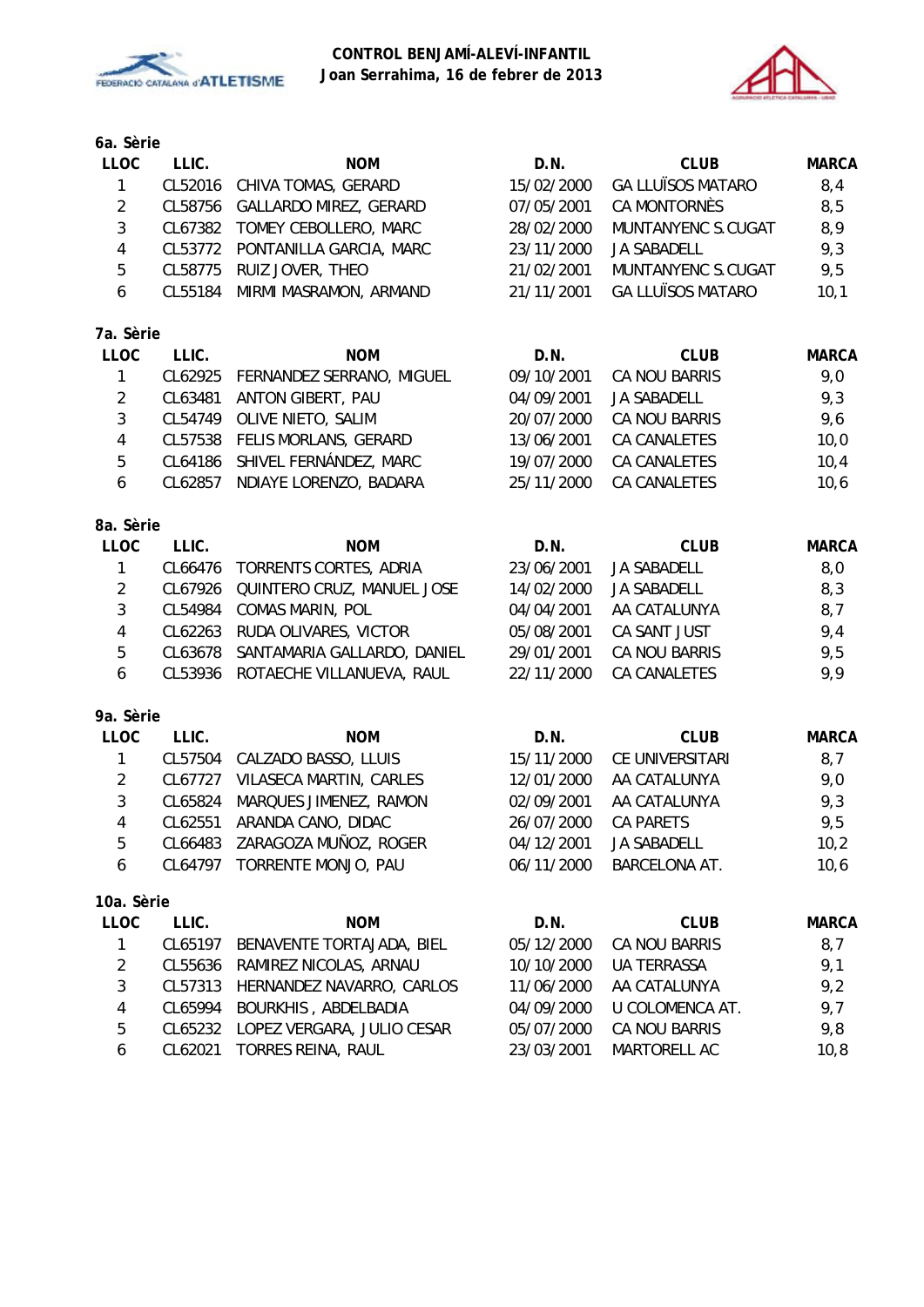**CONTROL BENJAMÍ-ALEVÍ-INFANTIL**
**Joan Serrahima, 16 de febrer de 2013**

**6a. Sèrie**

| LLOC | LLIC. | NOM | D.N. | CLUB | MARCA |
|---|---|---|---|---|---|
| 1 | CL52016 | CHIVA TOMAS, GERARD | 15/02/2000 | GA LLUÏSOS MATARO | 8,4 |
| 2 | CL58756 | GALLARDO MIREZ, GERARD | 07/05/2001 | CA MONTORNÈS | 8,5 |
| 3 | CL67382 | TOMEY CEBOLLERO, MARC | 28/02/2000 | MUNTANYENC S.CUGAT | 8,9 |
| 4 | CL53772 | PONTANILLA GARCIA, MARC | 23/11/2000 | JA SABADELL | 9,3 |
| 5 | CL58775 | RUIZ JOVER, THEO | 21/02/2001 | MUNTANYENC S.CUGAT | 9,5 |
| 6 | CL55184 | MIRMI MASRAMON, ARMAND | 21/11/2001 | GA LLUÏSOS MATARO | 10,1 |

**7a. Sèrie**

| LLOC | LLIC. | NOM | D.N. | CLUB | MARCA |
|---|---|---|---|---|---|
| 1 | CL62925 | FERNANDEZ SERRANO, MIGUEL | 09/10/2001 | CA NOU BARRIS | 9,0 |
| 2 | CL63481 | ANTON GIBERT, PAU | 04/09/2001 | JA SABADELL | 9,3 |
| 3 | CL54749 | OLIVE NIETO, SALIM | 20/07/2000 | CA NOU BARRIS | 9,6 |
| 4 | CL57538 | FELIS MORLANS, GERARD | 13/06/2001 | CA CANALETES | 10,0 |
| 5 | CL64186 | SHIVEL FERNÁNDEZ, MARC | 19/07/2000 | CA CANALETES | 10,4 |
| 6 | CL62857 | NDIAYE LORENZO, BADARA | 25/11/2000 | CA CANALETES | 10,6 |

**8a. Sèrie**

| LLOC | LLIC. | NOM | D.N. | CLUB | MARCA |
|---|---|---|---|---|---|
| 1 | CL66476 | TORRENTS CORTES, ADRIA | 23/06/2001 | JA SABADELL | 8,0 |
| 2 | CL67926 | QUINTERO CRUZ, MANUEL JOSE | 14/02/2000 | JA SABADELL | 8,3 |
| 3 | CL54984 | COMAS MARIN, POL | 04/04/2001 | AA CATALUNYA | 8,7 |
| 4 | CL62263 | RUDA OLIVARES, VICTOR | 05/08/2001 | CA SANT JUST | 9,4 |
| 5 | CL63678 | SANTAMARIA GALLARDO, DANIEL | 29/01/2001 | CA NOU BARRIS | 9,5 |
| 6 | CL53936 | ROTAECHE VILLANUEVA, RAUL | 22/11/2000 | CA CANALETES | 9,9 |

**9a. Sèrie**

| LLOC | LLIC. | NOM | D.N. | CLUB | MARCA |
|---|---|---|---|---|---|
| 1 | CL57504 | CALZADO BASSO, LLUIS | 15/11/2000 | CE UNIVERSITARI | 8,7 |
| 2 | CL67727 | VILASECA MARTIN, CARLES | 12/01/2000 | AA CATALUNYA | 9,0 |
| 3 | CL65824 | MARQUES JIMENEZ, RAMON | 02/09/2001 | AA CATALUNYA | 9,3 |
| 4 | CL62551 | ARANDA CANO, DIDAC | 26/07/2000 | CA PARETS | 9,5 |
| 5 | CL66483 | ZARAGOZA MUÑOZ, ROGER | 04/12/2001 | JA SABADELL | 10,2 |
| 6 | CL64797 | TORRENTE MONJO, PAU | 06/11/2000 | BARCELONA AT. | 10,6 |

**10a. Sèrie**

| LLOC | LLIC. | NOM | D.N. | CLUB | MARCA |
|---|---|---|---|---|---|
| 1 | CL65197 | BENAVENTE TORTAJADA, BIEL | 05/12/2000 | CA NOU BARRIS | 8,7 |
| 2 | CL55636 | RAMIREZ NICOLAS, ARNAU | 10/10/2000 | UA TERRASSA | 9,1 |
| 3 | CL57313 | HERNANDEZ NAVARRO, CARLOS | 11/06/2000 | AA CATALUNYA | 9,2 |
| 4 | CL65994 | BOURKHIS , ABDELBADIA | 04/09/2000 | U COLOMENCA AT. | 9,7 |
| 5 | CL65232 | LOPEZ VERGARA, JULIO CESAR | 05/07/2000 | CA NOU BARRIS | 9,8 |
| 6 | CL62021 | TORRES REINA, RAUL | 23/03/2001 | MARTORELL AC | 10,8 |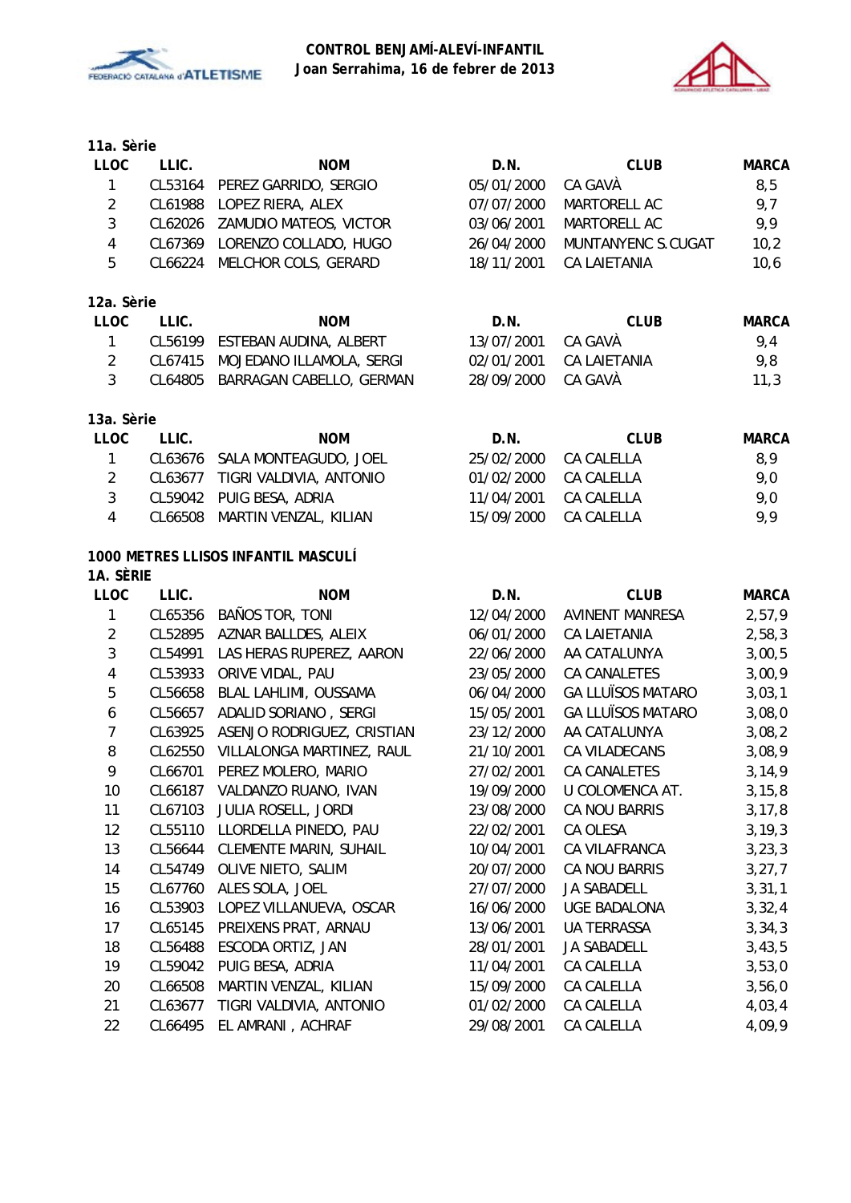**CONTROL BENJAMÍ-ALEVÍ-INFANTIL**
**Joan Serrahima, 16 de febrer de 2013**

### 11a. Sèrie

| LLOC | LLIC. | NOM | D.N. | CLUB | MARCA |
|---|---|---|---|---|---|
| 1 | CL53164 | PEREZ GARRIDO, SERGIO | 05/01/2000 | CA GAVÀ | 8,5 |
| 2 | CL61988 | LOPEZ RIERA, ALEX | 07/07/2000 | MARTORELL AC | 9,7 |
| 3 | CL62026 | ZAMUDIO MATEOS, VICTOR | 03/06/2001 | MARTORELL AC | 9,9 |
| 4 | CL67369 | LORENZO COLLADO, HUGO | 26/04/2000 | MUNTANYENC S.CUGAT | 10,2 |
| 5 | CL66224 | MELCHOR COLS, GERARD | 18/11/2001 | CA LAIETANIA | 10,6 |

### 12a. Sèrie

| LLOC | LLIC. | NOM | D.N. | CLUB | MARCA |
|---|---|---|---|---|---|
| 1 | CL56199 | ESTEBAN AUDINA, ALBERT | 13/07/2001 | CA GAVÀ | 9,4 |
| 2 | CL67415 | MOJEDANO ILLAMOLA, SERGI | 02/01/2001 | CA LAIETANIA | 9,8 |
| 3 | CL64805 | BARRAGAN CABELLO, GERMAN | 28/09/2000 | CA GAVÀ | 11,3 |

### 13a. Sèrie

| LLOC | LLIC. | NOM | D.N. | CLUB | MARCA |
|---|---|---|---|---|---|
| 1 | CL63676 | SALA MONTEAGUDO, JOEL | 25/02/2000 | CA CALELLA | 8,9 |
| 2 | CL63677 | TIGRI VALDIVIA, ANTONIO | 01/02/2000 | CA CALELLA | 9,0 |
| 3 | CL59042 | PUIG BESA, ADRIA | 11/04/2001 | CA CALELLA | 9,0 |
| 4 | CL66508 | MARTIN VENZAL, KILIAN | 15/09/2000 | CA CALELLA | 9,9 |

## 1000 METRES LLISOS INFANTIL MASCULÍ

### 1A. SÈRIE

| LLOC | LLIC. | NOM | D.N. | CLUB | MARCA |
|---|---|---|---|---|---|
| 1 | CL65356 | BAÑOS TOR, TONI | 12/04/2000 | AVINENT MANRESA | 2,57,9 |
| 2 | CL52895 | AZNAR BALLDES, ALEIX | 06/01/2000 | CA LAIETANIA | 2,58,3 |
| 3 | CL54991 | LAS HERAS RUPEREZ, AARON | 22/06/2000 | AA CATALUNYA | 3,00,5 |
| 4 | CL53933 | ORIVE VIDAL, PAU | 23/05/2000 | CA CANALETES | 3,00,9 |
| 5 | CL56658 | BLAL LAHLIMI, OUSSAMA | 06/04/2000 | GA LLUÏSOS MATARO | 3,03,1 |
| 6 | CL56657 | ADALID SORIANO , SERGI | 15/05/2001 | GA LLUÏSOS MATARO | 3,08,0 |
| 7 | CL63925 | ASENJO RODRIGUEZ, CRISTIAN | 23/12/2000 | AA CATALUNYA | 3,08,2 |
| 8 | CL62550 | VILLALONGA MARTINEZ, RAUL | 21/10/2001 | CA VILADECANS | 3,08,9 |
| 9 | CL66701 | PEREZ MOLERO, MARIO | 27/02/2001 | CA CANALETES | 3,14,9 |
| 10 | CL66187 | VALDANZO RUANO, IVAN | 19/09/2000 | U COLOMENCA AT. | 3,15,8 |
| 11 | CL67103 | JULIA ROSELL, JORDI | 23/08/2000 | CA NOU BARRIS | 3,17,8 |
| 12 | CL55110 | LLORDELLA PINEDO, PAU | 22/02/2001 | CA OLESA | 3,19,3 |
| 13 | CL56644 | CLEMENTE MARIN, SUHAIL | 10/04/2001 | CA VILAFRANCA | 3,23,3 |
| 14 | CL54749 | OLIVE NIETO, SALIM | 20/07/2000 | CA NOU BARRIS | 3,27,7 |
| 15 | CL67760 | ALES SOLA, JOEL | 27/07/2000 | JA SABADELL | 3,31,1 |
| 16 | CL53903 | LOPEZ VILLANUEVA, OSCAR | 16/06/2000 | UGE BADALONA | 3,32,4 |
| 17 | CL65145 | PREIXENS PRAT, ARNAU | 13/06/2001 | UA TERRASSA | 3,34,3 |
| 18 | CL56488 | ESCODA ORTIZ, JAN | 28/01/2001 | JA SABADELL | 3,43,5 |
| 19 | CL59042 | PUIG BESA, ADRIA | 11/04/2001 | CA CALELLA | 3,53,0 |
| 20 | CL66508 | MARTIN VENZAL, KILIAN | 15/09/2000 | CA CALELLA | 3,56,0 |
| 21 | CL63677 | TIGRI VALDIVIA, ANTONIO | 01/02/2000 | CA CALELLA | 4,03,4 |
| 22 | CL66495 | EL AMRANI , ACHRAF | 29/08/2001 | CA CALELLA | 4,09,9 |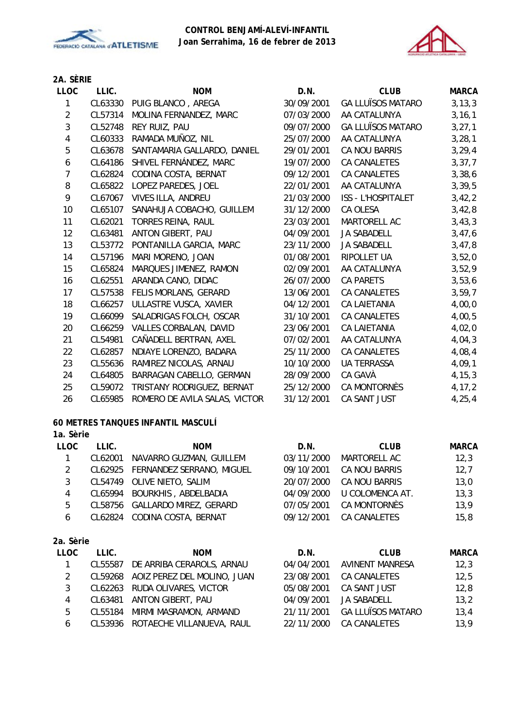**CONTROL BENJAMÍ-ALEVÍ-INFANTIL**
**Joan Serrahima, 16 de febrer de 2013**

**2A. SÈRIE**

| LLOC | LLIC. | NOM | D.N. | CLUB | MARCA |
|---|---|---|---|---|---|
| 1 | CL63330 | PUIG BLANCO , AREGA | 30/09/2001 | GA LLUÏSOS MATARO | 3,13,3 |
| 2 | CL57314 | MOLINA FERNANDEZ, MARC | 07/03/2000 | AA CATALUNYA | 3,16,1 |
| 3 | CL52748 | REY RUIZ, PAU | 09/07/2000 | GA LLUÏSOS MATARO | 3,27,1 |
| 4 | CL60333 | RAMADA MUÑOZ, NIL | 25/07/2000 | AA CATALUNYA | 3,28,1 |
| 5 | CL63678 | SANTAMARIA GALLARDO, DANIEL | 29/01/2001 | CA NOU BARRIS | 3,29,4 |
| 6 | CL64186 | SHIVEL FERNÁNDEZ, MARC | 19/07/2000 | CA CANALETES | 3,37,7 |
| 7 | CL62824 | CODINA COSTA, BERNAT | 09/12/2001 | CA CANALETES | 3,38,6 |
| 8 | CL65822 | LOPEZ PAREDES, JOEL | 22/01/2001 | AA CATALUNYA | 3,39,5 |
| 9 | CL67067 | VIVES ILLA, ANDREU | 21/03/2000 | ISS - L'HOSPITALET | 3,42,2 |
| 10 | CL65107 | SANAHUJA COBACHO, GUILLEM | 31/12/2000 | CA OLESA | 3,42,8 |
| 11 | CL62021 | TORRES REINA, RAUL | 23/03/2001 | MARTORELL AC | 3,43,3 |
| 12 | CL63481 | ANTON GIBERT, PAU | 04/09/2001 | JA SABADELL | 3,47,6 |
| 13 | CL53772 | PONTANILLA GARCIA, MARC | 23/11/2000 | JA SABADELL | 3,47,8 |
| 14 | CL57196 | MARI MORENO, JOAN | 01/08/2001 | RIPOLLET UA | 3,52,0 |
| 15 | CL65824 | MARQUES JIMENEZ, RAMON | 02/09/2001 | AA CATALUNYA | 3,52,9 |
| 16 | CL62551 | ARANDA CANO, DIDAC | 26/07/2000 | CA PARETS | 3,53,6 |
| 17 | CL57538 | FELIS MORLANS, GERARD | 13/06/2001 | CA CANALETES | 3,59,7 |
| 18 | CL66257 | ULLASTRE VUSCA, XAVIER | 04/12/2001 | CA LAIETANIA | 4,00,0 |
| 19 | CL66099 | SALADRIGAS FOLCH, OSCAR | 31/10/2001 | CA CANALETES | 4,00,5 |
| 20 | CL66259 | VALLES CORBALAN, DAVID | 23/06/2001 | CA LAIETANIA | 4,02,0 |
| 21 | CL54981 | CAÑADELL BERTRAN, AXEL | 07/02/2001 | AA CATALUNYA | 4,04,3 |
| 22 | CL62857 | NDIAYE LORENZO, BADARA | 25/11/2000 | CA CANALETES | 4,08,4 |
| 23 | CL55636 | RAMIREZ NICOLAS, ARNAU | 10/10/2000 | UA TERRASSA | 4,09,1 |
| 24 | CL64805 | BARRAGAN CABELLO, GERMAN | 28/09/2000 | CA GAVÀ | 4,15,3 |
| 25 | CL59072 | TRISTANY RODRIGUEZ, BERNAT | 25/12/2000 | CA MONTORNÈS | 4,17,2 |
| 26 | CL65985 | ROMERO DE AVILA SALAS, VICTOR | 31/12/2001 | CA SANT JUST | 4,25,4 |

**60 METRES TANQUES INFANTIL MASCULÍ**

**1a. Sèrie**

| LLOC | LLIC. | NOM | D.N. | CLUB | MARCA |
|---|---|---|---|---|---|
| 1 | CL62001 | NAVARRO GUZMAN, GUILLEM | 03/11/2000 | MARTORELL AC | 12,3 |
| 2 | CL62925 | FERNANDEZ SERRANO, MIGUEL | 09/10/2001 | CA NOU BARRIS | 12,7 |
| 3 | CL54749 | OLIVE NIETO, SALIM | 20/07/2000 | CA NOU BARRIS | 13,0 |
| 4 | CL65994 | BOURKHIS , ABDELBADIA | 04/09/2000 | U COLOMENCA AT. | 13,3 |
| 5 | CL58756 | GALLARDO MIREZ, GERARD | 07/05/2001 | CA MONTORNÈS | 13,9 |
| 6 | CL62824 | CODINA COSTA, BERNAT | 09/12/2001 | CA CANALETES | 15,8 |

**2a. Sèrie**

| LLOC | LLIC. | NOM | D.N. | CLUB | MARCA |
|---|---|---|---|---|---|
| 1 | CL55587 | DE ARRIBA CERAROLS, ARNAU | 04/04/2001 | AVINENT MANRESA | 12,3 |
| 2 | CL59268 | AOIZ PEREZ DEL MOLINO, JUAN | 23/08/2001 | CA CANALETES | 12,5 |
| 3 | CL62263 | RUDA OLIVARES, VICTOR | 05/08/2001 | CA SANT JUST | 12,8 |
| 4 | CL63481 | ANTON GIBERT, PAU | 04/09/2001 | JA SABADELL | 13,2 |
| 5 | CL55184 | MIRMI MASRAMON, ARMAND | 21/11/2001 | GA LLUÏSOS MATARO | 13,4 |
| 6 | CL53936 | ROTAECHE VILLANUEVA, RAUL | 22/11/2000 | CA CANALETES | 13,9 |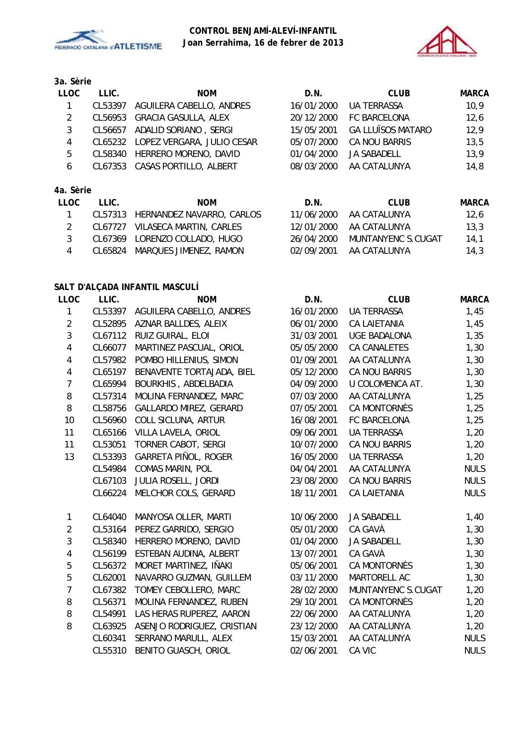**CONTROL BENJAMÍ-ALEVÍ-INFANTIL**
**Joan Serrahima, 16 de febrer de 2013**

### 3a. Sèrie

| LLOC | LLIC. | NOM | D.N. | CLUB | MARCA |
|---|---|---|---|---|---|
| 1 | CL53397 | AGUILERA CABELLO, ANDRES | 16/01/2000 | UA TERRASSA | 10,9 |
| 2 | CL56953 | GRACIA GASULLA, ALEX | 20/12/2000 | FC BARCELONA | 12,6 |
| 3 | CL56657 | ADALID SORIANO , SERGI | 15/05/2001 | GA LLUÏSOS MATARO | 12,9 |
| 4 | CL65232 | LOPEZ VERGARA, JULIO CESAR | 05/07/2000 | CA NOU BARRIS | 13,5 |
| 5 | CL58340 | HERRERO MORENO, DAVID | 01/04/2000 | JA SABADELL | 13,9 |
| 6 | CL67353 | CASAS PORTILLO, ALBERT | 08/03/2000 | AA CATALUNYA | 14,8 |

### 4a. Sèrie

| LLOC | LLIC. | NOM | D.N. | CLUB | MARCA |
|---|---|---|---|---|---|
| 1 | CL57313 | HERNANDEZ NAVARRO, CARLOS | 11/06/2000 | AA CATALUNYA | 12,6 |
| 2 | CL67727 | VILASECA MARTIN, CARLES | 12/01/2000 | AA CATALUNYA | 13,3 |
| 3 | CL67369 | LORENZO COLLADO, HUGO | 26/04/2000 | MUNTANYENC S.CUGAT | 14,1 |
| 4 | CL65824 | MARQUES JIMENEZ, RAMON | 02/09/2001 | AA CATALUNYA | 14,3 |

## SALT D'ALÇADA INFANTIL MASCULÍ

| LLOC | LLIC. | NOM | D.N. | CLUB | MARCA |
|---|---|---|---|---|---|
| 1 | CL53397 | AGUILERA CABELLO, ANDRES | 16/01/2000 | UA TERRASSA | 1,45 |
| 2 | CL52895 | AZNAR BALLDES, ALEIX | 06/01/2000 | CA LAIETANIA | 1,45 |
| 3 | CL67112 | RUIZ GUIRAL, ELOI | 31/03/2001 | UGE BADALONA | 1,35 |
| 4 | CL66077 | MARTINEZ PASCUAL, ORIOL | 05/05/2000 | CA CANALETES | 1,30 |
| 4 | CL57982 | POMBO HILLENIUS, SIMON | 01/09/2001 | AA CATALUNYA | 1,30 |
| 4 | CL65197 | BENAVENTE TORTAJADA, BIEL | 05/12/2000 | CA NOU BARRIS | 1,30 |
| 7 | CL65994 | BOURKHIS , ABDELBADIA | 04/09/2000 | U COLOMENCA AT. | 1,30 |
| 8 | CL57314 | MOLINA FERNANDEZ, MARC | 07/03/2000 | AA CATALUNYA | 1,25 |
| 8 | CL58756 | GALLARDO MIREZ, GERARD | 07/05/2001 | CA MONTORNÈS | 1,25 |
| 10 | CL56960 | COLL SICLUNA, ARTUR | 16/08/2001 | FC BARCELONA | 1,25 |
| 11 | CL65166 | VILLA LAVELA, ORIOL | 09/06/2001 | UA TERRASSA | 1,20 |
| 11 | CL53051 | TORNER CABOT, SERGI | 10/07/2000 | CA NOU BARRIS | 1,20 |
| 13 | CL53393 | GARRETA PIÑOL, ROGER | 16/05/2000 | UA TERRASSA | 1,20 |
| | CL54984 | COMAS MARIN, POL | 04/04/2001 | AA CATALUNYA | NULS |
| | CL67103 | JULIA ROSELL, JORDI | 23/08/2000 | CA NOU BARRIS | NULS |
| | CL66224 | MELCHOR COLS, GERARD | 18/11/2001 | CA LAIETANIA | NULS |

| LLOC | LLIC. | NOM | D.N. | CLUB | MARCA |
|---|---|---|---|---|---|
| 1 | CL64040 | MANYOSA OLLER, MARTI | 10/06/2000 | JA SABADELL | 1,40 |
| 2 | CL53164 | PEREZ GARRIDO, SERGIO | 05/01/2000 | CA GAVÀ | 1,30 |
| 3 | CL58340 | HERRERO MORENO, DAVID | 01/04/2000 | JA SABADELL | 1,30 |
| 4 | CL56199 | ESTEBAN AUDINA, ALBERT | 13/07/2001 | CA GAVÀ | 1,30 |
| 5 | CL56372 | MORET MARTINEZ, IÑAKI | 05/06/2001 | CA MONTORNÈS | 1,30 |
| 5 | CL62001 | NAVARRO GUZMAN, GUILLEM | 03/11/2000 | MARTORELL AC | 1,30 |
| 7 | CL67382 | TOMEY CEBOLLERO, MARC | 28/02/2000 | MUNTANYENC S.CUGAT | 1,20 |
| 8 | CL56371 | MOLINA FERNANDEZ, RUBEN | 29/10/2001 | CA MONTORNÈS | 1,20 |
| 8 | CL54991 | LAS HERAS RUPEREZ, AARON | 22/06/2000 | AA CATALUNYA | 1,20 |
| 8 | CL63925 | ASENJO RODRIGUEZ, CRISTIAN | 23/12/2000 | AA CATALUNYA | 1,20 |
| | CL60341 | SERRANO MARULL, ALEX | 15/03/2001 | AA CATALUNYA | NULS |
| | CL55310 | BENITO GUASCH, ORIOL | 02/06/2001 | CA VIC | NULS |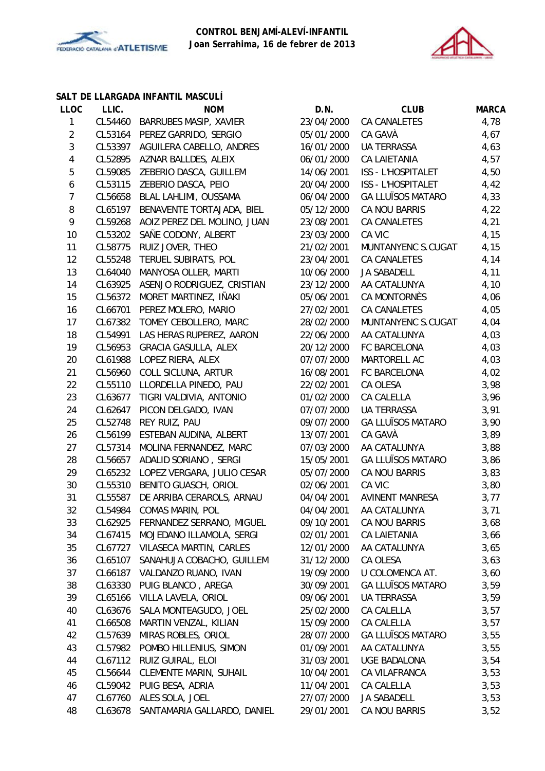**CONTROL BENJAMÍ-ALEVÍ-INFANTIL**
**Joan Serrahima, 16 de febrer de 2013**

## SALT DE LLARGADA INFANTIL MASCULÍ

| LLOC | LLIC. | NOM | D.N. | CLUB | MARCA |
|---|---|---|---|---|---|
| 1 | CL54460 | BARRUBES MASIP, XAVIER | 23/04/2000 | CA CANALETES | 4,78 |
| 2 | CL53164 | PEREZ GARRIDO, SERGIO | 05/01/2000 | CA GAVÀ | 4,67 |
| 3 | CL53397 | AGUILERA CABELLO, ANDRES | 16/01/2000 | UA TERRASSA | 4,63 |
| 4 | CL52895 | AZNAR BALLDES, ALEIX | 06/01/2000 | CA LAIETANIA | 4,57 |
| 5 | CL59085 | ZEBERIO DASCA, GUILLEM | 14/06/2001 | ISS - L'HOSPITALET | 4,50 |
| 6 | CL53115 | ZEBERIO DASCA, PEIO | 20/04/2000 | ISS - L'HOSPITALET | 4,42 |
| 7 | CL56658 | BLAL LAHLIMI, OUSSAMA | 06/04/2000 | GA LLUÏSOS MATARO | 4,33 |
| 8 | CL65197 | BENAVENTE TORTAJADA, BIEL | 05/12/2000 | CA NOU BARRIS | 4,22 |
| 9 | CL59268 | AOIZ PEREZ DEL MOLINO, JUAN | 23/08/2001 | CA CANALETES | 4,21 |
| 10 | CL53202 | SAÑE CODONY, ALBERT | 23/03/2000 | CA VIC | 4,15 |
| 11 | CL58775 | RUIZ JOVER, THEO | 21/02/2001 | MUNTANYENC S.CUGAT | 4,15 |
| 12 | CL55248 | TERUEL SUBIRATS, POL | 23/04/2001 | CA CANALETES | 4,14 |
| 13 | CL64040 | MANYOSA OLLER, MARTI | 10/06/2000 | JA SABADELL | 4,11 |
| 14 | CL63925 | ASENJO RODRIGUEZ, CRISTIAN | 23/12/2000 | AA CATALUNYA | 4,10 |
| 15 | CL56372 | MORET MARTINEZ, IÑAKI | 05/06/2001 | CA MONTORNÈS | 4,06 |
| 16 | CL66701 | PEREZ MOLERO, MARIO | 27/02/2001 | CA CANALETES | 4,05 |
| 17 | CL67382 | TOMEY CEBOLLERO, MARC | 28/02/2000 | MUNTANYENC S.CUGAT | 4,04 |
| 18 | CL54991 | LAS HERAS RUPEREZ, AARON | 22/06/2000 | AA CATALUNYA | 4,03 |
| 19 | CL56953 | GRACIA GASULLA, ALEX | 20/12/2000 | FC BARCELONA | 4,03 |
| 20 | CL61988 | LOPEZ RIERA, ALEX | 07/07/2000 | MARTORELL AC | 4,03 |
| 21 | CL56960 | COLL SICLUNA, ARTUR | 16/08/2001 | FC BARCELONA | 4,02 |
| 22 | CL55110 | LLORDELLA PINEDO, PAU | 22/02/2001 | CA OLESA | 3,98 |
| 23 | CL63677 | TIGRI VALDIVIA, ANTONIO | 01/02/2000 | CA CALELLA | 3,96 |
| 24 | CL62647 | PICON DELGADO, IVAN | 07/07/2000 | UA TERRASSA | 3,91 |
| 25 | CL52748 | REY RUIZ, PAU | 09/07/2000 | GA LLUÏSOS MATARO | 3,90 |
| 26 | CL56199 | ESTEBAN AUDINA, ALBERT | 13/07/2001 | CA GAVÀ | 3,89 |
| 27 | CL57314 | MOLINA FERNANDEZ, MARC | 07/03/2000 | AA CATALUNYA | 3,88 |
| 28 | CL56657 | ADALID SORIANO , SERGI | 15/05/2001 | GA LLUÏSOS MATARO | 3,86 |
| 29 | CL65232 | LOPEZ VERGARA, JULIO CESAR | 05/07/2000 | CA NOU BARRIS | 3,83 |
| 30 | CL55310 | BENITO GUASCH, ORIOL | 02/06/2001 | CA VIC | 3,80 |
| 31 | CL55587 | DE ARRIBA CERAROLS, ARNAU | 04/04/2001 | AVINENT MANRESA | 3,77 |
| 32 | CL54984 | COMAS MARIN, POL | 04/04/2001 | AA CATALUNYA | 3,71 |
| 33 | CL62925 | FERNANDEZ SERRANO, MIGUEL | 09/10/2001 | CA NOU BARRIS | 3,68 |
| 34 | CL67415 | MOJEDANO ILLAMOLA, SERGI | 02/01/2001 | CA LAIETANIA | 3,66 |
| 35 | CL67727 | VILASECA MARTIN, CARLES | 12/01/2000 | AA CATALUNYA | 3,65 |
| 36 | CL65107 | SANAHUJA COBACHO, GUILLEM | 31/12/2000 | CA OLESA | 3,63 |
| 37 | CL66187 | VALDANZO RUANO, IVAN | 19/09/2000 | U COLOMENCA AT. | 3,60 |
| 38 | CL63330 | PUIG BLANCO , AREGA | 30/09/2001 | GA LLUÏSOS MATARO | 3,59 |
| 39 | CL65166 | VILLA LAVELA, ORIOL | 09/06/2001 | UA TERRASSA | 3,59 |
| 40 | CL63676 | SALA MONTEAGUDO, JOEL | 25/02/2000 | CA CALELLA | 3,57 |
| 41 | CL66508 | MARTIN VENZAL, KILIAN | 15/09/2000 | CA CALELLA | 3,57 |
| 42 | CL57639 | MIRAS ROBLES, ORIOL | 28/07/2000 | GA LLUÏSOS MATARO | 3,55 |
| 43 | CL57982 | POMBO HILLENIUS, SIMON | 01/09/2001 | AA CATALUNYA | 3,55 |
| 44 | CL67112 | RUIZ GUIRAL, ELOI | 31/03/2001 | UGE BADALONA | 3,54 |
| 45 | CL56644 | CLEMENTE MARIN, SUHAIL | 10/04/2001 | CA VILAFRANCA | 3,53 |
| 46 | CL59042 | PUIG BESA, ADRIA | 11/04/2001 | CA CALELLA | 3,53 |
| 47 | CL67760 | ALES SOLA, JOEL | 27/07/2000 | JA SABADELL | 3,53 |
| 48 | CL63678 | SANTAMARIA GALLARDO, DANIEL | 29/01/2001 | CA NOU BARRIS | 3,52 |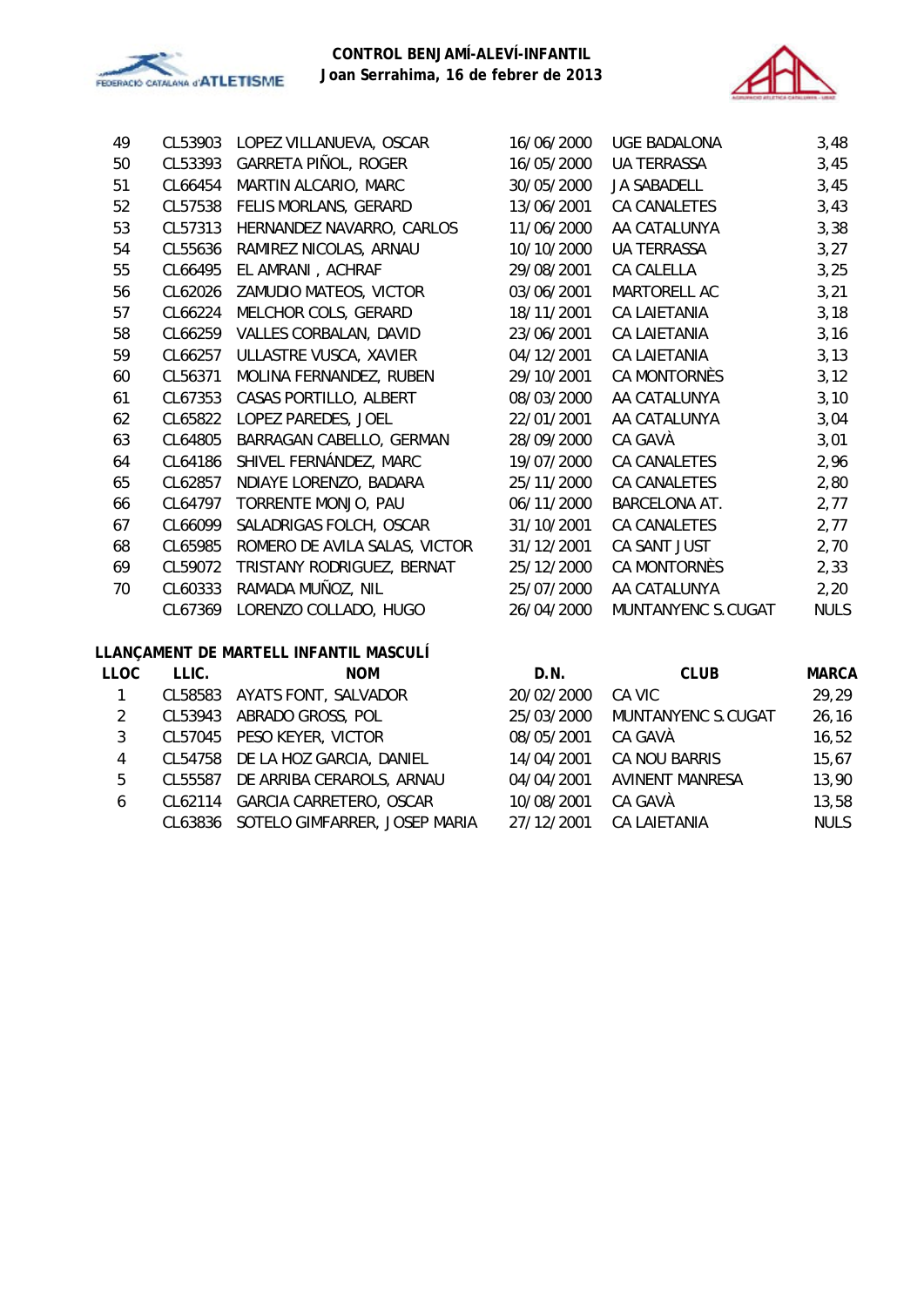| | | | | | |
|---|---|---|---|---|---|
| 49 | CL53903 | LOPEZ VILLANUEVA, OSCAR | 16/06/2000 | UGE BADALONA | 3,48 |
| 50 | CL53393 | GARRETA PIÑOL, ROGER | 16/05/2000 | UA TERRASSA | 3,45 |
| 51 | CL66454 | MARTIN ALCARIO, MARC | 30/05/2000 | JA SABADELL | 3,45 |
| 52 | CL57538 | FELIS MORLANS, GERARD | 13/06/2001 | CA CANALETES | 3,43 |
| 53 | CL57313 | HERNANDEZ NAVARRO, CARLOS | 11/06/2000 | AA CATALUNYA | 3,38 |
| 54 | CL55636 | RAMIREZ NICOLAS, ARNAU | 10/10/2000 | UA TERRASSA | 3,27 |
| 55 | CL66495 | EL AMRANI , ACHRAF | 29/08/2001 | CA CALELLA | 3,25 |
| 56 | CL62026 | ZAMUDIO MATEOS, VICTOR | 03/06/2001 | MARTORELL AC | 3,21 |
| 57 | CL66224 | MELCHOR COLS, GERARD | 18/11/2001 | CA LAIETANIA | 3,18 |
| 58 | CL66259 | VALLES CORBALAN, DAVID | 23/06/2001 | CA LAIETANIA | 3,16 |
| 59 | CL66257 | ULLASTRE VUSCA, XAVIER | 04/12/2001 | CA LAIETANIA | 3,13 |
| 60 | CL56371 | MOLINA FERNANDEZ, RUBEN | 29/10/2001 | CA MONTORNÈS | 3,12 |
| 61 | CL67353 | CASAS PORTILLO, ALBERT | 08/03/2000 | AA CATALUNYA | 3,10 |
| 62 | CL65822 | LOPEZ PAREDES, JOEL | 22/01/2001 | AA CATALUNYA | 3,04 |
| 63 | CL64805 | BARRAGAN CABELLO, GERMAN | 28/09/2000 | CA GAVÀ | 3,01 |
| 64 | CL64186 | SHIVEL FERNÁNDEZ, MARC | 19/07/2000 | CA CANALETES | 2,96 |
| 65 | CL62857 | NDIAYE LORENZO, BADARA | 25/11/2000 | CA CANALETES | 2,80 |
| 66 | CL64797 | TORRENTE MONJO, PAU | 06/11/2000 | BARCELONA AT. | 2,77 |
| 67 | CL66099 | SALADRIGAS FOLCH, OSCAR | 31/10/2001 | CA CANALETES | 2,77 |
| 68 | CL65985 | ROMERO DE AVILA SALAS, VICTOR | 31/12/2001 | CA SANT JUST | 2,70 |
| 69 | CL59072 | TRISTANY RODRIGUEZ, BERNAT | 25/12/2000 | CA MONTORNÈS | 2,33 |
| 70 | CL60333 | RAMADA MUÑOZ, NIL | 25/07/2000 | AA CATALUNYA | 2,20 |
| | CL67369 | LORENZO COLLADO, HUGO | 26/04/2000 | MUNTANYENC S.CUGAT | NULS |

**LLANÇAMENT DE MARTELL INFANTIL MASCULÍ**

| LLOC | LLIC. | NOM | D.N. | CLUB | MARCA |
|---|---|---|---|---|---|
| 1 | CL58583 | AYATS FONT, SALVADOR | 20/02/2000 | CA VIC | 29,29 |
| 2 | CL53943 | ABRADO GROSS, POL | 25/03/2000 | MUNTANYENC S.CUGAT | 26,16 |
| 3 | CL57045 | PESO KEYER, VICTOR | 08/05/2001 | CA GAVÀ | 16,52 |
| 4 | CL54758 | DE LA HOZ GARCIA, DANIEL | 14/04/2001 | CA NOU BARRIS | 15,67 |
| 5 | CL55587 | DE ARRIBA CERAROLS, ARNAU | 04/04/2001 | AVINENT MANRESA | 13,90 |
| 6 | CL62114 | GARCIA CARRETERO, OSCAR | 10/08/2001 | CA GAVÀ | 13,58 |
| | CL63836 | SOTELO GIMFARRER, JOSEP MARIA | 27/12/2001 | CA LAIETANIA | NULS |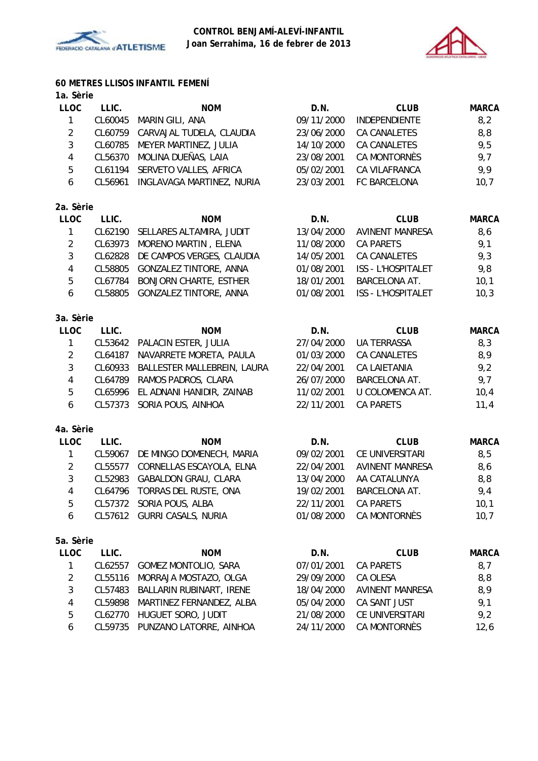**CONTROL BENJAMÍ-ALEVÍ-INFANTIL**
**Joan Serrahima, 16 de febrer de 2013**

## 60 METRES LLISOS INFANTIL FEMENÍ

### 1a. Sèrie

| LLOC | LLIC. | NOM | D.N. | CLUB | MARCA |
|---|---|---|---|---|---|
| 1 | CL60045 | MARIN GILI, ANA | 09/11/2000 | INDEPENDIENTE | 8,2 |
| 2 | CL60759 | CARVAJAL TUDELA, CLAUDIA | 23/06/2000 | CA CANALETES | 8,8 |
| 3 | CL60785 | MEYER MARTINEZ, JULIA | 14/10/2000 | CA CANALETES | 9,5 |
| 4 | CL56370 | MOLINA DUEÑAS, LAIA | 23/08/2001 | CA MONTORNÈS | 9,7 |
| 5 | CL61194 | SERVETO VALLES, AFRICA | 05/02/2001 | CA VILAFRANCA | 9,9 |
| 6 | CL56961 | INGLAVAGA MARTINEZ, NURIA | 23/03/2001 | FC BARCELONA | 10,7 |

### 2a. Sèrie

| LLOC | LLIC. | NOM | D.N. | CLUB | MARCA |
|---|---|---|---|---|---|
| 1 | CL62190 | SELLARES ALTAMIRA, JUDIT | 13/04/2000 | AVINENT MANRESA | 8,6 |
| 2 | CL63973 | MORENO MARTIN , ELENA | 11/08/2000 | CA PARETS | 9,1 |
| 3 | CL62828 | DE CAMPOS VERGES, CLAUDIA | 14/05/2001 | CA CANALETES | 9,3 |
| 4 | CL58805 | GONZALEZ TINTORE, ANNA | 01/08/2001 | ISS - L'HOSPITALET | 9,8 |
| 5 | CL67784 | BONJORN CHARTE, ESTHER | 18/01/2001 | BARCELONA AT. | 10,1 |
| 6 | CL58805 | GONZALEZ TINTORE, ANNA | 01/08/2001 | ISS - L'HOSPITALET | 10,3 |

### 3a. Sèrie

| LLOC | LLIC. | NOM | D.N. | CLUB | MARCA |
|---|---|---|---|---|---|
| 1 | CL53642 | PALACIN ESTER, JULIA | 27/04/2000 | UA TERRASSA | 8,3 |
| 2 | CL64187 | NAVARRETE MORETA, PAULA | 01/03/2000 | CA CANALETES | 8,9 |
| 3 | CL60933 | BALLESTER MALLEBREIN, LAURA | 22/04/2001 | CA LAIETANIA | 9,2 |
| 4 | CL64789 | RAMOS PADROS, CLARA | 26/07/2000 | BARCELONA AT. | 9,7 |
| 5 | CL65996 | EL ADNANI HANIDIR, ZAINAB | 11/02/2001 | U COLOMENCA AT. | 10,4 |
| 6 | CL57373 | SORIA POUS, AINHOA | 22/11/2001 | CA PARETS | 11,4 |

### 4a. Sèrie

| LLOC | LLIC. | NOM | D.N. | CLUB | MARCA |
|---|---|---|---|---|---|
| 1 | CL59067 | DE MINGO DOMENECH, MARIA | 09/02/2001 | CE UNIVERSITARI | 8,5 |
| 2 | CL55577 | CORNELLAS ESCAYOLA, ELNA | 22/04/2001 | AVINENT MANRESA | 8,6 |
| 3 | CL52983 | GABALDON GRAU, CLARA | 13/04/2000 | AA CATALUNYA | 8,8 |
| 4 | CL64796 | TORRAS DEL RUSTE, ONA | 19/02/2001 | BARCELONA AT. | 9,4 |
| 5 | CL57372 | SORIA POUS, ALBA | 22/11/2001 | CA PARETS | 10,1 |
| 6 | CL57612 | GURRI CASALS, NURIA | 01/08/2000 | CA MONTORNÈS | 10,7 |

### 5a. Sèrie

| LLOC | LLIC. | NOM | D.N. | CLUB | MARCA |
|---|---|---|---|---|---|
| 1 | CL62557 | GOMEZ MONTOLIO, SARA | 07/01/2001 | CA PARETS | 8,7 |
| 2 | CL55116 | MORRAJA MOSTAZO, OLGA | 29/09/2000 | CA OLESA | 8,8 |
| 3 | CL57483 | BALLARIN RUBINART, IRENE | 18/04/2000 | AVINENT MANRESA | 8,9 |
| 4 | CL59898 | MARTINEZ FERNANDEZ, ALBA | 05/04/2000 | CA SANT JUST | 9,1 |
| 5 | CL62770 | HUGUET SORO, JUDIT | 21/08/2000 | CE UNIVERSITARI | 9,2 |
| 6 | CL59735 | PUNZANO LATORRE, AINHOA | 24/11/2000 | CA MONTORNÈS | 12,6 |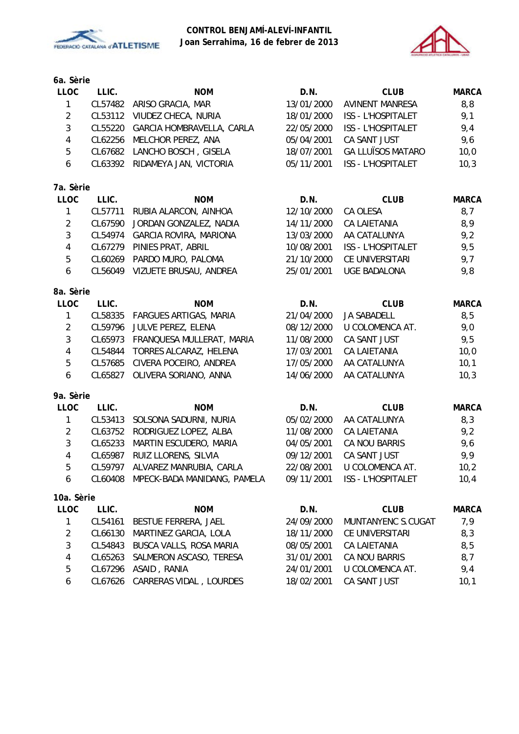**CONTROL BENJAMÍ-ALEVÍ-INFANTIL**
**Joan Serrahima, 16 de febrer de 2013**

### 6a. Sèrie

| LLOC | LLIC. | NOM | D.N. | CLUB | MARCA |
|---|---|---|---|---|---|
| 1 | CL57482 | ARISO GRACIA, MAR | 13/01/2000 | AVINENT MANRESA | 8,8 |
| 2 | CL53112 | VIUDEZ CHECA, NURIA | 18/01/2000 | ISS - L'HOSPITALET | 9,1 |
| 3 | CL55220 | GARCIA HOMBRAVELLA, CARLA | 22/05/2000 | ISS - L'HOSPITALET | 9,4 |
| 4 | CL62256 | MELCHOR PEREZ, ANA | 05/04/2001 | CA SANT JUST | 9,6 |
| 5 | CL67682 | LANCHO BOSCH , GISELA | 18/07/2001 | GA LLUÏSOS MATARO | 10,0 |
| 6 | CL63392 | RIDAMEYA JAN, VICTORIA | 05/11/2001 | ISS - L'HOSPITALET | 10,3 |

### 7a. Sèrie

| LLOC | LLIC. | NOM | D.N. | CLUB | MARCA |
|---|---|---|---|---|---|
| 1 | CL57711 | RUBIA ALARCON, AINHOA | 12/10/2000 | CA OLESA | 8,7 |
| 2 | CL67590 | JORDAN GONZALEZ, NADIA | 14/11/2000 | CA LAIETANIA | 8,9 |
| 3 | CL54974 | GARCIA ROVIRA, MARIONA | 13/03/2000 | AA CATALUNYA | 9,2 |
| 4 | CL67279 | PINIES PRAT, ABRIL | 10/08/2001 | ISS - L'HOSPITALET | 9,5 |
| 5 | CL60269 | PARDO MURO, PALOMA | 21/10/2000 | CE UNIVERSITARI | 9,7 |
| 6 | CL56049 | VIZUETE BRUSAU, ANDREA | 25/01/2001 | UGE BADALONA | 9,8 |

### 8a. Sèrie

| LLOC | LLIC. | NOM | D.N. | CLUB | MARCA |
|---|---|---|---|---|---|
| 1 | CL58335 | FARGUES ARTIGAS, MARIA | 21/04/2000 | JA SABADELL | 8,5 |
| 2 | CL59796 | JULVE PEREZ, ELENA | 08/12/2000 | U COLOMENCA AT. | 9,0 |
| 3 | CL65973 | FRANQUESA MULLERAT, MARIA | 11/08/2000 | CA SANT JUST | 9,5 |
| 4 | CL54844 | TORRES ALCARAZ, HELENA | 17/03/2001 | CA LAIETANIA | 10,0 |
| 5 | CL57685 | CIVERA POCEIRO, ANDREA | 17/05/2000 | AA CATALUNYA | 10,1 |
| 6 | CL65827 | OLIVERA SORIANO, ANNA | 14/06/2000 | AA CATALUNYA | 10,3 |

### 9a. Sèrie

| LLOC | LLIC. | NOM | D.N. | CLUB | MARCA |
|---|---|---|---|---|---|
| 1 | CL53413 | SOLSONA SADURNI, NURIA | 05/02/2000 | AA CATALUNYA | 8,3 |
| 2 | CL63752 | RODRIGUEZ LOPEZ, ALBA | 11/08/2000 | CA LAIETANIA | 9,2 |
| 3 | CL65233 | MARTIN ESCUDERO, MARIA | 04/05/2001 | CA NOU BARRIS | 9,6 |
| 4 | CL65987 | RUIZ LLORENS, SILVIA | 09/12/2001 | CA SANT JUST | 9,9 |
| 5 | CL59797 | ALVAREZ MANRUBIA, CARLA | 22/08/2001 | U COLOMENCA AT. | 10,2 |
| 6 | CL60408 | MPECK-BADA MANIDANG, PAMELA | 09/11/2001 | ISS - L'HOSPITALET | 10,4 |

### 10a. Sèrie

| LLOC | LLIC. | NOM | D.N. | CLUB | MARCA |
|---|---|---|---|---|---|
| 1 | CL54161 | BESTUE FERRERA, JAEL | 24/09/2000 | MUNTANYENC S.CUGAT | 7,9 |
| 2 | CL66130 | MARTINEZ GARCIA, LOLA | 18/11/2000 | CE UNIVERSITARI | 8,3 |
| 3 | CL54843 | BUSCA VALLS, ROSA MARIA | 08/05/2001 | CA LAIETANIA | 8,5 |
| 4 | CL65263 | SALMERON ASCASO, TERESA | 31/01/2001 | CA NOU BARRIS | 8,7 |
| 5 | CL67296 | ASAID , RANIA | 24/01/2001 | U COLOMENCA AT. | 9,4 |
| 6 | CL67626 | CARRERAS VIDAL , LOURDES | 18/02/2001 | CA SANT JUST | 10,1 |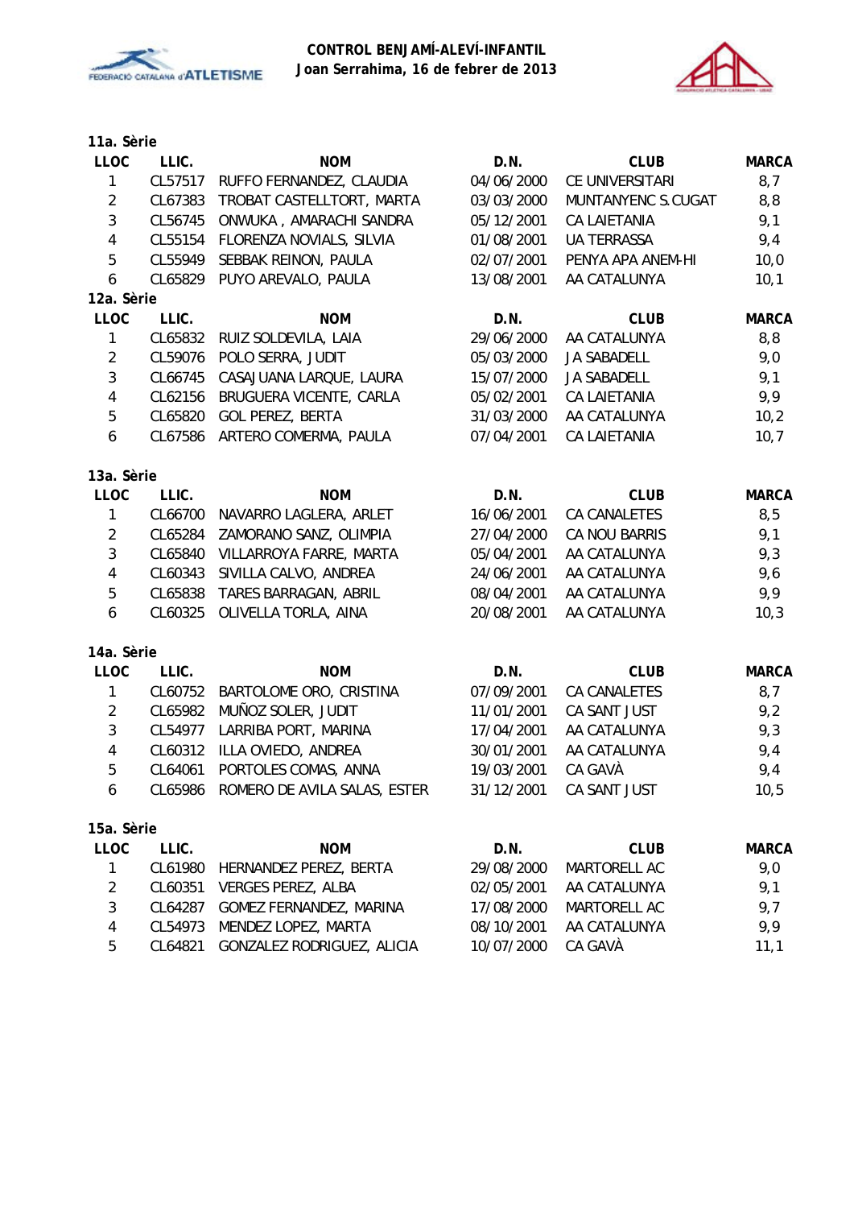**CONTROL BENJAMÍ-ALEVÍ-INFANTIL**
**Joan Serrahima, 16 de febrer de 2013**

**11a. Sèrie**

| LLOC | LLIC. | NOM | D.N. | CLUB | MARCA |
|---|---|---|---|---|---|
| 1 | CL57517 | RUFFO FERNANDEZ, CLAUDIA | 04/06/2000 | CE UNIVERSITARI | 8,7 |
| 2 | CL67383 | TROBAT CASTELLTORT, MARTA | 03/03/2000 | MUNTANYENC S.CUGAT | 8,8 |
| 3 | CL56745 | ONWUKA , AMARACHI SANDRA | 05/12/2001 | CA LAIETANIA | 9,1 |
| 4 | CL55154 | FLORENZA NOVIALS, SILVIA | 01/08/2001 | UA TERRASSA | 9,4 |
| 5 | CL55949 | SEBBAK REINON, PAULA | 02/07/2001 | PENYA APA ANEM-HI | 10,0 |
| 6 | CL65829 | PUYO AREVALO, PAULA | 13/08/2001 | AA CATALUNYA | 10,1 |

**12a. Sèrie**

| LLOC | LLIC. | NOM | D.N. | CLUB | MARCA |
|---|---|---|---|---|---|
| 1 | CL65832 | RUIZ SOLDEVILA, LAIA | 29/06/2000 | AA CATALUNYA | 8,8 |
| 2 | CL59076 | POLO SERRA, JUDIT | 05/03/2000 | JA SABADELL | 9,0 |
| 3 | CL66745 | CASAJUANA LARQUE, LAURA | 15/07/2000 | JA SABADELL | 9,1 |
| 4 | CL62156 | BRUGUERA VICENTE, CARLA | 05/02/2001 | CA LAIETANIA | 9,9 |
| 5 | CL65820 | GOL PEREZ, BERTA | 31/03/2000 | AA CATALUNYA | 10,2 |
| 6 | CL67586 | ARTERO COMERMA, PAULA | 07/04/2001 | CA LAIETANIA | 10,7 |

**13a. Sèrie**

| LLOC | LLIC. | NOM | D.N. | CLUB | MARCA |
|---|---|---|---|---|---|
| 1 | CL66700 | NAVARRO LAGLERA, ARLET | 16/06/2001 | CA CANALETES | 8,5 |
| 2 | CL65284 | ZAMORANO SANZ, OLIMPIA | 27/04/2000 | CA NOU BARRIS | 9,1 |
| 3 | CL65840 | VILLARROYA FARRE, MARTA | 05/04/2001 | AA CATALUNYA | 9,3 |
| 4 | CL60343 | SIVILLA CALVO, ANDREA | 24/06/2001 | AA CATALUNYA | 9,6 |
| 5 | CL65838 | TARES BARRAGAN, ABRIL | 08/04/2001 | AA CATALUNYA | 9,9 |
| 6 | CL60325 | OLIVELLA TORLA, AINA | 20/08/2001 | AA CATALUNYA | 10,3 |

**14a. Sèrie**

| LLOC | LLIC. | NOM | D.N. | CLUB | MARCA |
|---|---|---|---|---|---|
| 1 | CL60752 | BARTOLOME ORO, CRISTINA | 07/09/2001 | CA CANALETES | 8,7 |
| 2 | CL65982 | MUÑOZ SOLER, JUDIT | 11/01/2001 | CA SANT JUST | 9,2 |
| 3 | CL54977 | LARRIBA PORT, MARINA | 17/04/2001 | AA CATALUNYA | 9,3 |
| 4 | CL60312 | ILLA OVIEDO, ANDREA | 30/01/2001 | AA CATALUNYA | 9,4 |
| 5 | CL64061 | PORTOLES COMAS, ANNA | 19/03/2001 | CA GAVÀ | 9,4 |
| 6 | CL65986 | ROMERO DE AVILA SALAS, ESTER | 31/12/2001 | CA SANT JUST | 10,5 |

**15a. Sèrie**

| LLOC | LLIC. | NOM | D.N. | CLUB | MARCA |
|---|---|---|---|---|---|
| 1 | CL61980 | HERNANDEZ PEREZ, BERTA | 29/08/2000 | MARTORELL AC | 9,0 |
| 2 | CL60351 | VERGES PEREZ, ALBA | 02/05/2001 | AA CATALUNYA | 9,1 |
| 3 | CL64287 | GOMEZ FERNANDEZ, MARINA | 17/08/2000 | MARTORELL AC | 9,7 |
| 4 | CL54973 | MENDEZ LOPEZ, MARTA | 08/10/2001 | AA CATALUNYA | 9,9 |
| 5 | CL64821 | GONZALEZ RODRIGUEZ, ALICIA | 10/07/2000 | CA GAVÀ | 11,1 |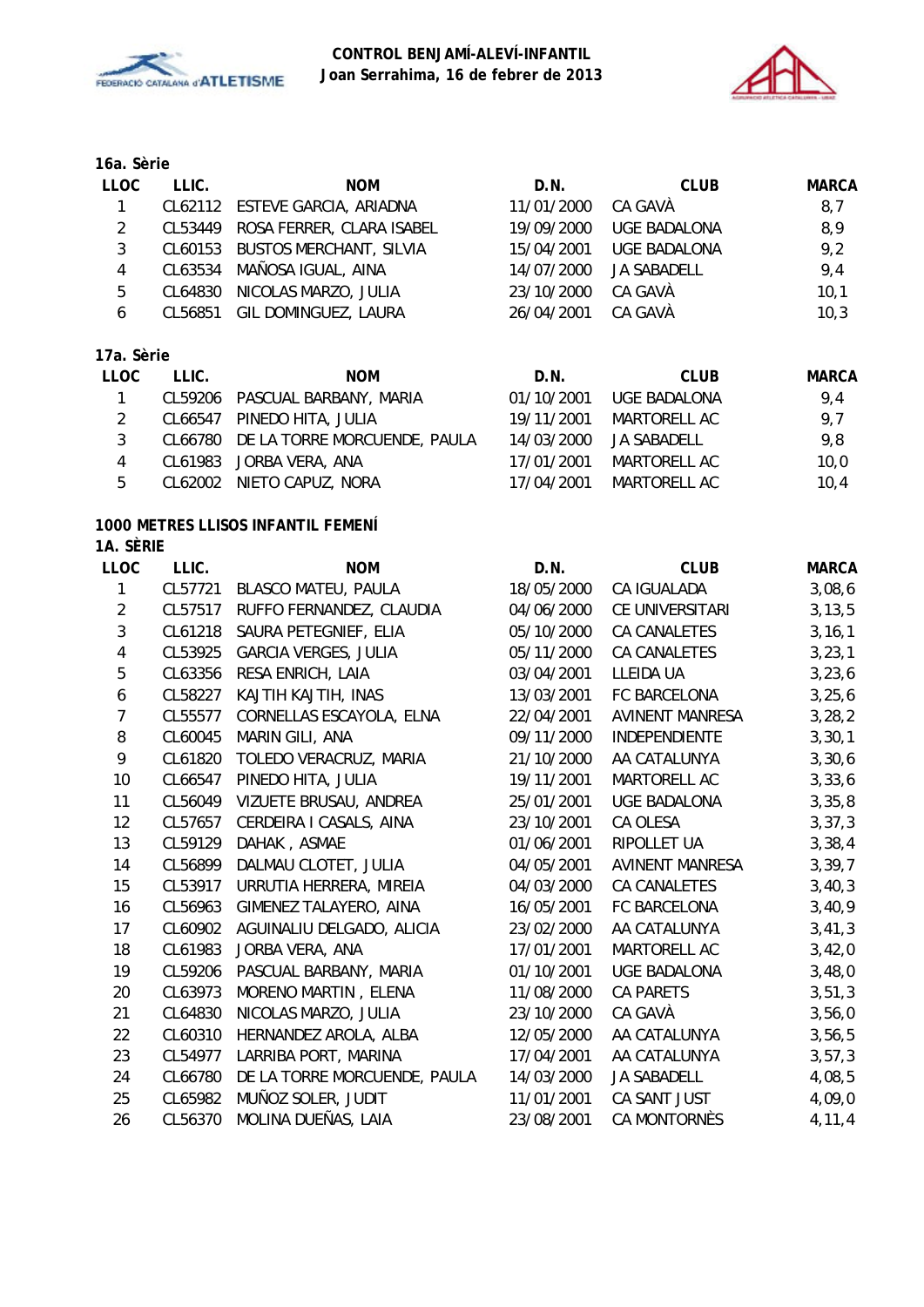### 16a. Sèrie

| LLOC | LLIC. | NOM | D.N. | CLUB | MARCA |
|---|---|---|---|---|---|
| 1 | CL62112 | ESTEVE GARCIA, ARIADNA | 11/01/2000 | CA GAVÀ | 8,7 |
| 2 | CL53449 | ROSA FERRER, CLARA ISABEL | 19/09/2000 | UGE BADALONA | 8,9 |
| 3 | CL60153 | BUSTOS MERCHANT, SILVIA | 15/04/2001 | UGE BADALONA | 9,2 |
| 4 | CL63534 | MAÑOSA IGUAL, AINA | 14/07/2000 | JA SABADELL | 9,4 |
| 5 | CL64830 | NICOLAS MARZO, JULIA | 23/10/2000 | CA GAVÀ | 10,1 |
| 6 | CL56851 | GIL DOMINGUEZ, LAURA | 26/04/2001 | CA GAVÀ | 10,3 |

### 17a. Sèrie

| LLOC | LLIC. | NOM | D.N. | CLUB | MARCA |
|---|---|---|---|---|---|
| 1 | CL59206 | PASCUAL BARBANY, MARIA | 01/10/2001 | UGE BADALONA | 9,4 |
| 2 | CL66547 | PINEDO HITA, JULIA | 19/11/2001 | MARTORELL AC | 9,7 |
| 3 | CL66780 | DE LA TORRE MORCUENDE, PAULA | 14/03/2000 | JA SABADELL | 9,8 |
| 4 | CL61983 | JORBA VERA, ANA | 17/01/2001 | MARTORELL AC | 10,0 |
| 5 | CL62002 | NIETO CAPUZ, NORA | 17/04/2001 | MARTORELL AC | 10,4 |

## 1000 METRES LLISOS INFANTIL FEMENÍ

### 1A. SÈRIE

| LLOC | LLIC. | NOM | D.N. | CLUB | MARCA |
|---|---|---|---|---|---|
| 1 | CL57721 | BLASCO MATEU, PAULA | 18/05/2000 | CA IGUALADA | 3,08,6 |
| 2 | CL57517 | RUFFO FERNANDEZ, CLAUDIA | 04/06/2000 | CE UNIVERSITARI | 3,13,5 |
| 3 | CL61218 | SAURA PETEGNIEF, ELIA | 05/10/2000 | CA CANALETES | 3,16,1 |
| 4 | CL53925 | GARCIA VERGES, JULIA | 05/11/2000 | CA CANALETES | 3,23,1 |
| 5 | CL63356 | RESA ENRICH, LAIA | 03/04/2001 | LLEIDA UA | 3,23,6 |
| 6 | CL58227 | KAJTIH KAJTIH, INAS | 13/03/2001 | FC BARCELONA | 3,25,6 |
| 7 | CL55577 | CORNELLAS ESCAYOLA, ELNA | 22/04/2001 | AVINENT MANRESA | 3,28,2 |
| 8 | CL60045 | MARIN GILI, ANA | 09/11/2000 | INDEPENDIENTE | 3,30,1 |
| 9 | CL61820 | TOLEDO VERACRUZ, MARIA | 21/10/2000 | AA CATALUNYA | 3,30,6 |
| 10 | CL66547 | PINEDO HITA, JULIA | 19/11/2001 | MARTORELL AC | 3,33,6 |
| 11 | CL56049 | VIZUETE BRUSAU, ANDREA | 25/01/2001 | UGE BADALONA | 3,35,8 |
| 12 | CL57657 | CERDEIRA I CASALS, AINA | 23/10/2001 | CA OLESA | 3,37,3 |
| 13 | CL59129 | DAHAK , ASMAE | 01/06/2001 | RIPOLLET UA | 3,38,4 |
| 14 | CL56899 | DALMAU CLOTET, JULIA | 04/05/2001 | AVINENT MANRESA | 3,39,7 |
| 15 | CL53917 | URRUTIA HERRERA, MIREIA | 04/03/2000 | CA CANALETES | 3,40,3 |
| 16 | CL56963 | GIMENEZ TALAYERO, AINA | 16/05/2001 | FC BARCELONA | 3,40,9 |
| 17 | CL60902 | AGUINALIU DELGADO, ALICIA | 23/02/2000 | AA CATALUNYA | 3,41,3 |
| 18 | CL61983 | JORBA VERA, ANA | 17/01/2001 | MARTORELL AC | 3,42,0 |
| 19 | CL59206 | PASCUAL BARBANY, MARIA | 01/10/2001 | UGE BADALONA | 3,48,0 |
| 20 | CL63973 | MORENO MARTIN , ELENA | 11/08/2000 | CA PARETS | 3,51,3 |
| 21 | CL64830 | NICOLAS MARZO, JULIA | 23/10/2000 | CA GAVÀ | 3,56,0 |
| 22 | CL60310 | HERNANDEZ AROLA, ALBA | 12/05/2000 | AA CATALUNYA | 3,56,5 |
| 23 | CL54977 | LARRIBA PORT, MARINA | 17/04/2001 | AA CATALUNYA | 3,57,3 |
| 24 | CL66780 | DE LA TORRE MORCUENDE, PAULA | 14/03/2000 | JA SABADELL | 4,08,5 |
| 25 | CL65982 | MUÑOZ SOLER, JUDIT | 11/01/2001 | CA SANT JUST | 4,09,0 |
| 26 | CL56370 | MOLINA DUEÑAS, LAIA | 23/08/2001 | CA MONTORNÈS | 4,11,4 |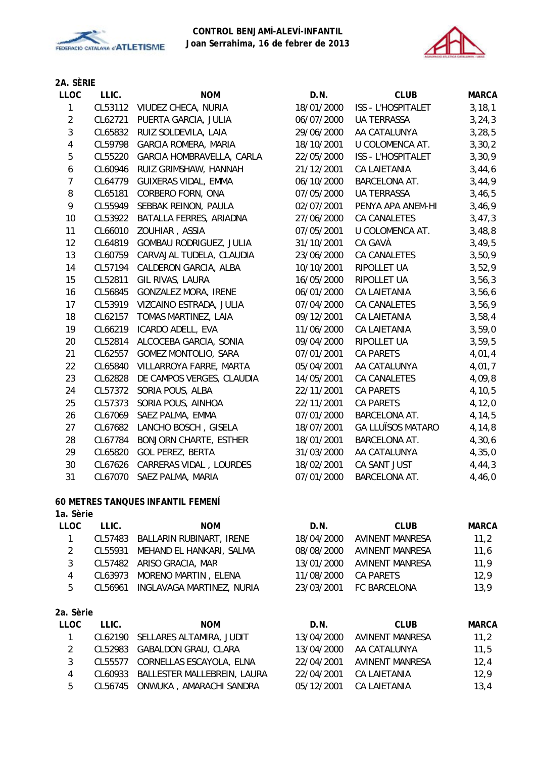**CONTROL BENJAMÍ-ALEVÍ-INFANTIL**
**Joan Serrahima, 16 de febrer de 2013**

### 2A. SÈRIE

| LLOC | LLIC. | NOM | D.N. | CLUB | MARCA |
|---|---|---|---|---|---|
| 1 | CL53112 | VIUDEZ CHECA, NURIA | 18/01/2000 | ISS - L'HOSPITALET | 3,18,1 |
| 2 | CL62721 | PUERTA GARCIA, JULIA | 06/07/2000 | UA TERRASSA | 3,24,3 |
| 3 | CL65832 | RUIZ SOLDEVILA, LAIA | 29/06/2000 | AA CATALUNYA | 3,28,5 |
| 4 | CL59798 | GARCIA ROMERA, MARIA | 18/10/2001 | U COLOMENCA AT. | 3,30,2 |
| 5 | CL55220 | GARCIA HOMBRAVELLA, CARLA | 22/05/2000 | ISS - L'HOSPITALET | 3,30,9 |
| 6 | CL60946 | RUIZ GRIMSHAW, HANNAH | 21/12/2001 | CA LAIETANIA | 3,44,6 |
| 7 | CL64779 | GUIXERAS VIDAL, EMMA | 06/10/2000 | BARCELONA AT. | 3,44,9 |
| 8 | CL65181 | CORBERO FORN, ONA | 07/05/2000 | UA TERRASSA | 3,46,5 |
| 9 | CL55949 | SEBBAK REINON, PAULA | 02/07/2001 | PENYA APA ANEM-HI | 3,46,9 |
| 10 | CL53922 | BATALLA FERRES, ARIADNA | 27/06/2000 | CA CANALETES | 3,47,3 |
| 11 | CL66010 | ZOUHIAR , ASSIA | 07/05/2001 | U COLOMENCA AT. | 3,48,8 |
| 12 | CL64819 | GOMBAU RODRIGUEZ, JULIA | 31/10/2001 | CA GAVÀ | 3,49,5 |
| 13 | CL60759 | CARVAJAL TUDELA, CLAUDIA | 23/06/2000 | CA CANALETES | 3,50,9 |
| 14 | CL57194 | CALDERON GARCIA, ALBA | 10/10/2001 | RIPOLLET UA | 3,52,9 |
| 15 | CL52811 | GIL RIVAS, LAURA | 16/05/2000 | RIPOLLET UA | 3,56,3 |
| 16 | CL56845 | GONZALEZ MORA, IRENE | 06/01/2000 | CA LAIETANIA | 3,56,6 |
| 17 | CL53919 | VIZCAINO ESTRADA, JULIA | 07/04/2000 | CA CANALETES | 3,56,9 |
| 18 | CL62157 | TOMAS MARTINEZ, LAIA | 09/12/2001 | CA LAIETANIA | 3,58,4 |
| 19 | CL66219 | ICARDO ADELL, EVA | 11/06/2000 | CA LAIETANIA | 3,59,0 |
| 20 | CL52814 | ALCOCEBA GARCIA, SONIA | 09/04/2000 | RIPOLLET UA | 3,59,5 |
| 21 | CL62557 | GOMEZ MONTOLIO, SARA | 07/01/2001 | CA PARETS | 4,01,4 |
| 22 | CL65840 | VILLARROYA FARRE, MARTA | 05/04/2001 | AA CATALUNYA | 4,01,7 |
| 23 | CL62828 | DE CAMPOS VERGES, CLAUDIA | 14/05/2001 | CA CANALETES | 4,09,8 |
| 24 | CL57372 | SORIA POUS, ALBA | 22/11/2001 | CA PARETS | 4,10,5 |
| 25 | CL57373 | SORIA POUS, AINHOA | 22/11/2001 | CA PARETS | 4,12,0 |
| 26 | CL67069 | SAEZ PALMA, EMMA | 07/01/2000 | BARCELONA AT. | 4,14,5 |
| 27 | CL67682 | LANCHO BOSCH , GISELA | 18/07/2001 | GA LLUÏSOS MATARO | 4,14,8 |
| 28 | CL67784 | BONJORN CHARTE, ESTHER | 18/01/2001 | BARCELONA AT. | 4,30,6 |
| 29 | CL65820 | GOL PEREZ, BERTA | 31/03/2000 | AA CATALUNYA | 4,35,0 |
| 30 | CL67626 | CARRERAS VIDAL , LOURDES | 18/02/2001 | CA SANT JUST | 4,44,3 |
| 31 | CL67070 | SAEZ PALMA, MARIA | 07/01/2000 | BARCELONA AT. | 4,46,0 |

### 60 METRES TANQUES INFANTIL FEMENÍ

**1a. Sèrie**

| LLOC | LLIC. | NOM | D.N. | CLUB | MARCA |
|---|---|---|---|---|---|
| 1 | CL57483 | BALLARIN RUBINART, IRENE | 18/04/2000 | AVINENT MANRESA | 11,2 |
| 2 | CL55931 | MEHAND EL HANKARI, SALMA | 08/08/2000 | AVINENT MANRESA | 11,6 |
| 3 | CL57482 | ARISO GRACIA, MAR | 13/01/2000 | AVINENT MANRESA | 11,9 |
| 4 | CL63973 | MORENO MARTIN , ELENA | 11/08/2000 | CA PARETS | 12,9 |
| 5 | CL56961 | INGLAVAGA MARTINEZ, NURIA | 23/03/2001 | FC BARCELONA | 13,9 |

**2a. Sèrie**

| LLOC | LLIC. | NOM | D.N. | CLUB | MARCA |
|---|---|---|---|---|---|
| 1 | CL62190 | SELLARES ALTAMIRA, JUDIT | 13/04/2000 | AVINENT MANRESA | 11,2 |
| 2 | CL52983 | GABALDON GRAU, CLARA | 13/04/2000 | AA CATALUNYA | 11,5 |
| 3 | CL55577 | CORNELLAS ESCAYOLA, ELNA | 22/04/2001 | AVINENT MANRESA | 12,4 |
| 4 | CL60933 | BALLESTER MALLEBREIN, LAURA | 22/04/2001 | CA LAIETANIA | 12,9 |
| 5 | CL56745 | ONWUKA , AMARACHI SANDRA | 05/12/2001 | CA LAIETANIA | 13,4 |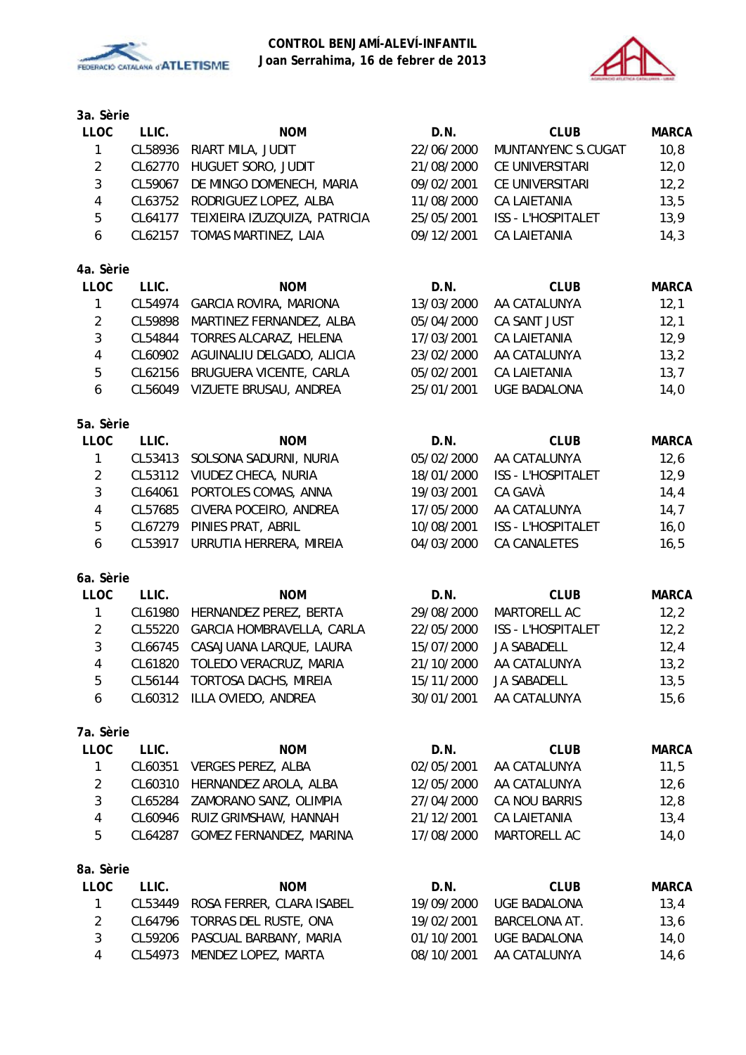**CONTROL BENJAMÍ-ALEVÍ-INFANTIL**
**Joan Serrahima, 16 de febrer de 2013**

### 3a. Sèrie

| LLOC | LLIC. | NOM | D.N. | CLUB | MARCA |
|---|---|---|---|---|---|
| 1 | CL58936 | RIART MILA, JUDIT | 22/06/2000 | MUNTANYENC S.CUGAT | 10,8 |
| 2 | CL62770 | HUGUET SORO, JUDIT | 21/08/2000 | CE UNIVERSITARI | 12,0 |
| 3 | CL59067 | DE MINGO DOMENECH, MARIA | 09/02/2001 | CE UNIVERSITARI | 12,2 |
| 4 | CL63752 | RODRIGUEZ LOPEZ, ALBA | 11/08/2000 | CA LAIETANIA | 13,5 |
| 5 | CL64177 | TEIXIEIRA IZUZQUIZA, PATRICIA | 25/05/2001 | ISS - L'HOSPITALET | 13,9 |
| 6 | CL62157 | TOMAS MARTINEZ, LAIA | 09/12/2001 | CA LAIETANIA | 14,3 |

### 4a. Sèrie

| LLOC | LLIC. | NOM | D.N. | CLUB | MARCA |
|---|---|---|---|---|---|
| 1 | CL54974 | GARCIA ROVIRA, MARIONA | 13/03/2000 | AA CATALUNYA | 12,1 |
| 2 | CL59898 | MARTINEZ FERNANDEZ, ALBA | 05/04/2000 | CA SANT JUST | 12,1 |
| 3 | CL54844 | TORRES ALCARAZ, HELENA | 17/03/2001 | CA LAIETANIA | 12,9 |
| 4 | CL60902 | AGUINALIU DELGADO, ALICIA | 23/02/2000 | AA CATALUNYA | 13,2 |
| 5 | CL62156 | BRUGUERA VICENTE, CARLA | 05/02/2001 | CA LAIETANIA | 13,7 |
| 6 | CL56049 | VIZUETE BRUSAU, ANDREA | 25/01/2001 | UGE BADALONA | 14,0 |

### 5a. Sèrie

| LLOC | LLIC. | NOM | D.N. | CLUB | MARCA |
|---|---|---|---|---|---|
| 1 | CL53413 | SOLSONA SADURNI, NURIA | 05/02/2000 | AA CATALUNYA | 12,6 |
| 2 | CL53112 | VIUDEZ CHECA, NURIA | 18/01/2000 | ISS - L'HOSPITALET | 12,9 |
| 3 | CL64061 | PORTOLES COMAS, ANNA | 19/03/2001 | CA GAVÀ | 14,4 |
| 4 | CL57685 | CIVERA POCEIRO, ANDREA | 17/05/2000 | AA CATALUNYA | 14,7 |
| 5 | CL67279 | PINIES PRAT, ABRIL | 10/08/2001 | ISS - L'HOSPITALET | 16,0 |
| 6 | CL53917 | URRUTIA HERRERA, MIREIA | 04/03/2000 | CA CANALETES | 16,5 |

### 6a. Sèrie

| LLOC | LLIC. | NOM | D.N. | CLUB | MARCA |
|---|---|---|---|---|---|
| 1 | CL61980 | HERNANDEZ PEREZ, BERTA | 29/08/2000 | MARTORELL AC | 12,2 |
| 2 | CL55220 | GARCIA HOMBRAVELLA, CARLA | 22/05/2000 | ISS - L'HOSPITALET | 12,2 |
| 3 | CL66745 | CASAJUANA LARQUE, LAURA | 15/07/2000 | JA SABADELL | 12,4 |
| 4 | CL61820 | TOLEDO VERACRUZ, MARIA | 21/10/2000 | AA CATALUNYA | 13,2 |
| 5 | CL56144 | TORTOSA DACHS, MIREIA | 15/11/2000 | JA SABADELL | 13,5 |
| 6 | CL60312 | ILLA OVIEDO, ANDREA | 30/01/2001 | AA CATALUNYA | 15,6 |

### 7a. Sèrie

| LLOC | LLIC. | NOM | D.N. | CLUB | MARCA |
|---|---|---|---|---|---|
| 1 | CL60351 | VERGES PEREZ, ALBA | 02/05/2001 | AA CATALUNYA | 11,5 |
| 2 | CL60310 | HERNANDEZ AROLA, ALBA | 12/05/2000 | AA CATALUNYA | 12,6 |
| 3 | CL65284 | ZAMORANO SANZ, OLIMPIA | 27/04/2000 | CA NOU BARRIS | 12,8 |
| 4 | CL60946 | RUIZ GRIMSHAW, HANNAH | 21/12/2001 | CA LAIETANIA | 13,4 |
| 5 | CL64287 | GOMEZ FERNANDEZ, MARINA | 17/08/2000 | MARTORELL AC | 14,0 |

### 8a. Sèrie

| LLOC | LLIC. | NOM | D.N. | CLUB | MARCA |
|---|---|---|---|---|---|
| 1 | CL53449 | ROSA FERRER, CLARA ISABEL | 19/09/2000 | UGE BADALONA | 13,4 |
| 2 | CL64796 | TORRAS DEL RUSTE, ONA | 19/02/2001 | BARCELONA AT. | 13,6 |
| 3 | CL59206 | PASCUAL BARBANY, MARIA | 01/10/2001 | UGE BADALONA | 14,0 |
| 4 | CL54973 | MENDEZ LOPEZ, MARTA | 08/10/2001 | AA CATALUNYA | 14,6 |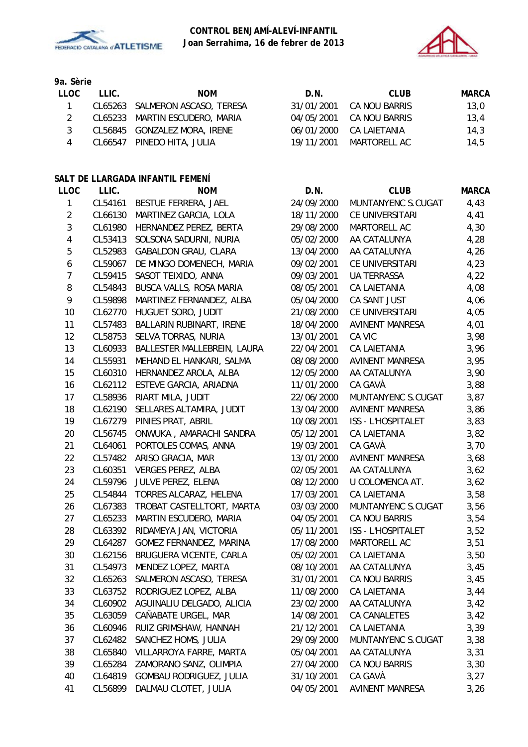**CONTROL BENJAMÍ-ALEVÍ-INFANTIL**
**Joan Serrahima, 16 de febrer de 2013**

**9a. Sèrie**

| LLOC | LLIC. | NOM | D.N. | CLUB | MARCA |
|---|---|---|---|---|---|
| 1 | CL65263 | SALMERON ASCASO, TERESA | 31/01/2001 | CA NOU BARRIS | 13,0 |
| 2 | CL65233 | MARTIN ESCUDERO, MARIA | 04/05/2001 | CA NOU BARRIS | 13,4 |
| 3 | CL56845 | GONZALEZ MORA, IRENE | 06/01/2000 | CA LAIETANIA | 14,3 |
| 4 | CL66547 | PINEDO HITA, JULIA | 19/11/2001 | MARTORELL AC | 14,5 |

**SALT DE LLARGADA INFANTIL FEMENÍ**

| LLOC | LLIC. | NOM | D.N. | CLUB | MARCA |
|---|---|---|---|---|---|
| 1 | CL54161 | BESTUE FERRERA, JAEL | 24/09/2000 | MUNTANYENC S.CUGAT | 4,43 |
| 2 | CL66130 | MARTINEZ GARCIA, LOLA | 18/11/2000 | CE UNIVERSITARI | 4,41 |
| 3 | CL61980 | HERNANDEZ PEREZ, BERTA | 29/08/2000 | MARTORELL AC | 4,30 |
| 4 | CL53413 | SOLSONA SADURNI, NURIA | 05/02/2000 | AA CATALUNYA | 4,28 |
| 5 | CL52983 | GABALDON GRAU, CLARA | 13/04/2000 | AA CATALUNYA | 4,26 |
| 6 | CL59067 | DE MINGO DOMENECH, MARIA | 09/02/2001 | CE UNIVERSITARI | 4,23 |
| 7 | CL59415 | SASOT TEIXIDO, ANNA | 09/03/2001 | UA TERRASSA | 4,22 |
| 8 | CL54843 | BUSCA VALLS, ROSA MARIA | 08/05/2001 | CA LAIETANIA | 4,08 |
| 9 | CL59898 | MARTINEZ FERNANDEZ, ALBA | 05/04/2000 | CA SANT JUST | 4,06 |
| 10 | CL62770 | HUGUET SORO, JUDIT | 21/08/2000 | CE UNIVERSITARI | 4,05 |
| 11 | CL57483 | BALLARIN RUBINART, IRENE | 18/04/2000 | AVINENT MANRESA | 4,01 |
| 12 | CL58753 | SELVA TORRAS, NURIA | 13/01/2001 | CA VIC | 3,98 |
| 13 | CL60933 | BALLESTER MALLEBREIN, LAURA | 22/04/2001 | CA LAIETANIA | 3,96 |
| 14 | CL55931 | MEHAND EL HANKARI, SALMA | 08/08/2000 | AVINENT MANRESA | 3,95 |
| 15 | CL60310 | HERNANDEZ AROLA, ALBA | 12/05/2000 | AA CATALUNYA | 3,90 |
| 16 | CL62112 | ESTEVE GARCIA, ARIADNA | 11/01/2000 | CA GAVÀ | 3,88 |
| 17 | CL58936 | RIART MILA, JUDIT | 22/06/2000 | MUNTANYENC S.CUGAT | 3,87 |
| 18 | CL62190 | SELLARES ALTAMIRA, JUDIT | 13/04/2000 | AVINENT MANRESA | 3,86 |
| 19 | CL67279 | PINIES PRAT, ABRIL | 10/08/2001 | ISS - L'HOSPITALET | 3,83 |
| 20 | CL56745 | ONWUKA , AMARACHI SANDRA | 05/12/2001 | CA LAIETANIA | 3,82 |
| 21 | CL64061 | PORTOLES COMAS, ANNA | 19/03/2001 | CA GAVÀ | 3,70 |
| 22 | CL57482 | ARISO GRACIA, MAR | 13/01/2000 | AVINENT MANRESA | 3,68 |
| 23 | CL60351 | VERGES PEREZ, ALBA | 02/05/2001 | AA CATALUNYA | 3,62 |
| 24 | CL59796 | JULVE PEREZ, ELENA | 08/12/2000 | U COLOMENCA AT. | 3,62 |
| 25 | CL54844 | TORRES ALCARAZ, HELENA | 17/03/2001 | CA LAIETANIA | 3,58 |
| 26 | CL67383 | TROBAT CASTELLTORT, MARTA | 03/03/2000 | MUNTANYENC S.CUGAT | 3,56 |
| 27 | CL65233 | MARTIN ESCUDERO, MARIA | 04/05/2001 | CA NOU BARRIS | 3,54 |
| 28 | CL63392 | RIDAMEYA JAN, VICTORIA | 05/11/2001 | ISS - L'HOSPITALET | 3,52 |
| 29 | CL64287 | GOMEZ FERNANDEZ, MARINA | 17/08/2000 | MARTORELL AC | 3,51 |
| 30 | CL62156 | BRUGUERA VICENTE, CARLA | 05/02/2001 | CA LAIETANIA | 3,50 |
| 31 | CL54973 | MENDEZ LOPEZ, MARTA | 08/10/2001 | AA CATALUNYA | 3,45 |
| 32 | CL65263 | SALMERON ASCASO, TERESA | 31/01/2001 | CA NOU BARRIS | 3,45 |
| 33 | CL63752 | RODRIGUEZ LOPEZ, ALBA | 11/08/2000 | CA LAIETANIA | 3,44 |
| 34 | CL60902 | AGUINALIU DELGADO, ALICIA | 23/02/2000 | AA CATALUNYA | 3,42 |
| 35 | CL63059 | CAÑABATE URGEL, MAR | 14/08/2001 | CA CANALETES | 3,42 |
| 36 | CL60946 | RUIZ GRIMSHAW, HANNAH | 21/12/2001 | CA LAIETANIA | 3,39 |
| 37 | CL62482 | SANCHEZ HOMS, JULIA | 29/09/2000 | MUNTANYENC S.CUGAT | 3,38 |
| 38 | CL65840 | VILLARROYA FARRE, MARTA | 05/04/2001 | AA CATALUNYA | 3,31 |
| 39 | CL65284 | ZAMORANO SANZ, OLIMPIA | 27/04/2000 | CA NOU BARRIS | 3,30 |
| 40 | CL64819 | GOMBAU RODRIGUEZ, JULIA | 31/10/2001 | CA GAVÀ | 3,27 |
| 41 | CL56899 | DALMAU CLOTET, JULIA | 04/05/2001 | AVINENT MANRESA | 3,26 |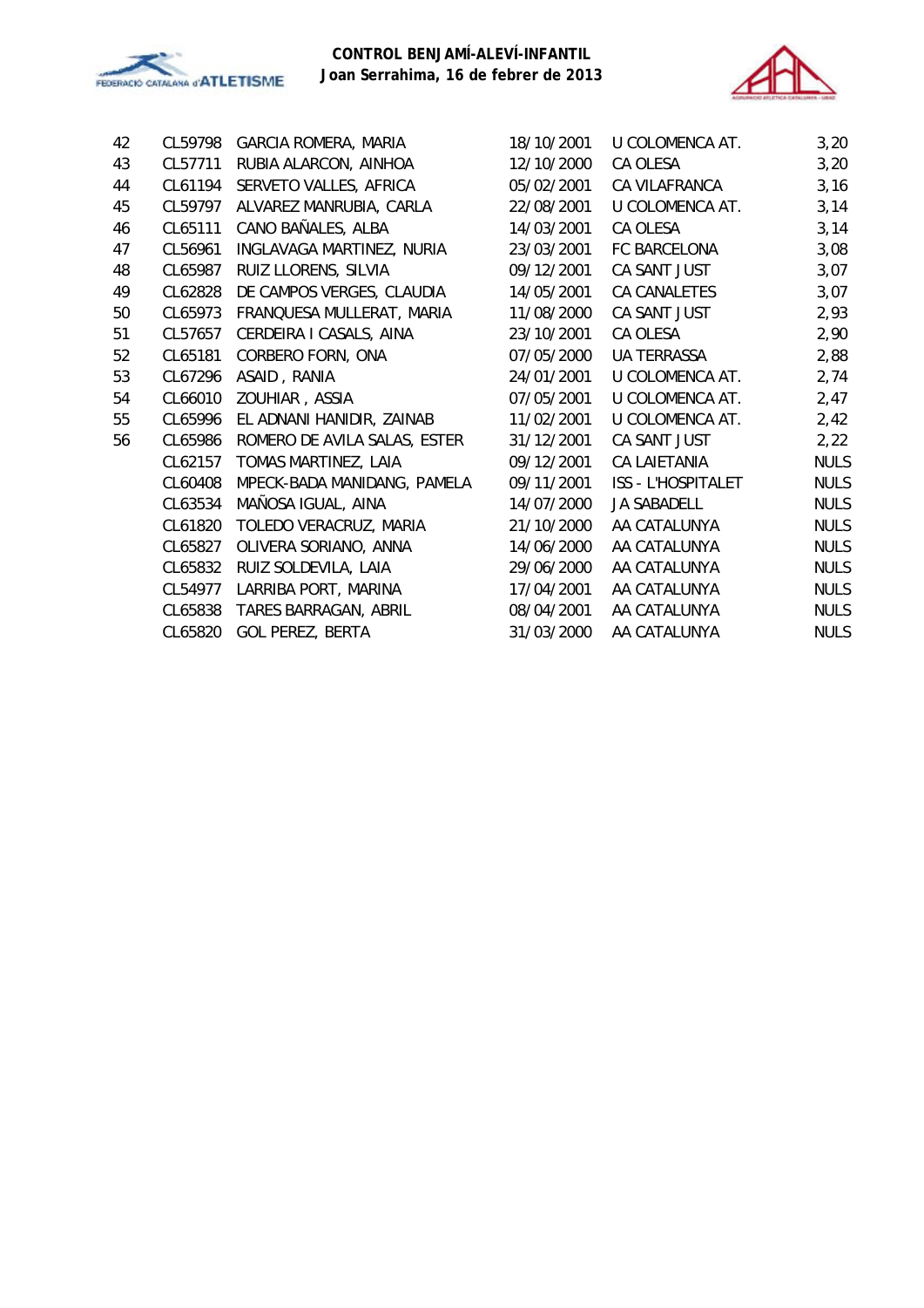**CONTROL BENJAMÍ-ALEVÍ-INFANTIL**
**Joan Serrahima, 16 de febrer de 2013**

| | | | | | |
|---|---|---|---|---|---|
| 42 | CL59798 | GARCIA ROMERA, MARIA | 18/10/2001 | U COLOMENCA AT. | 3,20 |
| 43 | CL57711 | RUBIA ALARCON, AINHOA | 12/10/2000 | CA OLESA | 3,20 |
| 44 | CL61194 | SERVETO VALLES, AFRICA | 05/02/2001 | CA VILAFRANCA | 3,16 |
| 45 | CL59797 | ALVAREZ MANRUBIA, CARLA | 22/08/2001 | U COLOMENCA AT. | 3,14 |
| 46 | CL65111 | CANO BAÑALES, ALBA | 14/03/2001 | CA OLESA | 3,14 |
| 47 | CL56961 | INGLAVAGA MARTINEZ, NURIA | 23/03/2001 | FC BARCELONA | 3,08 |
| 48 | CL65987 | RUIZ LLORENS, SILVIA | 09/12/2001 | CA SANT JUST | 3,07 |
| 49 | CL62828 | DE CAMPOS VERGES, CLAUDIA | 14/05/2001 | CA CANALETES | 3,07 |
| 50 | CL65973 | FRANQUESA MULLERAT, MARIA | 11/08/2000 | CA SANT JUST | 2,93 |
| 51 | CL57657 | CERDEIRA I CASALS, AINA | 23/10/2001 | CA OLESA | 2,90 |
| 52 | CL65181 | CORBERO FORN, ONA | 07/05/2000 | UA TERRASSA | 2,88 |
| 53 | CL67296 | ASAID , RANIA | 24/01/2001 | U COLOMENCA AT. | 2,74 |
| 54 | CL66010 | ZOUHIAR , ASSIA | 07/05/2001 | U COLOMENCA AT. | 2,47 |
| 55 | CL65996 | EL ADNANI HANIDIR, ZAINAB | 11/02/2001 | U COLOMENCA AT. | 2,42 |
| 56 | CL65986 | ROMERO DE AVILA SALAS, ESTER | 31/12/2001 | CA SANT JUST | 2,22 |
| | CL62157 | TOMAS MARTINEZ, LAIA | 09/12/2001 | CA LAIETANIA | NULS |
| | CL60408 | MPECK-BADA MANIDANG, PAMELA | 09/11/2001 | ISS - L'HOSPITALET | NULS |
| | CL63534 | MAÑOSA IGUAL, AINA | 14/07/2000 | JA SABADELL | NULS |
| | CL61820 | TOLEDO VERACRUZ, MARIA | 21/10/2000 | AA CATALUNYA | NULS |
| | CL65827 | OLIVERA SORIANO, ANNA | 14/06/2000 | AA CATALUNYA | NULS |
| | CL65832 | RUIZ SOLDEVILA, LAIA | 29/06/2000 | AA CATALUNYA | NULS |
| | CL54977 | LARRIBA PORT, MARINA | 17/04/2001 | AA CATALUNYA | NULS |
| | CL65838 | TARES BARRAGAN, ABRIL | 08/04/2001 | AA CATALUNYA | NULS |
| | CL65820 | GOL PEREZ, BERTA | 31/03/2000 | AA CATALUNYA | NULS |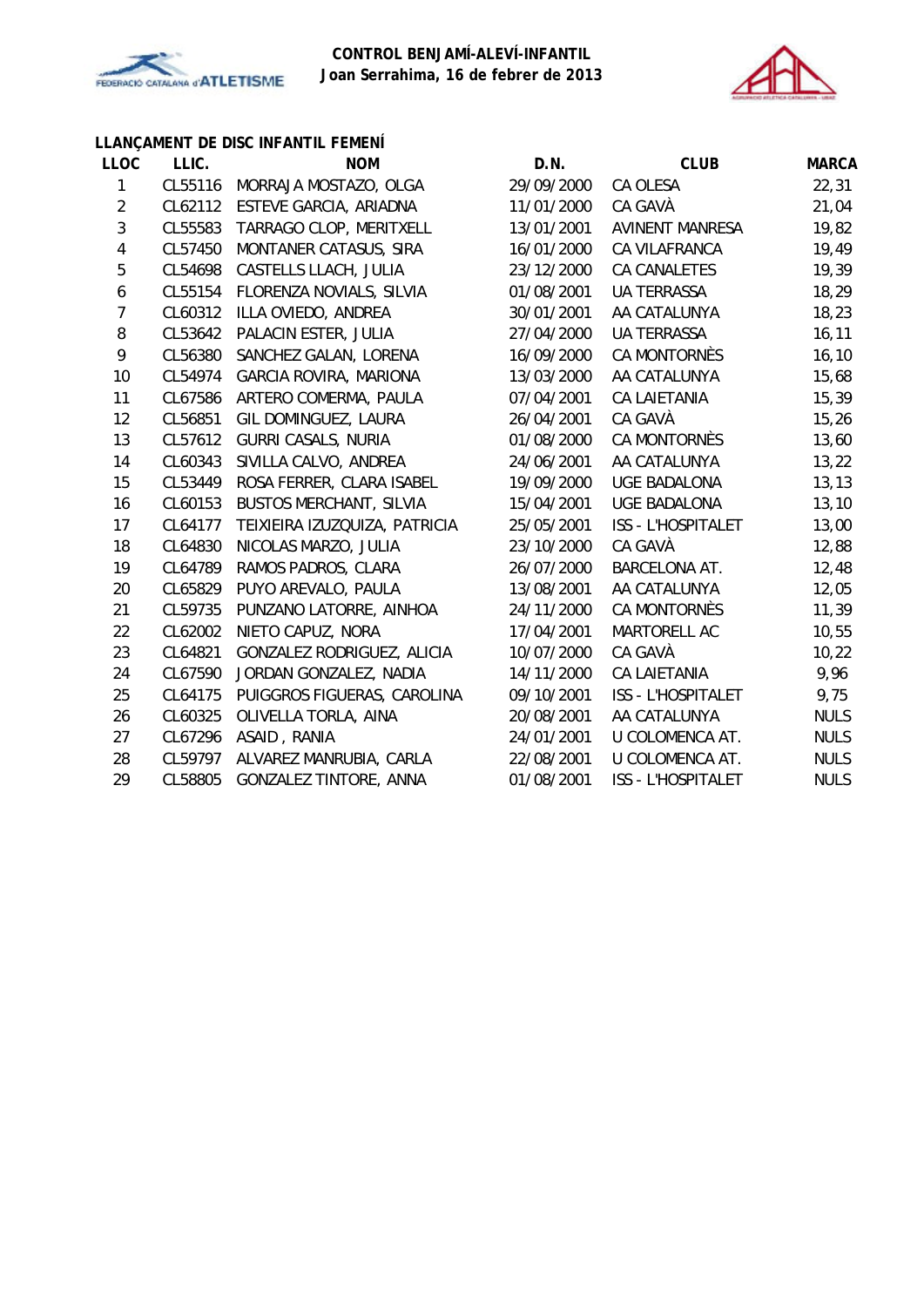**CONTROL BENJAMÍ-ALEVÍ-INFANTIL**
**Joan Serrahima, 16 de febrer de 2013**

### LLANÇAMENT DE DISC INFANTIL FEMENÍ

| LLOC | LLIC. | NOM | D.N. | CLUB | MARCA |
|---|---|---|---|---|---|
| 1 | CL55116 | MORRAJA MOSTAZO, OLGA | 29/09/2000 | CA OLESA | 22,31 |
| 2 | CL62112 | ESTEVE GARCIA, ARIADNA | 11/01/2000 | CA GAVÀ | 21,04 |
| 3 | CL55583 | TARRAGO CLOP, MERITXELL | 13/01/2001 | AVINENT MANRESA | 19,82 |
| 4 | CL57450 | MONTANER CATASUS, SIRA | 16/01/2000 | CA VILAFRANCA | 19,49 |
| 5 | CL54698 | CASTELLS LLACH, JULIA | 23/12/2000 | CA CANALETES | 19,39 |
| 6 | CL55154 | FLORENZA NOVIALS, SILVIA | 01/08/2001 | UA TERRASSA | 18,29 |
| 7 | CL60312 | ILLA OVIEDO, ANDREA | 30/01/2001 | AA CATALUNYA | 18,23 |
| 8 | CL53642 | PALACIN ESTER, JULIA | 27/04/2000 | UA TERRASSA | 16,11 |
| 9 | CL56380 | SANCHEZ GALAN, LORENA | 16/09/2000 | CA MONTORNÈS | 16,10 |
| 10 | CL54974 | GARCIA ROVIRA, MARIONA | 13/03/2000 | AA CATALUNYA | 15,68 |
| 11 | CL67586 | ARTERO COMERMA, PAULA | 07/04/2001 | CA LAIETANIA | 15,39 |
| 12 | CL56851 | GIL DOMINGUEZ, LAURA | 26/04/2001 | CA GAVÀ | 15,26 |
| 13 | CL57612 | GURRI CASALS, NURIA | 01/08/2000 | CA MONTORNÈS | 13,60 |
| 14 | CL60343 | SIVILLA CALVO, ANDREA | 24/06/2001 | AA CATALUNYA | 13,22 |
| 15 | CL53449 | ROSA FERRER, CLARA ISABEL | 19/09/2000 | UGE BADALONA | 13,13 |
| 16 | CL60153 | BUSTOS MERCHANT, SILVIA | 15/04/2001 | UGE BADALONA | 13,10 |
| 17 | CL64177 | TEIXIEIRA IZUZQUIZA, PATRICIA | 25/05/2001 | ISS - L'HOSPITALET | 13,00 |
| 18 | CL64830 | NICOLAS MARZO, JULIA | 23/10/2000 | CA GAVÀ | 12,88 |
| 19 | CL64789 | RAMOS PADROS, CLARA | 26/07/2000 | BARCELONA AT. | 12,48 |
| 20 | CL65829 | PUYO AREVALO, PAULA | 13/08/2001 | AA CATALUNYA | 12,05 |
| 21 | CL59735 | PUNZANO LATORRE, AINHOA | 24/11/2000 | CA MONTORNÈS | 11,39 |
| 22 | CL62002 | NIETO CAPUZ, NORA | 17/04/2001 | MARTORELL AC | 10,55 |
| 23 | CL64821 | GONZALEZ RODRIGUEZ, ALICIA | 10/07/2000 | CA GAVÀ | 10,22 |
| 24 | CL67590 | JORDAN GONZALEZ, NADIA | 14/11/2000 | CA LAIETANIA | 9,96 |
| 25 | CL64175 | PUIGGROS FIGUERAS, CAROLINA | 09/10/2001 | ISS - L'HOSPITALET | 9,75 |
| 26 | CL60325 | OLIVELLA TORLA, AINA | 20/08/2001 | AA CATALUNYA | NULS |
| 27 | CL67296 | ASAID , RANIA | 24/01/2001 | U COLOMENCA AT. | NULS |
| 28 | CL59797 | ALVAREZ MANRUBIA, CARLA | 22/08/2001 | U COLOMENCA AT. | NULS |
| 29 | CL58805 | GONZALEZ TINTORE, ANNA | 01/08/2001 | ISS - L'HOSPITALET | NULS |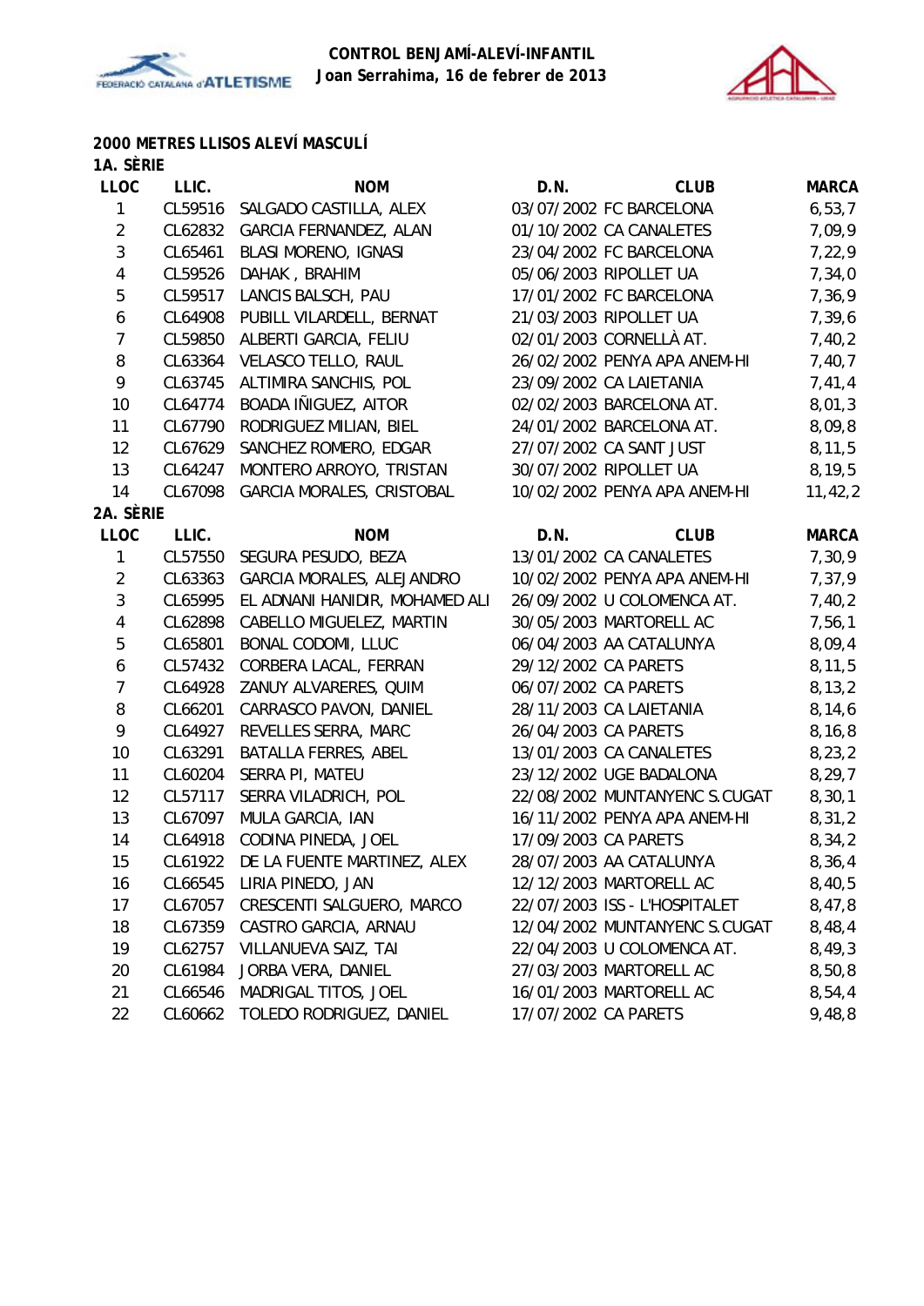**CONTROL BENJAMÍ-ALEVÍ-INFANTIL**
**Joan Serrahima, 16 de febrer de 2013**

## 2000 METRES LLISOS ALEVÍ MASCULÍ

### 1A. SÈRIE

| LLOC | LLIC. | NOM | D.N. | CLUB | MARCA |
|---|---|---|---|---|---|
| 1 | CL59516 | SALGADO CASTILLA, ALEX | 03/07/2002 | FC BARCELONA | 6,53,7 |
| 2 | CL62832 | GARCIA FERNANDEZ, ALAN | 01/10/2002 | CA CANALETES | 7,09,9 |
| 3 | CL65461 | BLASI MORENO, IGNASI | 23/04/2002 | FC BARCELONA | 7,22,9 |
| 4 | CL59526 | DAHAK , BRAHIM | 05/06/2003 | RIPOLLET UA | 7,34,0 |
| 5 | CL59517 | LANCIS BALSCH, PAU | 17/01/2002 | FC BARCELONA | 7,36,9 |
| 6 | CL64908 | PUBILL VILARDELL, BERNAT | 21/03/2003 | RIPOLLET UA | 7,39,6 |
| 7 | CL59850 | ALBERTI GARCIA, FELIU | 02/01/2003 | CORNELLÀ AT. | 7,40,2 |
| 8 | CL63364 | VELASCO TELLO, RAUL | 26/02/2002 | PENYA APA ANEM-HI | 7,40,7 |
| 9 | CL63745 | ALTIMIRA SANCHIS, POL | 23/09/2002 | CA LAIETANIA | 7,41,4 |
| 10 | CL64774 | BOADA IÑIGUEZ, AITOR | 02/02/2003 | BARCELONA AT. | 8,01,3 |
| 11 | CL67790 | RODRIGUEZ MILIAN, BIEL | 24/01/2002 | BARCELONA AT. | 8,09,8 |
| 12 | CL67629 | SANCHEZ ROMERO, EDGAR | 27/07/2002 | CA SANT JUST | 8,11,5 |
| 13 | CL64247 | MONTERO ARROYO, TRISTAN | 30/07/2002 | RIPOLLET UA | 8,19,5 |
| 14 | CL67098 | GARCIA MORALES, CRISTOBAL | 10/02/2002 | PENYA APA ANEM-HI | 11,42,2 |

### 2A. SÈRIE

| LLOC | LLIC. | NOM | D.N. | CLUB | MARCA |
|---|---|---|---|---|---|
| 1 | CL57550 | SEGURA PESUDO, BEZA | 13/01/2002 | CA CANALETES | 7,30,9 |
| 2 | CL63363 | GARCIA MORALES, ALEJANDRO | 10/02/2002 | PENYA APA ANEM-HI | 7,37,9 |
| 3 | CL65995 | EL ADNANI HANIDIR, MOHAMED ALI | 26/09/2002 | U COLOMENCA AT. | 7,40,2 |
| 4 | CL62898 | CABELLO MIGUELEZ, MARTIN | 30/05/2003 | MARTORELL AC | 7,56,1 |
| 5 | CL65801 | BONAL CODOMI, LLUC | 06/04/2003 | AA CATALUNYA | 8,09,4 |
| 6 | CL57432 | CORBERA LACAL, FERRAN | 29/12/2002 | CA PARETS | 8,11,5 |
| 7 | CL64928 | ZANUY ALVARERES, QUIM | 06/07/2002 | CA PARETS | 8,13,2 |
| 8 | CL66201 | CARRASCO PAVON, DANIEL | 28/11/2003 | CA LAIETANIA | 8,14,6 |
| 9 | CL64927 | REVELLES SERRA, MARC | 26/04/2003 | CA PARETS | 8,16,8 |
| 10 | CL63291 | BATALLA FERRES, ABEL | 13/01/2003 | CA CANALETES | 8,23,2 |
| 11 | CL60204 | SERRA PI, MATEU | 23/12/2002 | UGE BADALONA | 8,29,7 |
| 12 | CL57117 | SERRA VILADRICH, POL | 22/08/2002 | MUNTANYENC S.CUGAT | 8,30,1 |
| 13 | CL67097 | MULA GARCIA, IAN | 16/11/2002 | PENYA APA ANEM-HI | 8,31,2 |
| 14 | CL64918 | CODINA PINEDA, JOEL | 17/09/2003 | CA PARETS | 8,34,2 |
| 15 | CL61922 | DE LA FUENTE MARTINEZ, ALEX | 28/07/2003 | AA CATALUNYA | 8,36,4 |
| 16 | CL66545 | LIRIA PINEDO, JAN | 12/12/2003 | MARTORELL AC | 8,40,5 |
| 17 | CL67057 | CRESCENTI SALGUERO, MARCO | 22/07/2003 | ISS - L'HOSPITALET | 8,47,8 |
| 18 | CL67359 | CASTRO GARCIA, ARNAU | 12/04/2002 | MUNTANYENC S.CUGAT | 8,48,4 |
| 19 | CL62757 | VILLANUEVA SAIZ, TAI | 22/04/2003 | U COLOMENCA AT. | 8,49,3 |
| 20 | CL61984 | JORBA VERA, DANIEL | 27/03/2003 | MARTORELL AC | 8,50,8 |
| 21 | CL66546 | MADRIGAL TITOS, JOEL | 16/01/2003 | MARTORELL AC | 8,54,4 |
| 22 | CL60662 | TOLEDO RODRIGUEZ, DANIEL | 17/07/2002 | CA PARETS | 9,48,8 |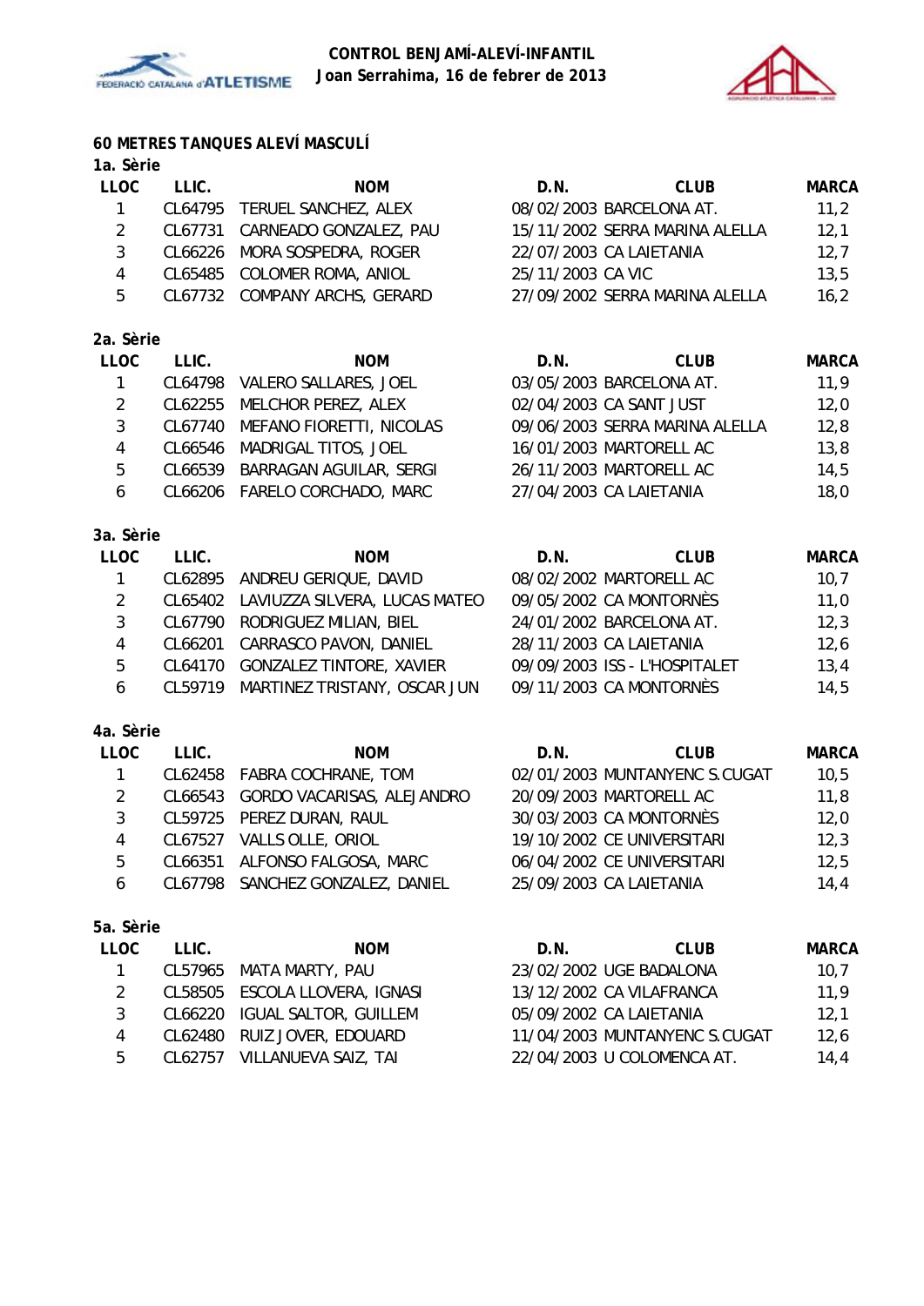**CONTROL BENJAMÍ-ALEVÍ-INFANTIL**
**Joan Serrahima, 16 de febrer de 2013**

## 60 METRES TANQUES ALEVÍ MASCULÍ

### 1a. Sèrie

| LLOC | LLIC. | NOM | D.N. | CLUB | MARCA |
|---|---|---|---|---|---|
| 1 | CL64795 | TERUEL SANCHEZ, ALEX | 08/02/2003 | BARCELONA AT. | 11,2 |
| 2 | CL67731 | CARNEADO GONZALEZ, PAU | 15/11/2002 | SERRA MARINA ALELLA | 12,1 |
| 3 | CL66226 | MORA SOSPEDRA, ROGER | 22/07/2003 | CA LAIETANIA | 12,7 |
| 4 | CL65485 | COLOMER ROMA, ANIOL | 25/11/2003 | CA VIC | 13,5 |
| 5 | CL67732 | COMPANY ARCHS, GERARD | 27/09/2002 | SERRA MARINA ALELLA | 16,2 |

### 2a. Sèrie

| LLOC | LLIC. | NOM | D.N. | CLUB | MARCA |
|---|---|---|---|---|---|
| 1 | CL64798 | VALERO SALLARES, JOEL | 03/05/2003 | BARCELONA AT. | 11,9 |
| 2 | CL62255 | MELCHOR PEREZ, ALEX | 02/04/2003 | CA SANT JUST | 12,0 |
| 3 | CL67740 | MEFANO FIORETTI, NICOLAS | 09/06/2003 | SERRA MARINA ALELLA | 12,8 |
| 4 | CL66546 | MADRIGAL TITOS, JOEL | 16/01/2003 | MARTORELL AC | 13,8 |
| 5 | CL66539 | BARRAGAN AGUILAR, SERGI | 26/11/2003 | MARTORELL AC | 14,5 |
| 6 | CL66206 | FARELO CORCHADO, MARC | 27/04/2003 | CA LAIETANIA | 18,0 |

### 3a. Sèrie

| LLOC | LLIC. | NOM | D.N. | CLUB | MARCA |
|---|---|---|---|---|---|
| 1 | CL62895 | ANDREU GERIQUE, DAVID | 08/02/2002 | MARTORELL AC | 10,7 |
| 2 | CL65402 | LAVIUZZA SILVERA, LUCAS MATEO | 09/05/2002 | CA MONTORNÈS | 11,0 |
| 3 | CL67790 | RODRIGUEZ MILIAN, BIEL | 24/01/2002 | BARCELONA AT. | 12,3 |
| 4 | CL66201 | CARRASCO PAVON, DANIEL | 28/11/2003 | CA LAIETANIA | 12,6 |
| 5 | CL64170 | GONZALEZ TINTORE, XAVIER | 09/09/2003 | ISS - L'HOSPITALET | 13,4 |
| 6 | CL59719 | MARTINEZ TRISTANY, OSCAR JUN | 09/11/2003 | CA MONTORNÈS | 14,5 |

### 4a. Sèrie

| LLOC | LLIC. | NOM | D.N. | CLUB | MARCA |
|---|---|---|---|---|---|
| 1 | CL62458 | FABRA COCHRANE, TOM | 02/01/2003 | MUNTANYENC S.CUGAT | 10,5 |
| 2 | CL66543 | GORDO VACARISAS, ALEJANDRO | 20/09/2003 | MARTORELL AC | 11,8 |
| 3 | CL59725 | PEREZ DURAN, RAUL | 30/03/2003 | CA MONTORNÈS | 12,0 |
| 4 | CL67527 | VALLS OLLE, ORIOL | 19/10/2002 | CE UNIVERSITARI | 12,3 |
| 5 | CL66351 | ALFONSO FALGOSA, MARC | 06/04/2002 | CE UNIVERSITARI | 12,5 |
| 6 | CL67798 | SANCHEZ GONZALEZ, DANIEL | 25/09/2003 | CA LAIETANIA | 14,4 |

### 5a. Sèrie

| LLOC | LLIC. | NOM | D.N. | CLUB | MARCA |
|---|---|---|---|---|---|
| 1 | CL57965 | MATA MARTY, PAU | 23/02/2002 | UGE BADALONA | 10,7 |
| 2 | CL58505 | ESCOLA LLOVERA, IGNASI | 13/12/2002 | CA VILAFRANCA | 11,9 |
| 3 | CL66220 | IGUAL SALTOR, GUILLEM | 05/09/2002 | CA LAIETANIA | 12,1 |
| 4 | CL62480 | RUIZ JOVER, EDOUARD | 11/04/2003 | MUNTANYENC S.CUGAT | 12,6 |
| 5 | CL62757 | VILLANUEVA SAIZ, TAI | 22/04/2003 | U COLOMENCA AT. | 14,4 |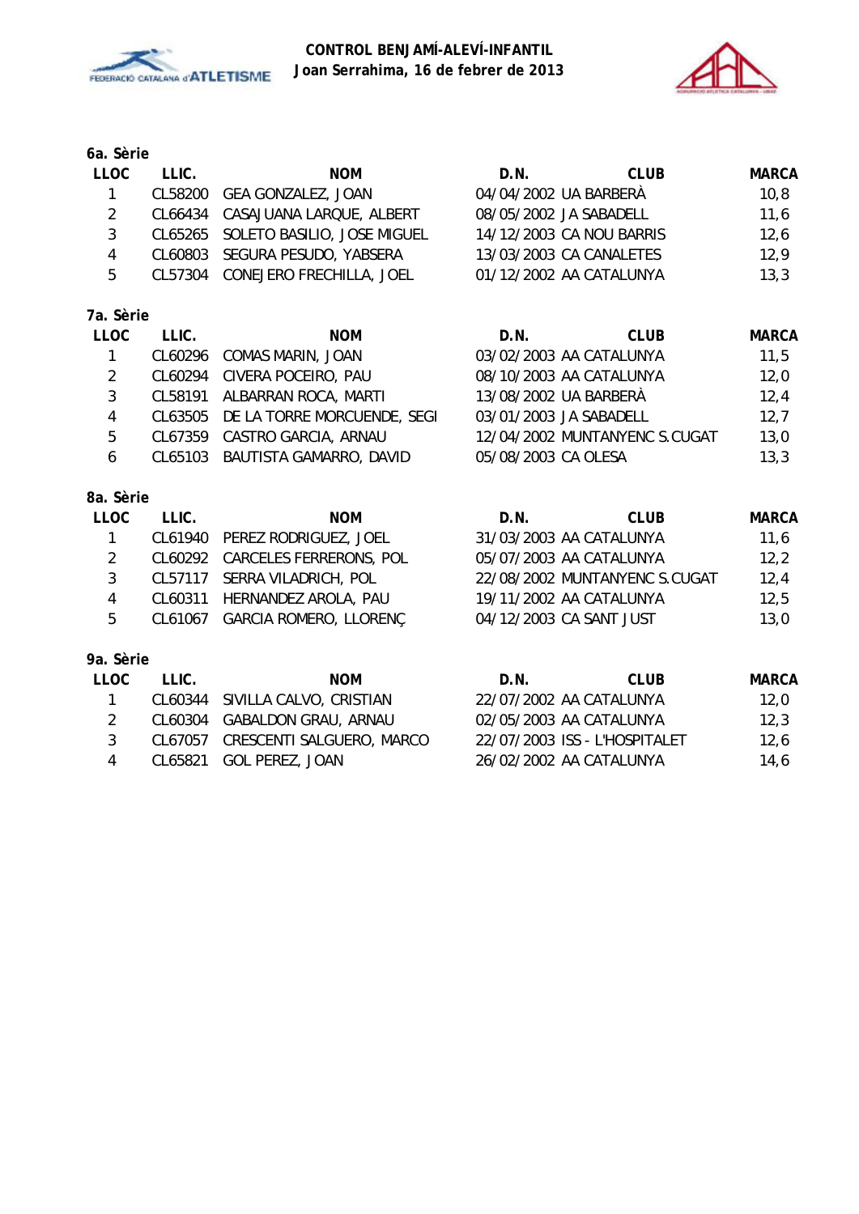**CONTROL BENJAMÍ-ALEVÍ-INFANTIL**
**Joan Serrahima, 16 de febrer de 2013**

**6a. Sèrie**

| LLOC | LLIC. | NOM | D.N. | CLUB | MARCA |
|---|---|---|---|---|---|
| 1 | CL58200 | GEA GONZALEZ, JOAN | 04/04/2002 | UA BARBERÀ | 10,8 |
| 2 | CL66434 | CASAJUANA LARQUE, ALBERT | 08/05/2002 | JA SABADELL | 11,6 |
| 3 | CL65265 | SOLETO BASILIO, JOSE MIGUEL | 14/12/2003 | CA NOU BARRIS | 12,6 |
| 4 | CL60803 | SEGURA PESUDO, YABSERA | 13/03/2003 | CA CANALETES | 12,9 |
| 5 | CL57304 | CONEJERO FRECHILLA, JOEL | 01/12/2002 | AA CATALUNYA | 13,3 |

**7a. Sèrie**

| LLOC | LLIC. | NOM | D.N. | CLUB | MARCA |
|---|---|---|---|---|---|
| 1 | CL60296 | COMAS MARIN, JOAN | 03/02/2003 | AA CATALUNYA | 11,5 |
| 2 | CL60294 | CIVERA POCEIRO, PAU | 08/10/2003 | AA CATALUNYA | 12,0 |
| 3 | CL58191 | ALBARRAN ROCA, MARTI | 13/08/2002 | UA BARBERÀ | 12,4 |
| 4 | CL63505 | DE LA TORRE MORCUENDE, SEGI | 03/01/2003 | JA SABADELL | 12,7 |
| 5 | CL67359 | CASTRO GARCIA, ARNAU | 12/04/2002 | MUNTANYENC S.CUGAT | 13,0 |
| 6 | CL65103 | BAUTISTA GAMARRO, DAVID | 05/08/2003 | CA OLESA | 13,3 |

**8a. Sèrie**

| LLOC | LLIC. | NOM | D.N. | CLUB | MARCA |
|---|---|---|---|---|---|
| 1 | CL61940 | PEREZ RODRIGUEZ, JOEL | 31/03/2003 | AA CATALUNYA | 11,6 |
| 2 | CL60292 | CARCELES FERRERONS, POL | 05/07/2003 | AA CATALUNYA | 12,2 |
| 3 | CL57117 | SERRA VILADRICH, POL | 22/08/2002 | MUNTANYENC S.CUGAT | 12,4 |
| 4 | CL60311 | HERNANDEZ AROLA, PAU | 19/11/2002 | AA CATALUNYA | 12,5 |
| 5 | CL61067 | GARCIA ROMERO, LLORENÇ | 04/12/2003 | CA SANT JUST | 13,0 |

**9a. Sèrie**

| LLOC | LLIC. | NOM | D.N. | CLUB | MARCA |
|---|---|---|---|---|---|
| 1 | CL60344 | SIVILLA CALVO, CRISTIAN | 22/07/2002 | AA CATALUNYA | 12,0 |
| 2 | CL60304 | GABALDON GRAU, ARNAU | 02/05/2003 | AA CATALUNYA | 12,3 |
| 3 | CL67057 | CRESCENTI SALGUERO, MARCO | 22/07/2003 | ISS - L'HOSPITALET | 12,6 |
| 4 | CL65821 | GOL PEREZ, JOAN | 26/02/2002 | AA CATALUNYA | 14,6 |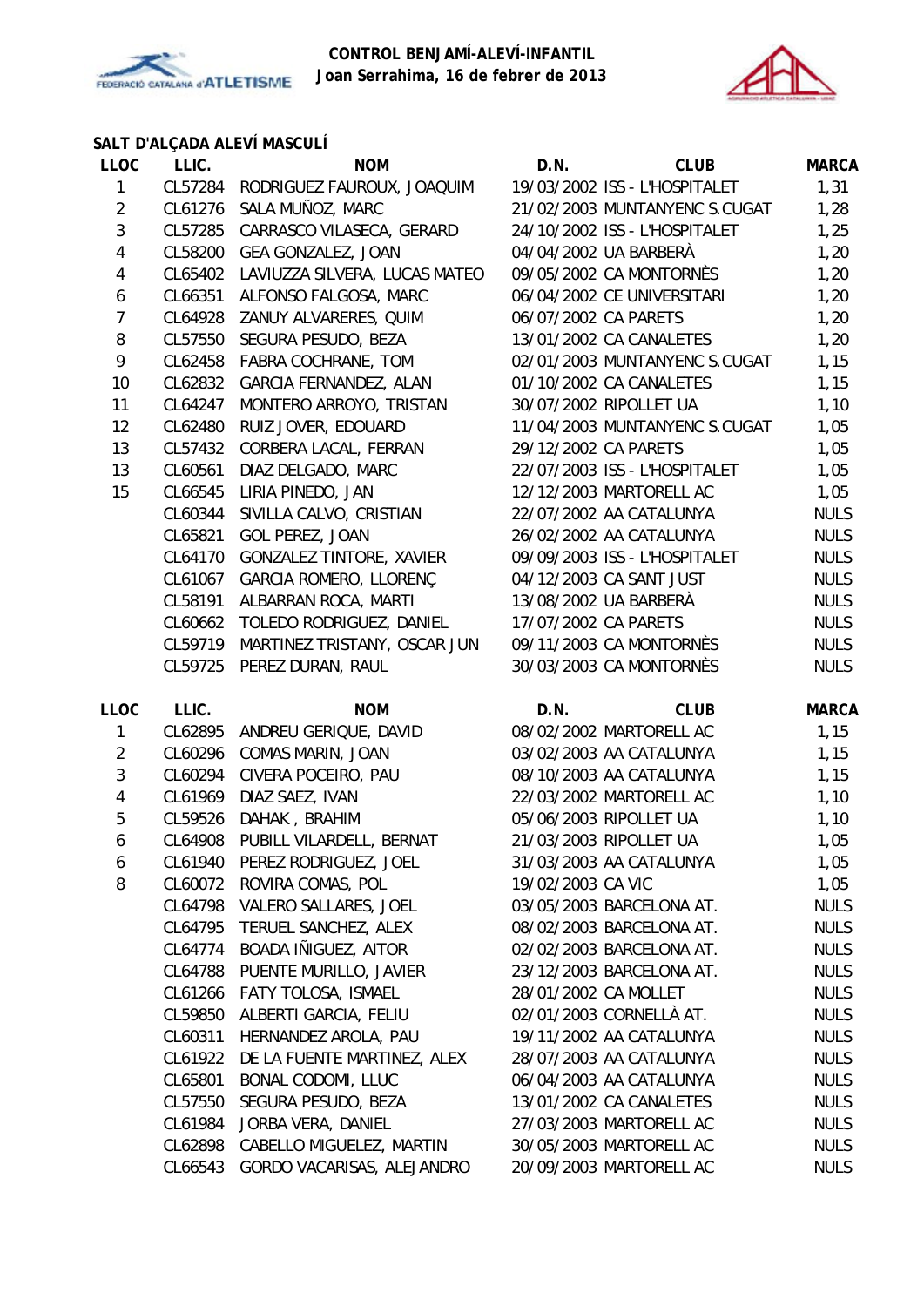**CONTROL BENJAMÍ-ALEVÍ-INFANTIL**
**Joan Serrahima, 16 de febrer de 2013**

### SALT D'ALÇADA ALEVÍ MASCULÍ

| LLOC | LLIC. | NOM | D.N. | CLUB | MARCA |
|---|---|---|---|---|---|
| 1 | CL57284 | RODRIGUEZ FAUROUX, JOAQUIM | 19/03/2002 | ISS - L'HOSPITALET | 1,31 |
| 2 | CL61276 | SALA MUÑOZ, MARC | 21/02/2003 | MUNTANYENC S.CUGAT | 1,28 |
| 3 | CL57285 | CARRASCO VILASECA, GERARD | 24/10/2002 | ISS - L'HOSPITALET | 1,25 |
| 4 | CL58200 | GEA GONZALEZ, JOAN | 04/04/2002 | UA BARBERÀ | 1,20 |
| 4 | CL65402 | LAVIUZZA SILVERA, LUCAS MATEO | 09/05/2002 | CA MONTORNÈS | 1,20 |
| 6 | CL66351 | ALFONSO FALGOSA, MARC | 06/04/2002 | CE UNIVERSITARI | 1,20 |
| 7 | CL64928 | ZANUY ALVARERES, QUIM | 06/07/2002 | CA PARETS | 1,20 |
| 8 | CL57550 | SEGURA PESUDO, BEZA | 13/01/2002 | CA CANALETES | 1,20 |
| 9 | CL62458 | FABRA COCHRANE, TOM | 02/01/2003 | MUNTANYENC S.CUGAT | 1,15 |
| 10 | CL62832 | GARCIA FERNANDEZ, ALAN | 01/10/2002 | CA CANALETES | 1,15 |
| 11 | CL64247 | MONTERO ARROYO, TRISTAN | 30/07/2002 | RIPOLLET UA | 1,10 |
| 12 | CL62480 | RUIZ JOVER, EDOUARD | 11/04/2003 | MUNTANYENC S.CUGAT | 1,05 |
| 13 | CL57432 | CORBERA LACAL, FERRAN | 29/12/2002 | CA PARETS | 1,05 |
| 13 | CL60561 | DIAZ DELGADO, MARC | 22/07/2003 | ISS - L'HOSPITALET | 1,05 |
| 15 | CL66545 | LIRIA PINEDO, JAN | 12/12/2003 | MARTORELL AC | 1,05 |
| | CL60344 | SIVILLA CALVO, CRISTIAN | 22/07/2002 | AA CATALUNYA | NULS |
| | CL65821 | GOL PEREZ, JOAN | 26/02/2002 | AA CATALUNYA | NULS |
| | CL64170 | GONZALEZ TINTORE, XAVIER | 09/09/2003 | ISS - L'HOSPITALET | NULS |
| | CL61067 | GARCIA ROMERO, LLORENÇ | 04/12/2003 | CA SANT JUST | NULS |
| | CL58191 | ALBARRAN ROCA, MARTI | 13/08/2002 | UA BARBERÀ | NULS |
| | CL60662 | TOLEDO RODRIGUEZ, DANIEL | 17/07/2002 | CA PARETS | NULS |
| | CL59719 | MARTINEZ TRISTANY, OSCAR JUN | 09/11/2003 | CA MONTORNÈS | NULS |
| | CL59725 | PEREZ DURAN, RAUL | 30/03/2003 | CA MONTORNÈS | NULS |

| LLOC | LLIC. | NOM | D.N. | CLUB | MARCA |
|---|---|---|---|---|---|
| 1 | CL62895 | ANDREU GERIQUE, DAVID | 08/02/2002 | MARTORELL AC | 1,15 |
| 2 | CL60296 | COMAS MARIN, JOAN | 03/02/2003 | AA CATALUNYA | 1,15 |
| 3 | CL60294 | CIVERA POCEIRO, PAU | 08/10/2003 | AA CATALUNYA | 1,15 |
| 4 | CL61969 | DIAZ SAEZ, IVAN | 22/03/2002 | MARTORELL AC | 1,10 |
| 5 | CL59526 | DAHAK , BRAHIM | 05/06/2003 | RIPOLLET UA | 1,10 |
| 6 | CL64908 | PUBILL VILARDELL, BERNAT | 21/03/2003 | RIPOLLET UA | 1,05 |
| 6 | CL61940 | PEREZ RODRIGUEZ, JOEL | 31/03/2003 | AA CATALUNYA | 1,05 |
| 8 | CL60072 | ROVIRA COMAS, POL | 19/02/2003 | CA VIC | 1,05 |
| | CL64798 | VALERO SALLARES, JOEL | 03/05/2003 | BARCELONA AT. | NULS |
| | CL64795 | TERUEL SANCHEZ, ALEX | 08/02/2003 | BARCELONA AT. | NULS |
| | CL64774 | BOADA IÑIGUEZ, AITOR | 02/02/2003 | BARCELONA AT. | NULS |
| | CL64788 | PUENTE MURILLO, JAVIER | 23/12/2003 | BARCELONA AT. | NULS |
| | CL61266 | FATY TOLOSA, ISMAEL | 28/01/2002 | CA MOLLET | NULS |
| | CL59850 | ALBERTI GARCIA, FELIU | 02/01/2003 | CORNELLÀ AT. | NULS |
| | CL60311 | HERNANDEZ AROLA, PAU | 19/11/2002 | AA CATALUNYA | NULS |
| | CL61922 | DE LA FUENTE MARTINEZ, ALEX | 28/07/2003 | AA CATALUNYA | NULS |
| | CL65801 | BONAL CODOMI, LLUC | 06/04/2003 | AA CATALUNYA | NULS |
| | CL57550 | SEGURA PESUDO, BEZA | 13/01/2002 | CA CANALETES | NULS |
| | CL61984 | JORBA VERA, DANIEL | 27/03/2003 | MARTORELL AC | NULS |
| | CL62898 | CABELLO MIGUELEZ, MARTIN | 30/05/2003 | MARTORELL AC | NULS |
| | CL66543 | GORDO VACARISAS, ALEJANDRO | 20/09/2003 | MARTORELL AC | NULS |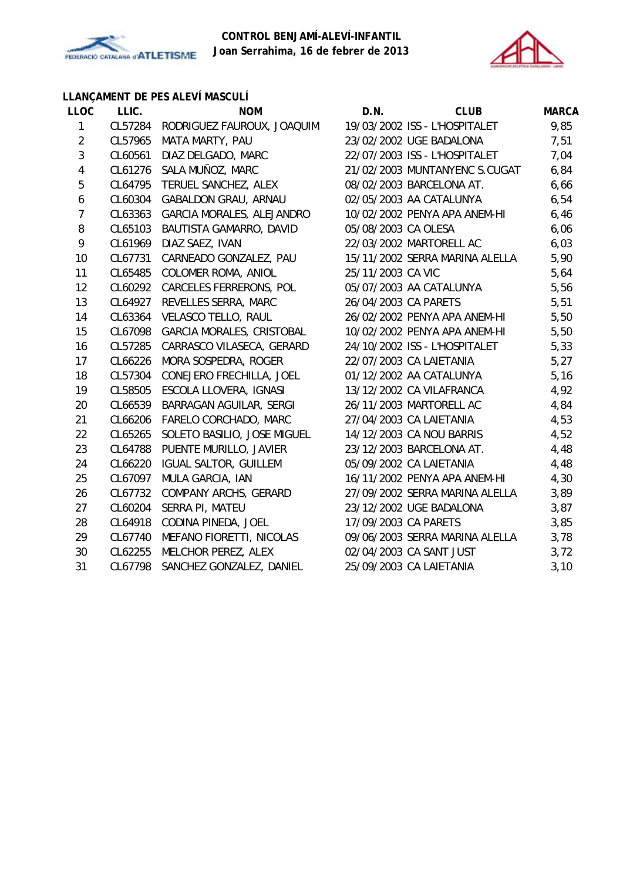**CONTROL BENJAMÍ-ALEVÍ-INFANTIL**
**Joan Serrahima, 16 de febrer de 2013**

### LLANÇAMENT DE PES ALEVÍ MASCULÍ

| LLOC | LLIC. | NOM | D.N. | CLUB | MARCA |
|---|---|---|---|---|---|
| 1 | CL57284 | RODRIGUEZ FAUROUX, JOAQUIM | 19/03/2002 | ISS - L'HOSPITALET | 9,85 |
| 2 | CL57965 | MATA MARTY, PAU | 23/02/2002 | UGE BADALONA | 7,51 |
| 3 | CL60561 | DIAZ DELGADO, MARC | 22/07/2003 | ISS - L'HOSPITALET | 7,04 |
| 4 | CL61276 | SALA MUÑOZ, MARC | 21/02/2003 | MUNTANYENC S.CUGAT | 6,84 |
| 5 | CL64795 | TERUEL SANCHEZ, ALEX | 08/02/2003 | BARCELONA AT. | 6,66 |
| 6 | CL60304 | GABALDON GRAU, ARNAU | 02/05/2003 | AA CATALUNYA | 6,54 |
| 7 | CL63363 | GARCIA MORALES, ALEJANDRO | 10/02/2002 | PENYA APA ANEM-HI | 6,46 |
| 8 | CL65103 | BAUTISTA GAMARRO, DAVID | 05/08/2003 | CA OLESA | 6,06 |
| 9 | CL61969 | DIAZ SAEZ, IVAN | 22/03/2002 | MARTORELL AC | 6,03 |
| 10 | CL67731 | CARNEADO GONZALEZ, PAU | 15/11/2002 | SERRA MARINA ALELLA | 5,90 |
| 11 | CL65485 | COLOMER ROMA, ANIOL | 25/11/2003 | CA VIC | 5,64 |
| 12 | CL60292 | CARCELES FERRERONS, POL | 05/07/2003 | AA CATALUNYA | 5,56 |
| 13 | CL64927 | REVELLES SERRA, MARC | 26/04/2003 | CA PARETS | 5,51 |
| 14 | CL63364 | VELASCO TELLO, RAUL | 26/02/2002 | PENYA APA ANEM-HI | 5,50 |
| 15 | CL67098 | GARCIA MORALES, CRISTOBAL | 10/02/2002 | PENYA APA ANEM-HI | 5,50 |
| 16 | CL57285 | CARRASCO VILASECA, GERARD | 24/10/2002 | ISS - L'HOSPITALET | 5,33 |
| 17 | CL66226 | MORA SOSPEDRA, ROGER | 22/07/2003 | CA LAIETANIA | 5,27 |
| 18 | CL57304 | CONEJERO FRECHILLA, JOEL | 01/12/2002 | AA CATALUNYA | 5,16 |
| 19 | CL58505 | ESCOLA LLOVERA, IGNASI | 13/12/2002 | CA VILAFRANCA | 4,92 |
| 20 | CL66539 | BARRAGAN AGUILAR, SERGI | 26/11/2003 | MARTORELL AC | 4,84 |
| 21 | CL66206 | FARELO CORCHADO, MARC | 27/04/2003 | CA LAIETANIA | 4,53 |
| 22 | CL65265 | SOLETO BASILIO, JOSE MIGUEL | 14/12/2003 | CA NOU BARRIS | 4,52 |
| 23 | CL64788 | PUENTE MURILLO, JAVIER | 23/12/2003 | BARCELONA AT. | 4,48 |
| 24 | CL66220 | IGUAL SALTOR, GUILLEM | 05/09/2002 | CA LAIETANIA | 4,48 |
| 25 | CL67097 | MULA GARCIA, IAN | 16/11/2002 | PENYA APA ANEM-HI | 4,30 |
| 26 | CL67732 | COMPANY ARCHS, GERARD | 27/09/2002 | SERRA MARINA ALELLA | 3,89 |
| 27 | CL60204 | SERRA PI, MATEU | 23/12/2002 | UGE BADALONA | 3,87 |
| 28 | CL64918 | CODINA PINEDA, JOEL | 17/09/2003 | CA PARETS | 3,85 |
| 29 | CL67740 | MEFANO FIORETTI, NICOLAS | 09/06/2003 | SERRA MARINA ALELLA | 3,78 |
| 30 | CL62255 | MELCHOR PEREZ, ALEX | 02/04/2003 | CA SANT JUST | 3,72 |
| 31 | CL67798 | SANCHEZ GONZALEZ, DANIEL | 25/09/2003 | CA LAIETANIA | 3,10 |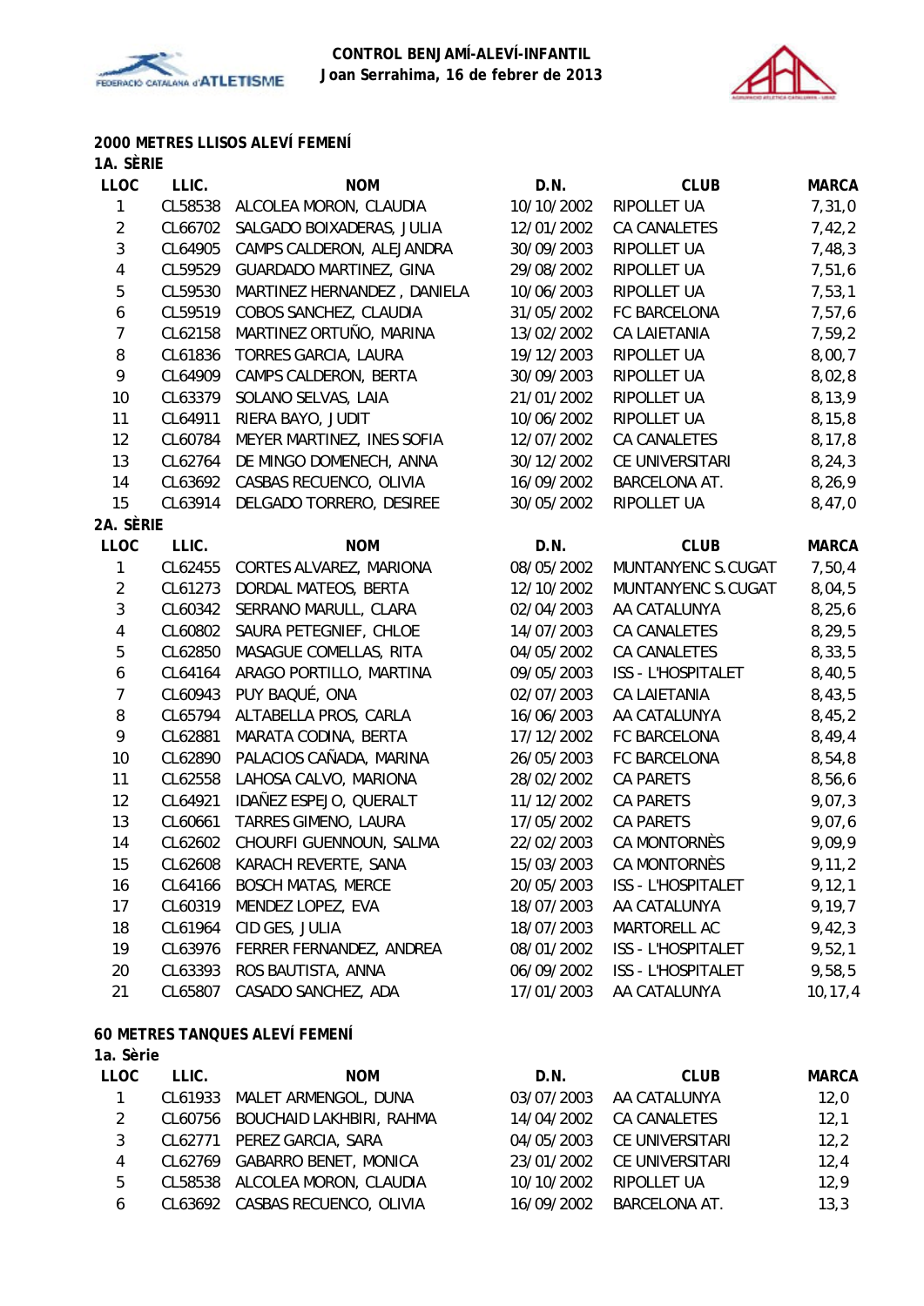**CONTROL BENJAMÍ-ALEVÍ-INFANTIL**
**Joan Serrahima, 16 de febrer de 2013**

### 2000 METRES LLISOS ALEVÍ FEMENÍ

**1A. SÈRIE**

| LLOC | LLIC. | NOM | D.N. | CLUB | MARCA |
|---|---|---|---|---|---|
| 1 | CL58538 | ALCOLEA MORON, CLAUDIA | 10/10/2002 | RIPOLLET UA | 7,31,0 |
| 2 | CL66702 | SALGADO BOIXADERAS, JULIA | 12/01/2002 | CA CANALETES | 7,42,2 |
| 3 | CL64905 | CAMPS CALDERON, ALEJANDRA | 30/09/2003 | RIPOLLET UA | 7,48,3 |
| 4 | CL59529 | GUARDADO MARTINEZ, GINA | 29/08/2002 | RIPOLLET UA | 7,51,6 |
| 5 | CL59530 | MARTINEZ HERNANDEZ , DANIELA | 10/06/2003 | RIPOLLET UA | 7,53,1 |
| 6 | CL59519 | COBOS SANCHEZ, CLAUDIA | 31/05/2002 | FC BARCELONA | 7,57,6 |
| 7 | CL62158 | MARTINEZ ORTUÑO, MARINA | 13/02/2002 | CA LAIETANIA | 7,59,2 |
| 8 | CL61836 | TORRES GARCIA, LAURA | 19/12/2003 | RIPOLLET UA | 8,00,7 |
| 9 | CL64909 | CAMPS CALDERON, BERTA | 30/09/2003 | RIPOLLET UA | 8,02,8 |
| 10 | CL63379 | SOLANO SELVAS, LAIA | 21/01/2002 | RIPOLLET UA | 8,13,9 |
| 11 | CL64911 | RIERA BAYO, JUDIT | 10/06/2002 | RIPOLLET UA | 8,15,8 |
| 12 | CL60784 | MEYER MARTINEZ, INES SOFIA | 12/07/2002 | CA CANALETES | 8,17,8 |
| 13 | CL62764 | DE MINGO DOMENECH, ANNA | 30/12/2002 | CE UNIVERSITARI | 8,24,3 |
| 14 | CL63692 | CASBAS RECUENCO, OLIVIA | 16/09/2002 | BARCELONA AT. | 8,26,9 |
| 15 | CL63914 | DELGADO TORRERO, DESIREE | 30/05/2002 | RIPOLLET UA | 8,47,0 |

**2A. SÈRIE**

| LLOC | LLIC. | NOM | D.N. | CLUB | MARCA |
|---|---|---|---|---|---|
| 1 | CL62455 | CORTES ALVAREZ, MARIONA | 08/05/2002 | MUNTANYENC S.CUGAT | 7,50,4 |
| 2 | CL61273 | DORDAL MATEOS, BERTA | 12/10/2002 | MUNTANYENC S.CUGAT | 8,04,5 |
| 3 | CL60342 | SERRANO MARULL, CLARA | 02/04/2003 | AA CATALUNYA | 8,25,6 |
| 4 | CL60802 | SAURA PETEGNIEF, CHLOE | 14/07/2003 | CA CANALETES | 8,29,5 |
| 5 | CL62850 | MASAGUE COMELLAS, RITA | 04/05/2002 | CA CANALETES | 8,33,5 |
| 6 | CL64164 | ARAGO PORTILLO, MARTINA | 09/05/2003 | ISS - L'HOSPITALET | 8,40,5 |
| 7 | CL60943 | PUY BAQUÉ, ONA | 02/07/2003 | CA LAIETANIA | 8,43,5 |
| 8 | CL65794 | ALTABELLA PROS, CARLA | 16/06/2003 | AA CATALUNYA | 8,45,2 |
| 9 | CL62881 | MARATA CODINA, BERTA | 17/12/2002 | FC BARCELONA | 8,49,4 |
| 10 | CL62890 | PALACIOS CAÑADA, MARINA | 26/05/2003 | FC BARCELONA | 8,54,8 |
| 11 | CL62558 | LAHOSA CALVO, MARIONA | 28/02/2002 | CA PARETS | 8,56,6 |
| 12 | CL64921 | IDAÑEZ ESPEJO, QUERALT | 11/12/2002 | CA PARETS | 9,07,3 |
| 13 | CL60661 | TARRES GIMENO, LAURA | 17/05/2002 | CA PARETS | 9,07,6 |
| 14 | CL62602 | CHOURFI GUENNOUN, SALMA | 22/02/2003 | CA MONTORNÈS | 9,09,9 |
| 15 | CL62608 | KARACH REVERTE, SANA | 15/03/2003 | CA MONTORNÈS | 9,11,2 |
| 16 | CL64166 | BOSCH MATAS, MERCE | 20/05/2003 | ISS - L'HOSPITALET | 9,12,1 |
| 17 | CL60319 | MENDEZ LOPEZ, EVA | 18/07/2003 | AA CATALUNYA | 9,19,7 |
| 18 | CL61964 | CID GES, JULIA | 18/07/2003 | MARTORELL AC | 9,42,3 |
| 19 | CL63976 | FERRER FERNANDEZ, ANDREA | 08/01/2002 | ISS - L'HOSPITALET | 9,52,1 |
| 20 | CL63393 | ROS BAUTISTA, ANNA | 06/09/2002 | ISS - L'HOSPITALET | 9,58,5 |
| 21 | CL65807 | CASADO SANCHEZ, ADA | 17/01/2003 | AA CATALUNYA | 10,17,4 |

### 60 METRES TANQUES ALEVÍ FEMENÍ

**1a. Sèrie**

| LLOC | LLIC. | NOM | D.N. | CLUB | MARCA |
|---|---|---|---|---|---|
| 1 | CL61933 | MALET ARMENGOL, DUNA | 03/07/2003 | AA CATALUNYA | 12,0 |
| 2 | CL60756 | BOUCHAID LAKHBIRI, RAHMA | 14/04/2002 | CA CANALETES | 12,1 |
| 3 | CL62771 | PEREZ GARCIA, SARA | 04/05/2003 | CE UNIVERSITARI | 12,2 |
| 4 | CL62769 | GABARRO BENET, MONICA | 23/01/2002 | CE UNIVERSITARI | 12,4 |
| 5 | CL58538 | ALCOLEA MORON, CLAUDIA | 10/10/2002 | RIPOLLET UA | 12,9 |
| 6 | CL63692 | CASBAS RECUENCO, OLIVIA | 16/09/2002 | BARCELONA AT. | 13,3 |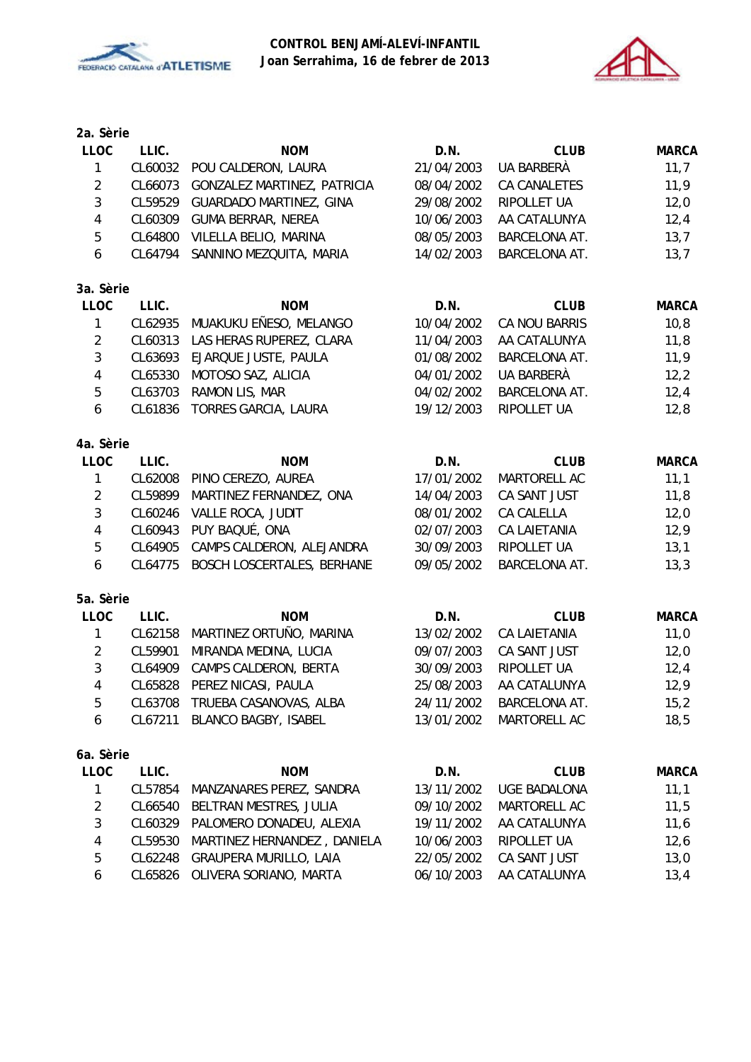**CONTROL BENJAMÍ-ALEVÍ-INFANTIL**
**Joan Serrahima, 16 de febrer de 2013**

**2a. Sèrie**

| LLOC | LLIC. | NOM | D.N. | CLUB | MARCA |
|---|---|---|---|---|---|
| 1 | CL60032 | POU CALDERON, LAURA | 21/04/2003 | UA BARBERÀ | 11,7 |
| 2 | CL66073 | GONZALEZ MARTINEZ, PATRICIA | 08/04/2002 | CA CANALETES | 11,9 |
| 3 | CL59529 | GUARDADO MARTINEZ, GINA | 29/08/2002 | RIPOLLET UA | 12,0 |
| 4 | CL60309 | GUMA BERRAR, NEREA | 10/06/2003 | AA CATALUNYA | 12,4 |
| 5 | CL64800 | VILELLA BELIO, MARINA | 08/05/2003 | BARCELONA AT. | 13,7 |
| 6 | CL64794 | SANNINO MEZQUITA, MARIA | 14/02/2003 | BARCELONA AT. | 13,7 |

**3a. Sèrie**

| LLOC | LLIC. | NOM | D.N. | CLUB | MARCA |
|---|---|---|---|---|---|
| 1 | CL62935 | MUAKUKU EÑESO, MELANGO | 10/04/2002 | CA NOU BARRIS | 10,8 |
| 2 | CL60313 | LAS HERAS RUPEREZ, CLARA | 11/04/2003 | AA CATALUNYA | 11,8 |
| 3 | CL63693 | EJARQUE JUSTE, PAULA | 01/08/2002 | BARCELONA AT. | 11,9 |
| 4 | CL65330 | MOTOSO SAZ, ALICIA | 04/01/2002 | UA BARBERÀ | 12,2 |
| 5 | CL63703 | RAMON LIS, MAR | 04/02/2002 | BARCELONA AT. | 12,4 |
| 6 | CL61836 | TORRES GARCIA, LAURA | 19/12/2003 | RIPOLLET UA | 12,8 |

**4a. Sèrie**

| LLOC | LLIC. | NOM | D.N. | CLUB | MARCA |
|---|---|---|---|---|---|
| 1 | CL62008 | PINO CEREZO, AUREA | 17/01/2002 | MARTORELL AC | 11,1 |
| 2 | CL59899 | MARTINEZ FERNANDEZ, ONA | 14/04/2003 | CA SANT JUST | 11,8 |
| 3 | CL60246 | VALLE ROCA, JUDIT | 08/01/2002 | CA CALELLA | 12,0 |
| 4 | CL60943 | PUY BAQUÉ, ONA | 02/07/2003 | CA LAIETANIA | 12,9 |
| 5 | CL64905 | CAMPS CALDERON, ALEJANDRA | 30/09/2003 | RIPOLLET UA | 13,1 |
| 6 | CL64775 | BOSCH LOSCERTALES, BERHANE | 09/05/2002 | BARCELONA AT. | 13,3 |

**5a. Sèrie**

| LLOC | LLIC. | NOM | D.N. | CLUB | MARCA |
|---|---|---|---|---|---|
| 1 | CL62158 | MARTINEZ ORTUÑO, MARINA | 13/02/2002 | CA LAIETANIA | 11,0 |
| 2 | CL59901 | MIRANDA MEDINA, LUCIA | 09/07/2003 | CA SANT JUST | 12,0 |
| 3 | CL64909 | CAMPS CALDERON, BERTA | 30/09/2003 | RIPOLLET UA | 12,4 |
| 4 | CL65828 | PEREZ NICASI, PAULA | 25/08/2003 | AA CATALUNYA | 12,9 |
| 5 | CL63708 | TRUEBA CASANOVAS, ALBA | 24/11/2002 | BARCELONA AT. | 15,2 |
| 6 | CL67211 | BLANCO BAGBY, ISABEL | 13/01/2002 | MARTORELL AC | 18,5 |

**6a. Sèrie**

| LLOC | LLIC. | NOM | D.N. | CLUB | MARCA |
|---|---|---|---|---|---|
| 1 | CL57854 | MANZANARES PEREZ, SANDRA | 13/11/2002 | UGE BADALONA | 11,1 |
| 2 | CL66540 | BELTRAN MESTRES, JULIA | 09/10/2002 | MARTORELL AC | 11,5 |
| 3 | CL60329 | PALOMERO DONADEU, ALEXIA | 19/11/2002 | AA CATALUNYA | 11,6 |
| 4 | CL59530 | MARTINEZ HERNANDEZ , DANIELA | 10/06/2003 | RIPOLLET UA | 12,6 |
| 5 | CL62248 | GRAUPERA MURILLO, LAIA | 22/05/2002 | CA SANT JUST | 13,0 |
| 6 | CL65826 | OLIVERA SORIANO, MARTA | 06/10/2003 | AA CATALUNYA | 13,4 |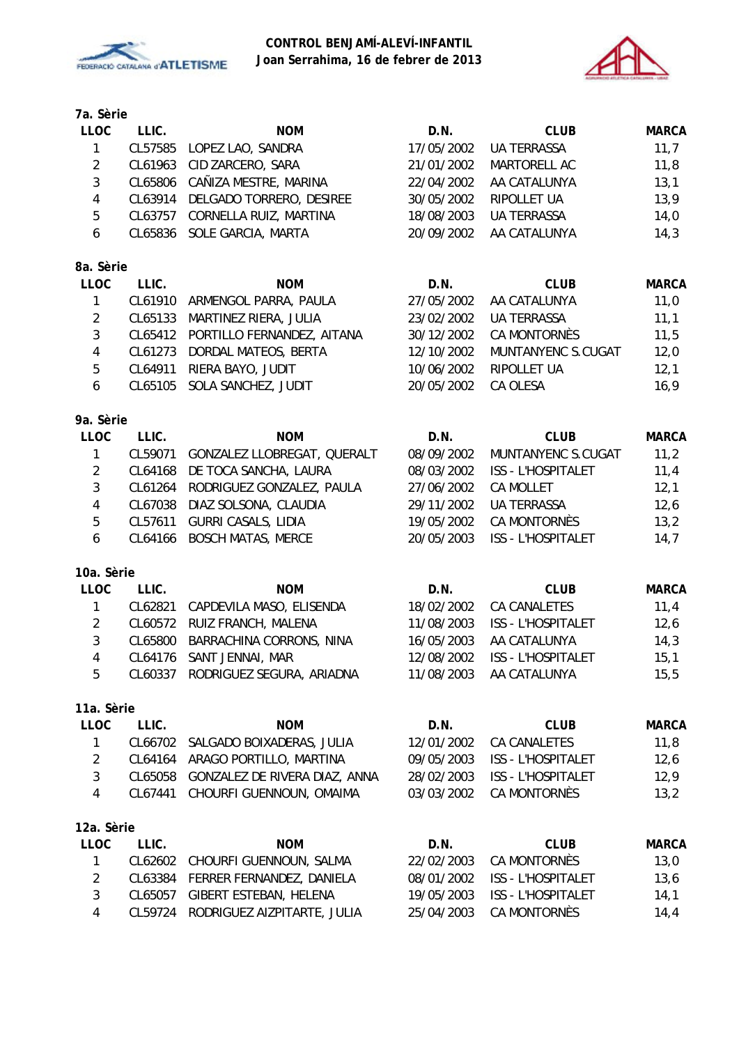**CONTROL BENJAMÍ-ALEVÍ-INFANTIL**
**Joan Serrahima, 16 de febrer de 2013**

**7a. Sèrie**

| LLOC | LLIC. | NOM | D.N. | CLUB | MARCA |
|---|---|---|---|---|---|
| 1 | CL57585 | LOPEZ LAO, SANDRA | 17/05/2002 | UA TERRASSA | 11,7 |
| 2 | CL61963 | CID ZARCERO, SARA | 21/01/2002 | MARTORELL AC | 11,8 |
| 3 | CL65806 | CAÑIZA MESTRE, MARINA | 22/04/2002 | AA CATALUNYA | 13,1 |
| 4 | CL63914 | DELGADO TORRERO, DESIREE | 30/05/2002 | RIPOLLET UA | 13,9 |
| 5 | CL63757 | CORNELLA RUIZ, MARTINA | 18/08/2003 | UA TERRASSA | 14,0 |
| 6 | CL65836 | SOLE GARCIA, MARTA | 20/09/2002 | AA CATALUNYA | 14,3 |

**8a. Sèrie**

| LLOC | LLIC. | NOM | D.N. | CLUB | MARCA |
|---|---|---|---|---|---|
| 1 | CL61910 | ARMENGOL PARRA, PAULA | 27/05/2002 | AA CATALUNYA | 11,0 |
| 2 | CL65133 | MARTINEZ RIERA, JULIA | 23/02/2002 | UA TERRASSA | 11,1 |
| 3 | CL65412 | PORTILLO FERNANDEZ, AITANA | 30/12/2002 | CA MONTORNÈS | 11,5 |
| 4 | CL61273 | DORDAL MATEOS, BERTA | 12/10/2002 | MUNTANYENC S.CUGAT | 12,0 |
| 5 | CL64911 | RIERA BAYO, JUDIT | 10/06/2002 | RIPOLLET UA | 12,1 |
| 6 | CL65105 | SOLA SANCHEZ, JUDIT | 20/05/2002 | CA OLESA | 16,9 |

**9a. Sèrie**

| LLOC | LLIC. | NOM | D.N. | CLUB | MARCA |
|---|---|---|---|---|---|
| 1 | CL59071 | GONZALEZ LLOBREGAT, QUERALT | 08/09/2002 | MUNTANYENC S.CUGAT | 11,2 |
| 2 | CL64168 | DE TOCA SANCHA, LAURA | 08/03/2002 | ISS - L'HOSPITALET | 11,4 |
| 3 | CL61264 | RODRIGUEZ GONZALEZ, PAULA | 27/06/2002 | CA MOLLET | 12,1 |
| 4 | CL67038 | DIAZ SOLSONA, CLAUDIA | 29/11/2002 | UA TERRASSA | 12,6 |
| 5 | CL57611 | GURRI CASALS, LIDIA | 19/05/2002 | CA MONTORNÈS | 13,2 |
| 6 | CL64166 | BOSCH MATAS, MERCE | 20/05/2003 | ISS - L'HOSPITALET | 14,7 |

**10a. Sèrie**

| LLOC | LLIC. | NOM | D.N. | CLUB | MARCA |
|---|---|---|---|---|---|
| 1 | CL62821 | CAPDEVILA MASO, ELISENDA | 18/02/2002 | CA CANALETES | 11,4 |
| 2 | CL60572 | RUIZ FRANCH, MALENA | 11/08/2003 | ISS - L'HOSPITALET | 12,6 |
| 3 | CL65800 | BARRACHINA CORRONS, NINA | 16/05/2003 | AA CATALUNYA | 14,3 |
| 4 | CL64176 | SANT JENNAI, MAR | 12/08/2002 | ISS - L'HOSPITALET | 15,1 |
| 5 | CL60337 | RODRIGUEZ SEGURA, ARIADNA | 11/08/2003 | AA CATALUNYA | 15,5 |

**11a. Sèrie**

| LLOC | LLIC. | NOM | D.N. | CLUB | MARCA |
|---|---|---|---|---|---|
| 1 | CL66702 | SALGADO BOIXADERAS, JULIA | 12/01/2002 | CA CANALETES | 11,8 |
| 2 | CL64164 | ARAGO PORTILLO, MARTINA | 09/05/2003 | ISS - L'HOSPITALET | 12,6 |
| 3 | CL65058 | GONZALEZ DE RIVERA DIAZ, ANNA | 28/02/2003 | ISS - L'HOSPITALET | 12,9 |
| 4 | CL67441 | CHOURFI GUENNOUN, OMAIMA | 03/03/2002 | CA MONTORNÈS | 13,2 |

**12a. Sèrie**

| LLOC | LLIC. | NOM | D.N. | CLUB | MARCA |
|---|---|---|---|---|---|
| 1 | CL62602 | CHOURFI GUENNOUN, SALMA | 22/02/2003 | CA MONTORNÈS | 13,0 |
| 2 | CL63384 | FERRER FERNANDEZ, DANIELA | 08/01/2002 | ISS - L'HOSPITALET | 13,6 |
| 3 | CL65057 | GIBERT ESTEBAN, HELENA | 19/05/2003 | ISS - L'HOSPITALET | 14,1 |
| 4 | CL59724 | RODRIGUEZ AIZPITARTE, JULIA | 25/04/2003 | CA MONTORNÈS | 14,4 |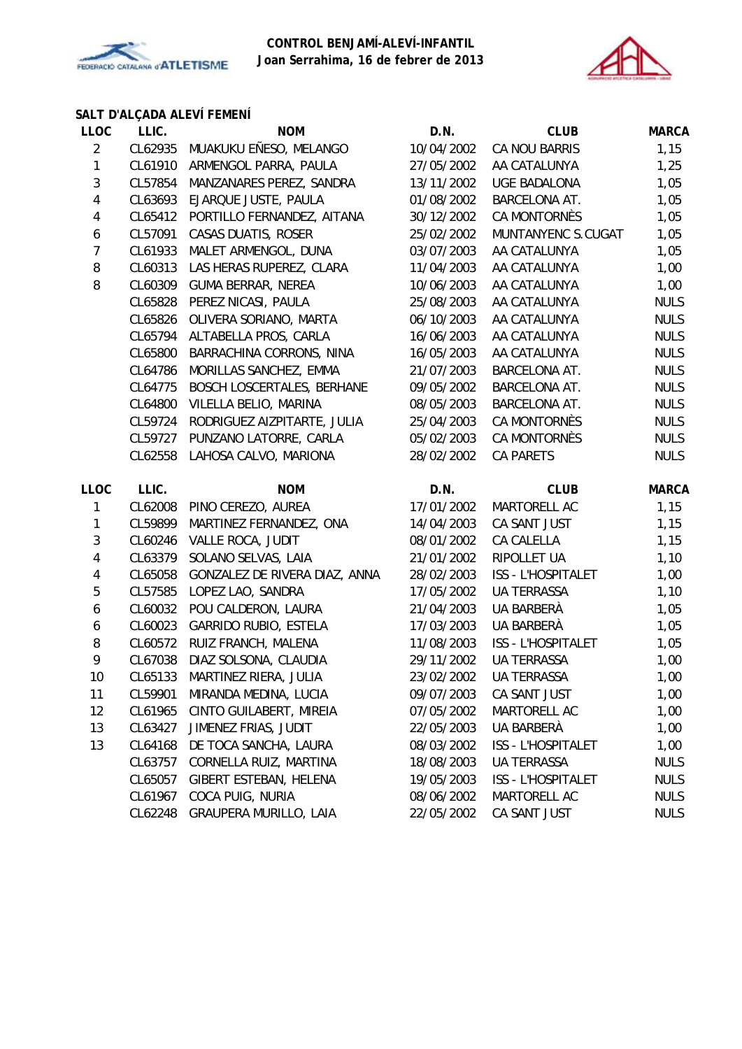**CONTROL BENJAMÍ-ALEVÍ-INFANTIL**
**Joan Serrahima, 16 de febrer de 2013**

### SALT D'ALÇADA ALEVÍ FEMENÍ

| LLOC | LLIC. | NOM | D.N. | CLUB | MARCA |
|---|---|---|---|---|---|
| 2 | CL62935 | MUAKUKU EÑESO, MELANGO | 10/04/2002 | CA NOU BARRIS | 1,15 |
| 1 | CL61910 | ARMENGOL PARRA, PAULA | 27/05/2002 | AA CATALUNYA | 1,25 |
| 3 | CL57854 | MANZANARES PEREZ, SANDRA | 13/11/2002 | UGE BADALONA | 1,05 |
| 4 | CL63693 | EJARQUE JUSTE, PAULA | 01/08/2002 | BARCELONA AT. | 1,05 |
| 4 | CL65412 | PORTILLO FERNANDEZ, AITANA | 30/12/2002 | CA MONTORNÈS | 1,05 |
| 6 | CL57091 | CASAS DUATIS, ROSER | 25/02/2002 | MUNTANYENC S.CUGAT | 1,05 |
| 7 | CL61933 | MALET ARMENGOL, DUNA | 03/07/2003 | AA CATALUNYA | 1,05 |
| 8 | CL60313 | LAS HERAS RUPEREZ, CLARA | 11/04/2003 | AA CATALUNYA | 1,00 |
| 8 | CL60309 | GUMA BERRAR, NEREA | 10/06/2003 | AA CATALUNYA | 1,00 |
| | CL65828 | PEREZ NICASI, PAULA | 25/08/2003 | AA CATALUNYA | NULS |
| | CL65826 | OLIVERA SORIANO, MARTA | 06/10/2003 | AA CATALUNYA | NULS |
| | CL65794 | ALTABELLA PROS, CARLA | 16/06/2003 | AA CATALUNYA | NULS |
| | CL65800 | BARRACHINA CORRONS, NINA | 16/05/2003 | AA CATALUNYA | NULS |
| | CL64786 | MORILLAS SANCHEZ, EMMA | 21/07/2003 | BARCELONA AT. | NULS |
| | CL64775 | BOSCH LOSCERTALES, BERHANE | 09/05/2002 | BARCELONA AT. | NULS |
| | CL64800 | VILELLA BELIO, MARINA | 08/05/2003 | BARCELONA AT. | NULS |
| | CL59724 | RODRIGUEZ AIZPITARTE, JULIA | 25/04/2003 | CA MONTORNÈS | NULS |
| | CL59727 | PUNZANO LATORRE, CARLA | 05/02/2003 | CA MONTORNÈS | NULS |
| | CL62558 | LAHOSA CALVO, MARIONA | 28/02/2002 | CA PARETS | NULS |

| LLOC | LLIC. | NOM | D.N. | CLUB | MARCA |
|---|---|---|---|---|---|
| 1 | CL62008 | PINO CEREZO, AUREA | 17/01/2002 | MARTORELL AC | 1,15 |
| 1 | CL59899 | MARTINEZ FERNANDEZ, ONA | 14/04/2003 | CA SANT JUST | 1,15 |
| 3 | CL60246 | VALLE ROCA, JUDIT | 08/01/2002 | CA CALELLA | 1,15 |
| 4 | CL63379 | SOLANO SELVAS, LAIA | 21/01/2002 | RIPOLLET UA | 1,10 |
| 4 | CL65058 | GONZALEZ DE RIVERA DIAZ, ANNA | 28/02/2003 | ISS - L'HOSPITALET | 1,00 |
| 5 | CL57585 | LOPEZ LAO, SANDRA | 17/05/2002 | UA TERRASSA | 1,10 |
| 6 | CL60032 | POU CALDERON, LAURA | 21/04/2003 | UA BARBERÀ | 1,05 |
| 6 | CL60023 | GARRIDO RUBIO, ESTELA | 17/03/2003 | UA BARBERÀ | 1,05 |
| 8 | CL60572 | RUIZ FRANCH, MALENA | 11/08/2003 | ISS - L'HOSPITALET | 1,05 |
| 9 | CL67038 | DIAZ SOLSONA, CLAUDIA | 29/11/2002 | UA TERRASSA | 1,00 |
| 10 | CL65133 | MARTINEZ RIERA, JULIA | 23/02/2002 | UA TERRASSA | 1,00 |
| 11 | CL59901 | MIRANDA MEDINA, LUCIA | 09/07/2003 | CA SANT JUST | 1,00 |
| 12 | CL61965 | CINTO GUILABERT, MIREIA | 07/05/2002 | MARTORELL AC | 1,00 |
| 13 | CL63427 | JIMENEZ FRIAS, JUDIT | 22/05/2003 | UA BARBERÀ | 1,00 |
| 13 | CL64168 | DE TOCA SANCHA, LAURA | 08/03/2002 | ISS - L'HOSPITALET | 1,00 |
| | CL63757 | CORNELLA RUIZ, MARTINA | 18/08/2003 | UA TERRASSA | NULS |
| | CL65057 | GIBERT ESTEBAN, HELENA | 19/05/2003 | ISS - L'HOSPITALET | NULS |
| | CL61967 | COCA PUIG, NURIA | 08/06/2002 | MARTORELL AC | NULS |
| | CL62248 | GRAUPERA MURILLO, LAIA | 22/05/2002 | CA SANT JUST | NULS |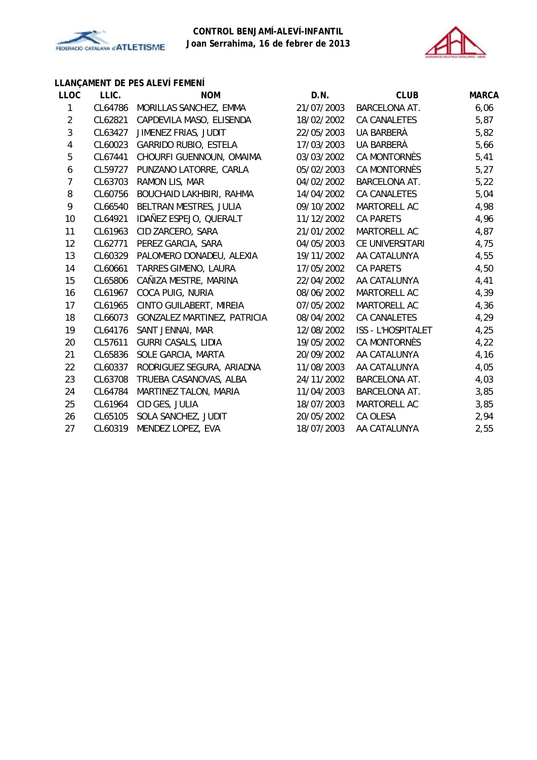**CONTROL BENJAMÍ-ALEVÍ-INFANTIL**
**Joan Serrahima, 16 de febrer de 2013**

### LLANÇAMENT DE PES ALEVÍ FEMENÍ

| LLOC | LLIC. | NOM | D.N. | CLUB | MARCA |
|---|---|---|---|---|---|
| 1 | CL64786 | MORILLAS SANCHEZ, EMMA | 21/07/2003 | BARCELONA AT. | 6,06 |
| 2 | CL62821 | CAPDEVILA MASO, ELISENDA | 18/02/2002 | CA CANALETES | 5,87 |
| 3 | CL63427 | JIMENEZ FRIAS, JUDIT | 22/05/2003 | UA BARBERÀ | 5,82 |
| 4 | CL60023 | GARRIDO RUBIO, ESTELA | 17/03/2003 | UA BARBERÀ | 5,66 |
| 5 | CL67441 | CHOURFI GUENNOUN, OMAIMA | 03/03/2002 | CA MONTORNÈS | 5,41 |
| 6 | CL59727 | PUNZANO LATORRE, CARLA | 05/02/2003 | CA MONTORNÈS | 5,27 |
| 7 | CL63703 | RAMON LIS, MAR | 04/02/2002 | BARCELONA AT. | 5,22 |
| 8 | CL60756 | BOUCHAID LAKHBIRI, RAHMA | 14/04/2002 | CA CANALETES | 5,04 |
| 9 | CL66540 | BELTRAN MESTRES, JULIA | 09/10/2002 | MARTORELL AC | 4,98 |
| 10 | CL64921 | IDAÑEZ ESPEJO, QUERALT | 11/12/2002 | CA PARETS | 4,96 |
| 11 | CL61963 | CID ZARCERO, SARA | 21/01/2002 | MARTORELL AC | 4,87 |
| 12 | CL62771 | PEREZ GARCIA, SARA | 04/05/2003 | CE UNIVERSITARI | 4,75 |
| 13 | CL60329 | PALOMERO DONADEU, ALEXIA | 19/11/2002 | AA CATALUNYA | 4,55 |
| 14 | CL60661 | TARRES GIMENO, LAURA | 17/05/2002 | CA PARETS | 4,50 |
| 15 | CL65806 | CAÑIZA MESTRE, MARINA | 22/04/2002 | AA CATALUNYA | 4,41 |
| 16 | CL61967 | COCA PUIG, NURIA | 08/06/2002 | MARTORELL AC | 4,39 |
| 17 | CL61965 | CINTO GUILABERT, MIREIA | 07/05/2002 | MARTORELL AC | 4,36 |
| 18 | CL66073 | GONZALEZ MARTINEZ, PATRICIA | 08/04/2002 | CA CANALETES | 4,29 |
| 19 | CL64176 | SANT JENNAI, MAR | 12/08/2002 | ISS - L'HOSPITALET | 4,25 |
| 20 | CL57611 | GURRI CASALS, LIDIA | 19/05/2002 | CA MONTORNÈS | 4,22 |
| 21 | CL65836 | SOLE GARCIA, MARTA | 20/09/2002 | AA CATALUNYA | 4,16 |
| 22 | CL60337 | RODRIGUEZ SEGURA, ARIADNA | 11/08/2003 | AA CATALUNYA | 4,05 |
| 23 | CL63708 | TRUEBA CASANOVAS, ALBA | 24/11/2002 | BARCELONA AT. | 4,03 |
| 24 | CL64784 | MARTINEZ TALON, MARIA | 11/04/2003 | BARCELONA AT. | 3,85 |
| 25 | CL61964 | CID GES, JULIA | 18/07/2003 | MARTORELL AC | 3,85 |
| 26 | CL65105 | SOLA SANCHEZ, JUDIT | 20/05/2002 | CA OLESA | 2,94 |
| 27 | CL60319 | MENDEZ LOPEZ, EVA | 18/07/2003 | AA CATALUNYA | 2,55 |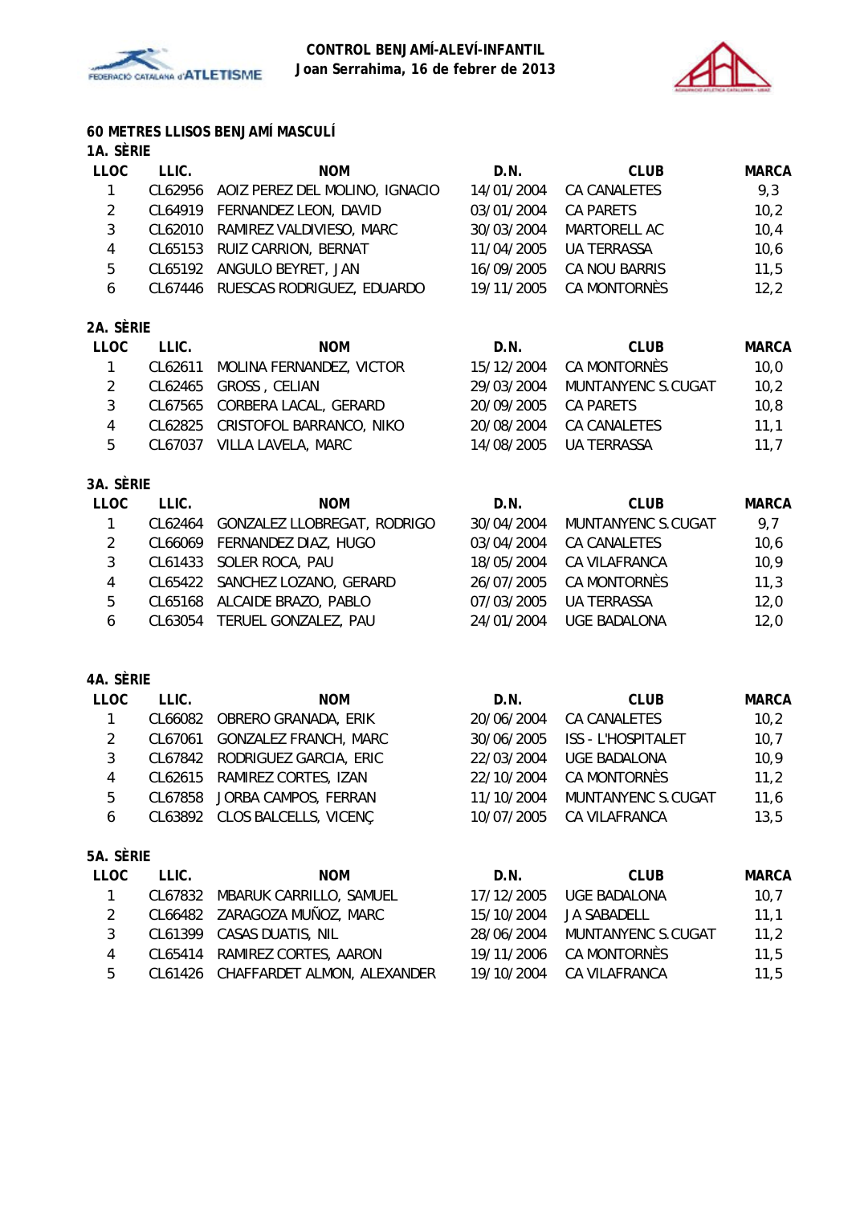**CONTROL BENJAMÍ-ALEVÍ-INFANTIL**
**Joan Serrahima, 16 de febrer de 2013**

## 60 METRES LLISOS BENJAMÍ MASCULÍ

### 1A. SÈRIE

| LLOC | LLIC. | NOM | D.N. | CLUB | MARCA |
|---|---|---|---|---|---|
| 1 | CL62956 | AOIZ PEREZ DEL MOLINO, IGNACIO | 14/01/2004 | CA CANALETES | 9,3 |
| 2 | CL64919 | FERNANDEZ LEON, DAVID | 03/01/2004 | CA PARETS | 10,2 |
| 3 | CL62010 | RAMIREZ VALDIVIESO, MARC | 30/03/2004 | MARTORELL AC | 10,4 |
| 4 | CL65153 | RUIZ CARRION, BERNAT | 11/04/2005 | UA TERRASSA | 10,6 |
| 5 | CL65192 | ANGULO BEYRET, JAN | 16/09/2005 | CA NOU BARRIS | 11,5 |
| 6 | CL67446 | RUESCAS RODRIGUEZ, EDUARDO | 19/11/2005 | CA MONTORNÈS | 12,2 |

### 2A. SÈRIE

| LLOC | LLIC. | NOM | D.N. | CLUB | MARCA |
|---|---|---|---|---|---|
| 1 | CL62611 | MOLINA FERNANDEZ, VICTOR | 15/12/2004 | CA MONTORNÈS | 10,0 |
| 2 | CL62465 | GROSS , CELIAN | 29/03/2004 | MUNTANYENC S.CUGAT | 10,2 |
| 3 | CL67565 | CORBERA LACAL, GERARD | 20/09/2005 | CA PARETS | 10,8 |
| 4 | CL62825 | CRISTOFOL BARRANCO, NIKO | 20/08/2004 | CA CANALETES | 11,1 |
| 5 | CL67037 | VILLA LAVELA, MARC | 14/08/2005 | UA TERRASSA | 11,7 |

### 3A. SÈRIE

| LLOC | LLIC. | NOM | D.N. | CLUB | MARCA |
|---|---|---|---|---|---|
| 1 | CL62464 | GONZALEZ LLOBREGAT, RODRIGO | 30/04/2004 | MUNTANYENC S.CUGAT | 9,7 |
| 2 | CL66069 | FERNANDEZ DIAZ, HUGO | 03/04/2004 | CA CANALETES | 10,6 |
| 3 | CL61433 | SOLER ROCA, PAU | 18/05/2004 | CA VILAFRANCA | 10,9 |
| 4 | CL65422 | SANCHEZ LOZANO, GERARD | 26/07/2005 | CA MONTORNÈS | 11,3 |
| 5 | CL65168 | ALCAIDE BRAZO, PABLO | 07/03/2005 | UA TERRASSA | 12,0 |
| 6 | CL63054 | TERUEL GONZALEZ, PAU | 24/01/2004 | UGE BADALONA | 12,0 |

### 4A. SÈRIE

| LLOC | LLIC. | NOM | D.N. | CLUB | MARCA |
|---|---|---|---|---|---|
| 1 | CL66082 | OBRERO GRANADA, ERIK | 20/06/2004 | CA CANALETES | 10,2 |
| 2 | CL67061 | GONZALEZ FRANCH, MARC | 30/06/2005 | ISS - L'HOSPITALET | 10,7 |
| 3 | CL67842 | RODRIGUEZ GARCIA, ERIC | 22/03/2004 | UGE BADALONA | 10,9 |
| 4 | CL62615 | RAMIREZ CORTES, IZAN | 22/10/2004 | CA MONTORNÈS | 11,2 |
| 5 | CL67858 | JORBA CAMPOS, FERRAN | 11/10/2004 | MUNTANYENC S.CUGAT | 11,6 |
| 6 | CL63892 | CLOS BALCELLS, VICENÇ | 10/07/2005 | CA VILAFRANCA | 13,5 |

### 5A. SÈRIE

| LLOC | LLIC. | NOM | D.N. | CLUB | MARCA |
|---|---|---|---|---|---|
| 1 | CL67832 | MBARUK CARRILLO, SAMUEL | 17/12/2005 | UGE BADALONA | 10,7 |
| 2 | CL66482 | ZARAGOZA MUÑOZ, MARC | 15/10/2004 | JA SABADELL | 11,1 |
| 3 | CL61399 | CASAS DUATIS, NIL | 28/06/2004 | MUNTANYENC S.CUGAT | 11,2 |
| 4 | CL65414 | RAMIREZ CORTES, AARON | 19/11/2006 | CA MONTORNÈS | 11,5 |
| 5 | CL61426 | CHAFFARDET ALMON, ALEXANDER | 19/10/2004 | CA VILAFRANCA | 11,5 |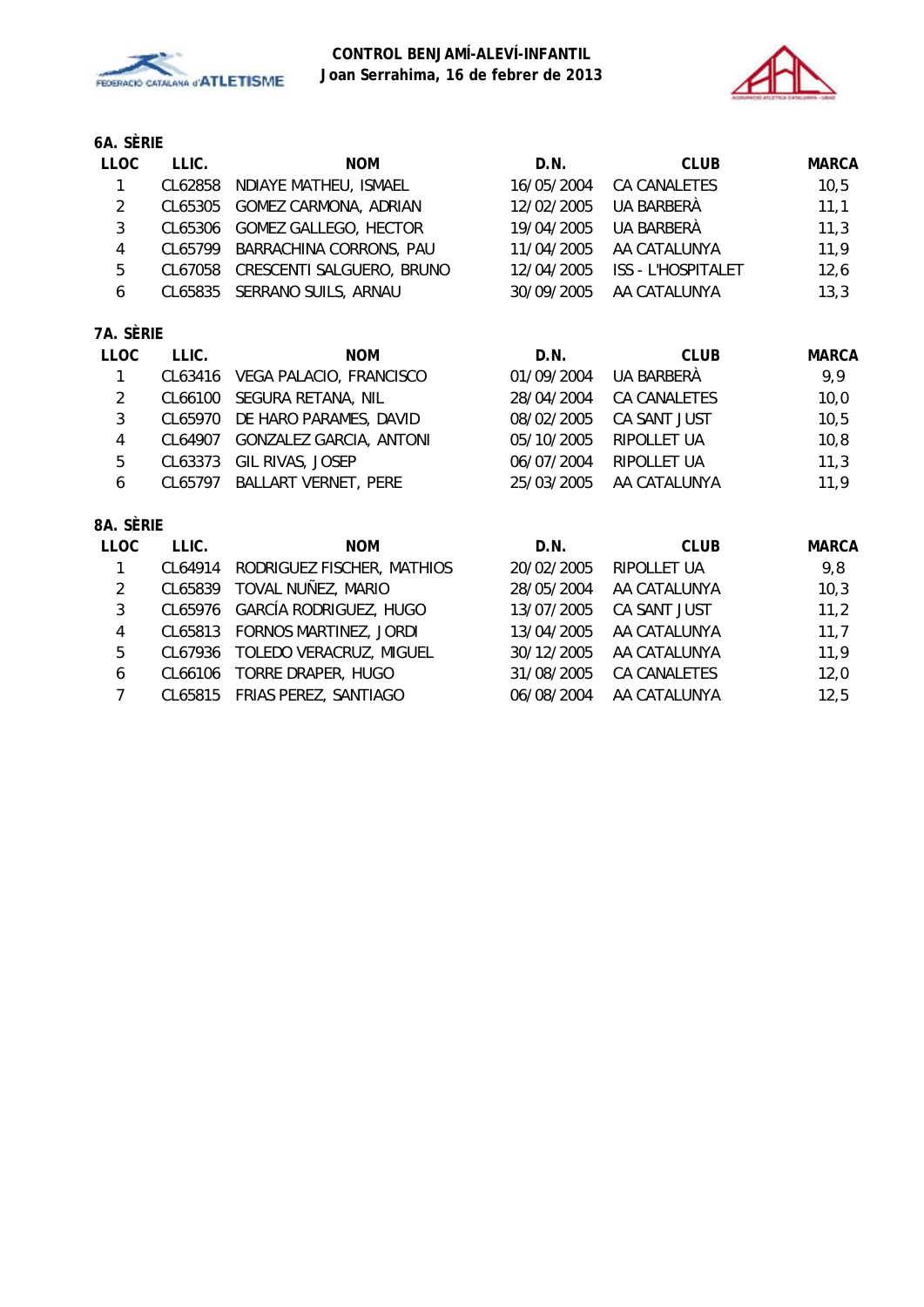**CONTROL BENJAMÍ-ALEVÍ-INFANTIL**
**Joan Serrahima, 16 de febrer de 2013**

### 6A. SÈRIE

| LLOC | LLIC. | NOM | D.N. | CLUB | MARCA |
|---|---|---|---|---|---|
| 1 | CL62858 | NDIAYE MATHEU, ISMAEL | 16/05/2004 | CA CANALETES | 10,5 |
| 2 | CL65305 | GOMEZ CARMONA, ADRIAN | 12/02/2005 | UA BARBERÀ | 11,1 |
| 3 | CL65306 | GOMEZ GALLEGO, HECTOR | 19/04/2005 | UA BARBERÀ | 11,3 |
| 4 | CL65799 | BARRACHINA CORRONS, PAU | 11/04/2005 | AA CATALUNYA | 11,9 |
| 5 | CL67058 | CRESCENTI SALGUERO, BRUNO | 12/04/2005 | ISS - L'HOSPITALET | 12,6 |
| 6 | CL65835 | SERRANO SUILS, ARNAU | 30/09/2005 | AA CATALUNYA | 13,3 |

### 7A. SÈRIE

| LLOC | LLIC. | NOM | D.N. | CLUB | MARCA |
|---|---|---|---|---|---|
| 1 | CL63416 | VEGA PALACIO, FRANCISCO | 01/09/2004 | UA BARBERÀ | 9,9 |
| 2 | CL66100 | SEGURA RETANA, NIL | 28/04/2004 | CA CANALETES | 10,0 |
| 3 | CL65970 | DE HARO PARAMES, DAVID | 08/02/2005 | CA SANT JUST | 10,5 |
| 4 | CL64907 | GONZALEZ GARCIA, ANTONI | 05/10/2005 | RIPOLLET UA | 10,8 |
| 5 | CL63373 | GIL RIVAS, JOSEP | 06/07/2004 | RIPOLLET UA | 11,3 |
| 6 | CL65797 | BALLART VERNET, PERE | 25/03/2005 | AA CATALUNYA | 11,9 |

### 8A. SÈRIE

| LLOC | LLIC. | NOM | D.N. | CLUB | MARCA |
|---|---|---|---|---|---|
| 1 | CL64914 | RODRIGUEZ FISCHER, MATHIOS | 20/02/2005 | RIPOLLET UA | 9,8 |
| 2 | CL65839 | TOVAL NUÑEZ, MARIO | 28/05/2004 | AA CATALUNYA | 10,3 |
| 3 | CL65976 | GARCÍA RODRIGUEZ, HUGO | 13/07/2005 | CA SANT JUST | 11,2 |
| 4 | CL65813 | FORNOS MARTINEZ, JORDI | 13/04/2005 | AA CATALUNYA | 11,7 |
| 5 | CL67936 | TOLEDO VERACRUZ, MIGUEL | 30/12/2005 | AA CATALUNYA | 11,9 |
| 6 | CL66106 | TORRE DRAPER, HUGO | 31/08/2005 | CA CANALETES | 12,0 |
| 7 | CL65815 | FRIAS PEREZ, SANTIAGO | 06/08/2004 | AA CATALUNYA | 12,5 |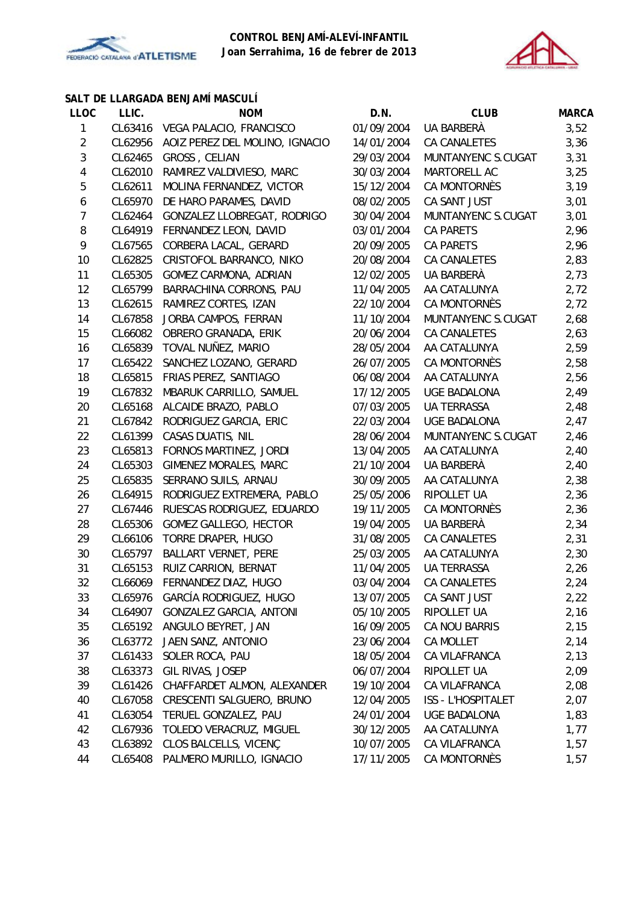**CONTROL BENJAMÍ-ALEVÍ-INFANTIL**
**Joan Serrahima, 16 de febrer de 2013**

### SALT DE LLARGADA BENJAMÍ MASCULÍ

| LLOC | LLIC. | NOM | D.N. | CLUB | MARCA |
|---|---|---|---|---|---|
| 1 | CL63416 | VEGA PALACIO, FRANCISCO | 01/09/2004 | UA BARBERÀ | 3,52 |
| 2 | CL62956 | AOIZ PEREZ DEL MOLINO, IGNACIO | 14/01/2004 | CA CANALETES | 3,36 |
| 3 | CL62465 | GROSS , CELIAN | 29/03/2004 | MUNTANYENC S.CUGAT | 3,31 |
| 4 | CL62010 | RAMIREZ VALDIVIESO, MARC | 30/03/2004 | MARTORELL AC | 3,25 |
| 5 | CL62611 | MOLINA FERNANDEZ, VICTOR | 15/12/2004 | CA MONTORNÈS | 3,19 |
| 6 | CL65970 | DE HARO PARAMES, DAVID | 08/02/2005 | CA SANT JUST | 3,01 |
| 7 | CL62464 | GONZALEZ LLOBREGAT, RODRIGO | 30/04/2004 | MUNTANYENC S.CUGAT | 3,01 |
| 8 | CL64919 | FERNANDEZ LEON, DAVID | 03/01/2004 | CA PARETS | 2,96 |
| 9 | CL67565 | CORBERA LACAL, GERARD | 20/09/2005 | CA PARETS | 2,96 |
| 10 | CL62825 | CRISTOFOL BARRANCO, NIKO | 20/08/2004 | CA CANALETES | 2,83 |
| 11 | CL65305 | GOMEZ CARMONA, ADRIAN | 12/02/2005 | UA BARBERÀ | 2,73 |
| 12 | CL65799 | BARRACHINA CORRONS, PAU | 11/04/2005 | AA CATALUNYA | 2,72 |
| 13 | CL62615 | RAMIREZ CORTES, IZAN | 22/10/2004 | CA MONTORNÈS | 2,72 |
| 14 | CL67858 | JORBA CAMPOS, FERRAN | 11/10/2004 | MUNTANYENC S.CUGAT | 2,68 |
| 15 | CL66082 | OBRERO GRANADA, ERIK | 20/06/2004 | CA CANALETES | 2,63 |
| 16 | CL65839 | TOVAL NUÑEZ, MARIO | 28/05/2004 | AA CATALUNYA | 2,59 |
| 17 | CL65422 | SANCHEZ LOZANO, GERARD | 26/07/2005 | CA MONTORNÈS | 2,58 |
| 18 | CL65815 | FRIAS PEREZ, SANTIAGO | 06/08/2004 | AA CATALUNYA | 2,56 |
| 19 | CL67832 | MBARUK CARRILLO, SAMUEL | 17/12/2005 | UGE BADALONA | 2,49 |
| 20 | CL65168 | ALCAIDE BRAZO, PABLO | 07/03/2005 | UA TERRASSA | 2,48 |
| 21 | CL67842 | RODRIGUEZ GARCIA, ERIC | 22/03/2004 | UGE BADALONA | 2,47 |
| 22 | CL61399 | CASAS DUATIS, NIL | 28/06/2004 | MUNTANYENC S.CUGAT | 2,46 |
| 23 | CL65813 | FORNOS MARTINEZ, JORDI | 13/04/2005 | AA CATALUNYA | 2,40 |
| 24 | CL65303 | GIMENEZ MORALES, MARC | 21/10/2004 | UA BARBERÀ | 2,40 |
| 25 | CL65835 | SERRANO SUILS, ARNAU | 30/09/2005 | AA CATALUNYA | 2,38 |
| 26 | CL64915 | RODRIGUEZ EXTREMERA, PABLO | 25/05/2006 | RIPOLLET UA | 2,36 |
| 27 | CL67446 | RUESCAS RODRIGUEZ, EDUARDO | 19/11/2005 | CA MONTORNÈS | 2,36 |
| 28 | CL65306 | GOMEZ GALLEGO, HECTOR | 19/04/2005 | UA BARBERÀ | 2,34 |
| 29 | CL66106 | TORRE DRAPER, HUGO | 31/08/2005 | CA CANALETES | 2,31 |
| 30 | CL65797 | BALLART VERNET, PERE | 25/03/2005 | AA CATALUNYA | 2,30 |
| 31 | CL65153 | RUIZ CARRION, BERNAT | 11/04/2005 | UA TERRASSA | 2,26 |
| 32 | CL66069 | FERNANDEZ DIAZ, HUGO | 03/04/2004 | CA CANALETES | 2,24 |
| 33 | CL65976 | GARCÍA RODRIGUEZ, HUGO | 13/07/2005 | CA SANT JUST | 2,22 |
| 34 | CL64907 | GONZALEZ GARCIA, ANTONI | 05/10/2005 | RIPOLLET UA | 2,16 |
| 35 | CL65192 | ANGULO BEYRET, JAN | 16/09/2005 | CA NOU BARRIS | 2,15 |
| 36 | CL63772 | JAEN SANZ, ANTONIO | 23/06/2004 | CA MOLLET | 2,14 |
| 37 | CL61433 | SOLER ROCA, PAU | 18/05/2004 | CA VILAFRANCA | 2,13 |
| 38 | CL63373 | GIL RIVAS, JOSEP | 06/07/2004 | RIPOLLET UA | 2,09 |
| 39 | CL61426 | CHAFFARDET ALMON, ALEXANDER | 19/10/2004 | CA VILAFRANCA | 2,08 |
| 40 | CL67058 | CRESCENTI SALGUERO, BRUNO | 12/04/2005 | ISS - L'HOSPITALET | 2,07 |
| 41 | CL63054 | TERUEL GONZALEZ, PAU | 24/01/2004 | UGE BADALONA | 1,83 |
| 42 | CL67936 | TOLEDO VERACRUZ, MIGUEL | 30/12/2005 | AA CATALUNYA | 1,77 |
| 43 | CL63892 | CLOS BALCELLS, VICENÇ | 10/07/2005 | CA VILAFRANCA | 1,57 |
| 44 | CL65408 | PALMERO MURILLO, IGNACIO | 17/11/2005 | CA MONTORNÈS | 1,57 |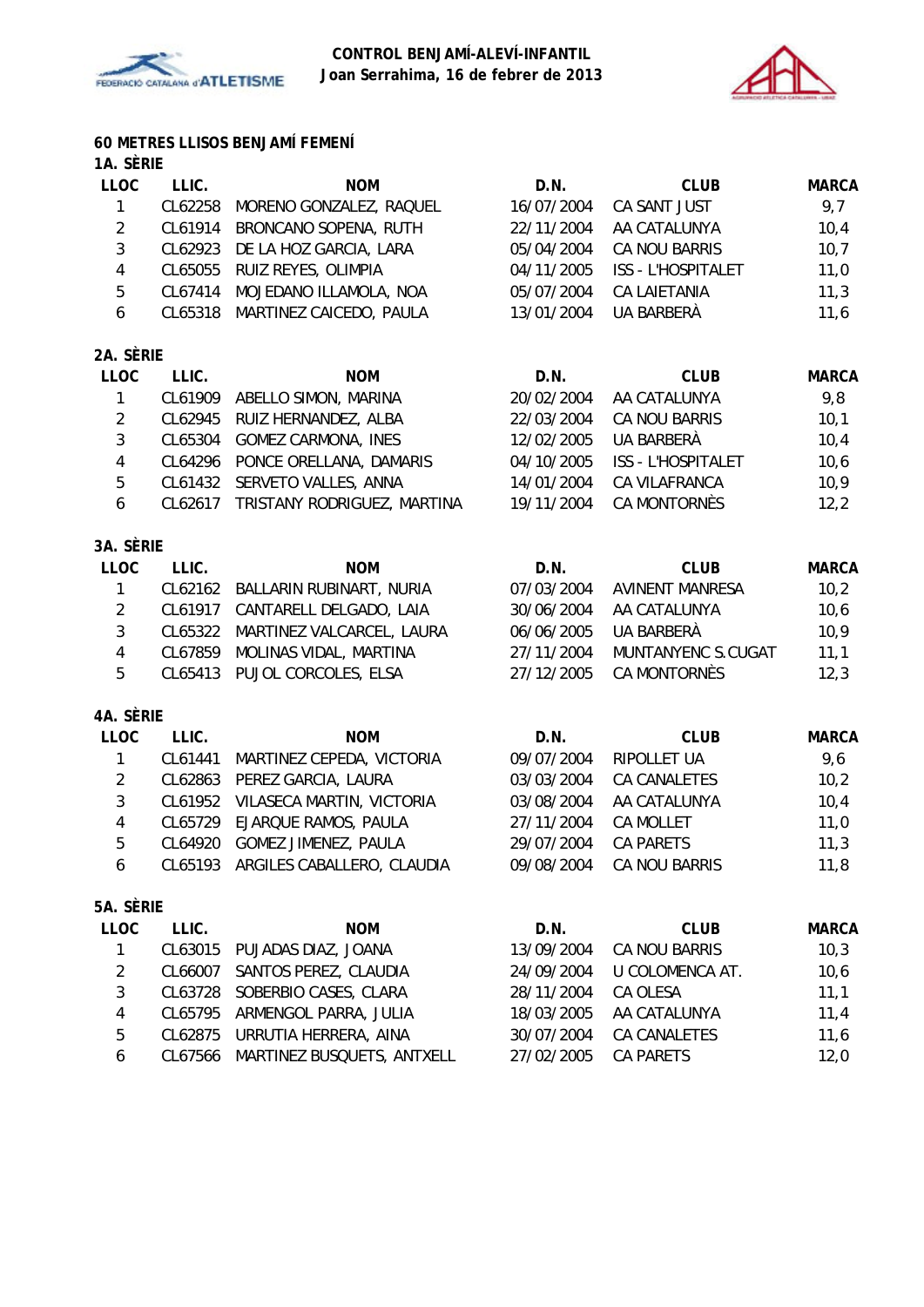**CONTROL BENJAMÍ-ALEVÍ-INFANTIL**
**Joan Serrahima, 16 de febrer de 2013**

## 60 METRES LLISOS BENJAMÍ FEMENÍ

### 1A. SÈRIE

| LLOC | LLIC. | NOM | D.N. | CLUB | MARCA |
|---|---|---|---|---|---|
| 1 | CL62258 | MORENO GONZALEZ, RAQUEL | 16/07/2004 | CA SANT JUST | 9,7 |
| 2 | CL61914 | BRONCANO SOPENA, RUTH | 22/11/2004 | AA CATALUNYA | 10,4 |
| 3 | CL62923 | DE LA HOZ GARCIA, LARA | 05/04/2004 | CA NOU BARRIS | 10,7 |
| 4 | CL65055 | RUIZ REYES, OLIMPIA | 04/11/2005 | ISS - L'HOSPITALET | 11,0 |
| 5 | CL67414 | MOJEDANO ILLAMOLA, NOA | 05/07/2004 | CA LAIETANIA | 11,3 |
| 6 | CL65318 | MARTINEZ CAICEDO, PAULA | 13/01/2004 | UA BARBERÀ | 11,6 |

### 2A. SÈRIE

| LLOC | LLIC. | NOM | D.N. | CLUB | MARCA |
|---|---|---|---|---|---|
| 1 | CL61909 | ABELLO SIMON, MARINA | 20/02/2004 | AA CATALUNYA | 9,8 |
| 2 | CL62945 | RUIZ HERNANDEZ, ALBA | 22/03/2004 | CA NOU BARRIS | 10,1 |
| 3 | CL65304 | GOMEZ CARMONA, INES | 12/02/2005 | UA BARBERÀ | 10,4 |
| 4 | CL64296 | PONCE ORELLANA, DAMARIS | 04/10/2005 | ISS - L'HOSPITALET | 10,6 |
| 5 | CL61432 | SERVETO VALLES, ANNA | 14/01/2004 | CA VILAFRANCA | 10,9 |
| 6 | CL62617 | TRISTANY RODRIGUEZ, MARTINA | 19/11/2004 | CA MONTORNÈS | 12,2 |

### 3A. SÈRIE

| LLOC | LLIC. | NOM | D.N. | CLUB | MARCA |
|---|---|---|---|---|---|
| 1 | CL62162 | BALLARIN RUBINART, NURIA | 07/03/2004 | AVINENT MANRESA | 10,2 |
| 2 | CL61917 | CANTARELL DELGADO, LAIA | 30/06/2004 | AA CATALUNYA | 10,6 |
| 3 | CL65322 | MARTINEZ VALCARCEL, LAURA | 06/06/2005 | UA BARBERÀ | 10,9 |
| 4 | CL67859 | MOLINAS VIDAL, MARTINA | 27/11/2004 | MUNTANYENC S.CUGAT | 11,1 |
| 5 | CL65413 | PUJOL CORCOLES, ELSA | 27/12/2005 | CA MONTORNÈS | 12,3 |

### 4A. SÈRIE

| LLOC | LLIC. | NOM | D.N. | CLUB | MARCA |
|---|---|---|---|---|---|
| 1 | CL61441 | MARTINEZ CEPEDA, VICTORIA | 09/07/2004 | RIPOLLET UA | 9,6 |
| 2 | CL62863 | PEREZ GARCIA, LAURA | 03/03/2004 | CA CANALETES | 10,2 |
| 3 | CL61952 | VILASECA MARTIN, VICTORIA | 03/08/2004 | AA CATALUNYA | 10,4 |
| 4 | CL65729 | EJARQUE RAMOS, PAULA | 27/11/2004 | CA MOLLET | 11,0 |
| 5 | CL64920 | GOMEZ JIMENEZ, PAULA | 29/07/2004 | CA PARETS | 11,3 |
| 6 | CL65193 | ARGILES CABALLERO, CLAUDIA | 09/08/2004 | CA NOU BARRIS | 11,8 |

### 5A. SÈRIE

| LLOC | LLIC. | NOM | D.N. | CLUB | MARCA |
|---|---|---|---|---|---|
| 1 | CL63015 | PUJADAS DIAZ, JOANA | 13/09/2004 | CA NOU BARRIS | 10,3 |
| 2 | CL66007 | SANTOS PEREZ, CLAUDIA | 24/09/2004 | U COLOMENCA AT. | 10,6 |
| 3 | CL63728 | SOBERBIO CASES, CLARA | 28/11/2004 | CA OLESA | 11,1 |
| 4 | CL65795 | ARMENGOL PARRA, JULIA | 18/03/2005 | AA CATALUNYA | 11,4 |
| 5 | CL62875 | URRUTIA HERRERA, AINA | 30/07/2004 | CA CANALETES | 11,6 |
| 6 | CL67566 | MARTINEZ BUSQUETS, ANTXELL | 27/02/2005 | CA PARETS | 12,0 |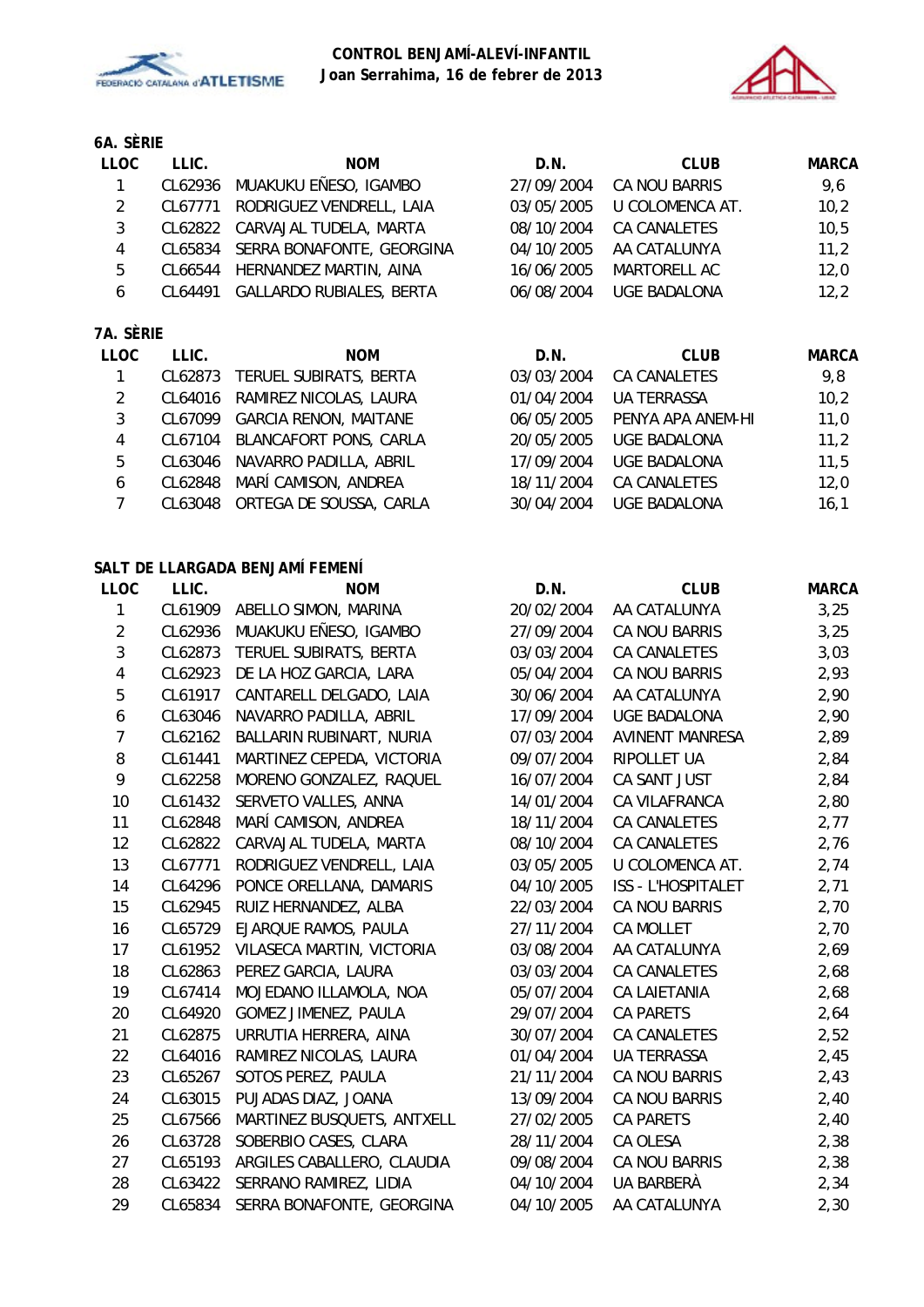**CONTROL BENJAMÍ-ALEVÍ-INFANTIL**
**Joan Serrahima, 16 de febrer de 2013**

### 6A. SÈRIE

| LLOC | LLIC. | NOM | D.N. | CLUB | MARCA |
|---|---|---|---|---|---|
| 1 | CL62936 | MUAKUKU EÑESO, IGAMBO | 27/09/2004 | CA NOU BARRIS | 9,6 |
| 2 | CL67771 | RODRIGUEZ VENDRELL, LAIA | 03/05/2005 | U COLOMENCA AT. | 10,2 |
| 3 | CL62822 | CARVAJAL TUDELA, MARTA | 08/10/2004 | CA CANALETES | 10,5 |
| 4 | CL65834 | SERRA BONAFONTE, GEORGINA | 04/10/2005 | AA CATALUNYA | 11,2 |
| 5 | CL66544 | HERNANDEZ MARTIN, AINA | 16/06/2005 | MARTORELL AC | 12,0 |
| 6 | CL64491 | GALLARDO RUBIALES, BERTA | 06/08/2004 | UGE BADALONA | 12,2 |

### 7A. SÈRIE

| LLOC | LLIC. | NOM | D.N. | CLUB | MARCA |
|---|---|---|---|---|---|
| 1 | CL62873 | TERUEL SUBIRATS, BERTA | 03/03/2004 | CA CANALETES | 9,8 |
| 2 | CL64016 | RAMIREZ NICOLAS, LAURA | 01/04/2004 | UA TERRASSA | 10,2 |
| 3 | CL67099 | GARCIA RENON, MAITANE | 06/05/2005 | PENYA APA ANEM-HI | 11,0 |
| 4 | CL67104 | BLANCAFORT PONS, CARLA | 20/05/2005 | UGE BADALONA | 11,2 |
| 5 | CL63046 | NAVARRO PADILLA, ABRIL | 17/09/2004 | UGE BADALONA | 11,5 |
| 6 | CL62848 | MARÍ CAMISON, ANDREA | 18/11/2004 | CA CANALETES | 12,0 |
| 7 | CL63048 | ORTEGA DE SOUSSA, CARLA | 30/04/2004 | UGE BADALONA | 16,1 |

### SALT DE LLARGADA BENJAMÍ FEMENÍ

| LLOC | LLIC. | NOM | D.N. | CLUB | MARCA |
|---|---|---|---|---|---|
| 1 | CL61909 | ABELLO SIMON, MARINA | 20/02/2004 | AA CATALUNYA | 3,25 |
| 2 | CL62936 | MUAKUKU EÑESO, IGAMBO | 27/09/2004 | CA NOU BARRIS | 3,25 |
| 3 | CL62873 | TERUEL SUBIRATS, BERTA | 03/03/2004 | CA CANALETES | 3,03 |
| 4 | CL62923 | DE LA HOZ GARCIA, LARA | 05/04/2004 | CA NOU BARRIS | 2,93 |
| 5 | CL61917 | CANTARELL DELGADO, LAIA | 30/06/2004 | AA CATALUNYA | 2,90 |
| 6 | CL63046 | NAVARRO PADILLA, ABRIL | 17/09/2004 | UGE BADALONA | 2,90 |
| 7 | CL62162 | BALLARIN RUBINART, NURIA | 07/03/2004 | AVINENT MANRESA | 2,89 |
| 8 | CL61441 | MARTINEZ CEPEDA, VICTORIA | 09/07/2004 | RIPOLLET UA | 2,84 |
| 9 | CL62258 | MORENO GONZALEZ, RAQUEL | 16/07/2004 | CA SANT JUST | 2,84 |
| 10 | CL61432 | SERVETO VALLES, ANNA | 14/01/2004 | CA VILAFRANCA | 2,80 |
| 11 | CL62848 | MARÍ CAMISON, ANDREA | 18/11/2004 | CA CANALETES | 2,77 |
| 12 | CL62822 | CARVAJAL TUDELA, MARTA | 08/10/2004 | CA CANALETES | 2,76 |
| 13 | CL67771 | RODRIGUEZ VENDRELL, LAIA | 03/05/2005 | U COLOMENCA AT. | 2,74 |
| 14 | CL64296 | PONCE ORELLANA, DAMARIS | 04/10/2005 | ISS - L'HOSPITALET | 2,71 |
| 15 | CL62945 | RUIZ HERNANDEZ, ALBA | 22/03/2004 | CA NOU BARRIS | 2,70 |
| 16 | CL65729 | EJARQUE RAMOS, PAULA | 27/11/2004 | CA MOLLET | 2,70 |
| 17 | CL61952 | VILASECA MARTIN, VICTORIA | 03/08/2004 | AA CATALUNYA | 2,69 |
| 18 | CL62863 | PEREZ GARCIA, LAURA | 03/03/2004 | CA CANALETES | 2,68 |
| 19 | CL67414 | MOJEDANO ILLAMOLA, NOA | 05/07/2004 | CA LAIETANIA | 2,68 |
| 20 | CL64920 | GOMEZ JIMENEZ, PAULA | 29/07/2004 | CA PARETS | 2,64 |
| 21 | CL62875 | URRUTIA HERRERA, AINA | 30/07/2004 | CA CANALETES | 2,52 |
| 22 | CL64016 | RAMIREZ NICOLAS, LAURA | 01/04/2004 | UA TERRASSA | 2,45 |
| 23 | CL65267 | SOTOS PEREZ, PAULA | 21/11/2004 | CA NOU BARRIS | 2,43 |
| 24 | CL63015 | PUJADAS DIAZ, JOANA | 13/09/2004 | CA NOU BARRIS | 2,40 |
| 25 | CL67566 | MARTINEZ BUSQUETS, ANTXELL | 27/02/2005 | CA PARETS | 2,40 |
| 26 | CL63728 | SOBERBIO CASES, CLARA | 28/11/2004 | CA OLESA | 2,38 |
| 27 | CL65193 | ARGILES CABALLERO, CLAUDIA | 09/08/2004 | CA NOU BARRIS | 2,38 |
| 28 | CL63422 | SERRANO RAMIREZ, LIDIA | 04/10/2004 | UA BARBERÀ | 2,34 |
| 29 | CL65834 | SERRA BONAFONTE, GEORGINA | 04/10/2005 | AA CATALUNYA | 2,30 |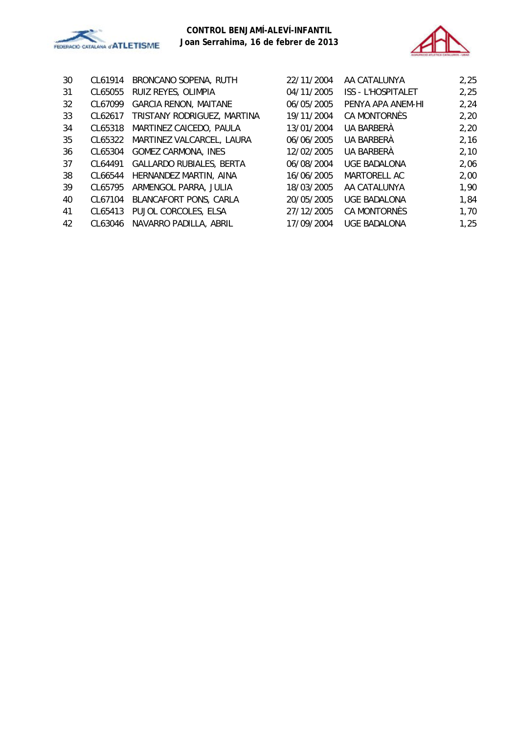| | | | | | |
|---|---|---|---|---|---|
| 30 | CL61914 | BRONCANO SOPENA, RUTH | 22/11/2004 | AA CATALUNYA | 2,25 |
| 31 | CL65055 | RUIZ REYES, OLIMPIA | 04/11/2005 | ISS - L'HOSPITALET | 2,25 |
| 32 | CL67099 | GARCIA RENON, MAITANE | 06/05/2005 | PENYA APA ANEM-HI | 2,24 |
| 33 | CL62617 | TRISTANY RODRIGUEZ, MARTINA | 19/11/2004 | CA MONTORNÈS | 2,20 |
| 34 | CL65318 | MARTINEZ CAICEDO, PAULA | 13/01/2004 | UA BARBERÀ | 2,20 |
| 35 | CL65322 | MARTINEZ VALCARCEL, LAURA | 06/06/2005 | UA BARBERÀ | 2,16 |
| 36 | CL65304 | GOMEZ CARMONA, INES | 12/02/2005 | UA BARBERÀ | 2,10 |
| 37 | CL64491 | GALLARDO RUBIALES, BERTA | 06/08/2004 | UGE BADALONA | 2,06 |
| 38 | CL66544 | HERNANDEZ MARTIN, AINA | 16/06/2005 | MARTORELL AC | 2,00 |
| 39 | CL65795 | ARMENGOL PARRA, JULIA | 18/03/2005 | AA CATALUNYA | 1,90 |
| 40 | CL67104 | BLANCAFORT PONS, CARLA | 20/05/2005 | UGE BADALONA | 1,84 |
| 41 | CL65413 | PUJOL CORCOLES, ELSA | 27/12/2005 | CA MONTORNÈS | 1,70 |
| 42 | CL63046 | NAVARRO PADILLA, ABRIL | 17/09/2004 | UGE BADALONA | 1,25 |